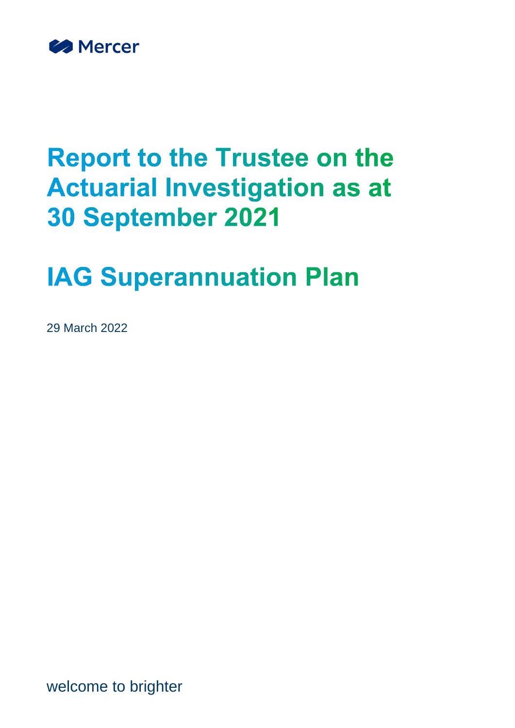Mercer

# Report to the Trustee on the Actuarial Investigation as at 30 September 2021

# IAG Superannuation Plan

29 March 2022

welcome to brighter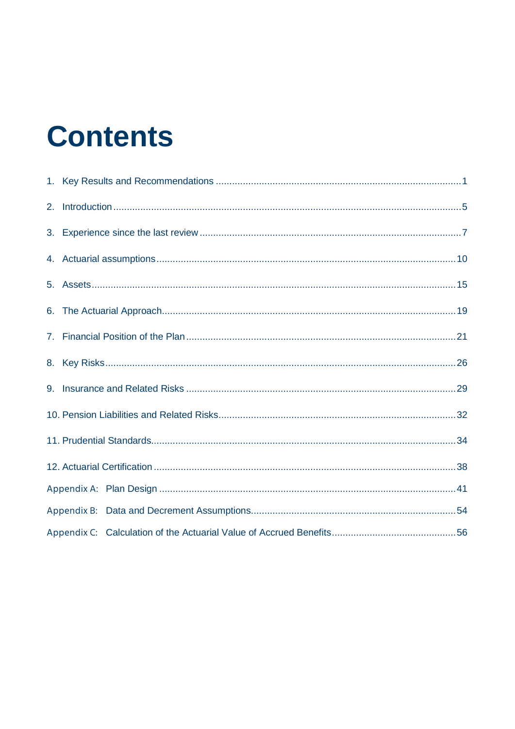# Contents

1. Key Results and Recommendations ....................................................................................1
2. Introduction ....................................................................................................................5
3. Experience since the last review ......................................................................................7
4. Actuarial assumptions ....................................................................................................10
5. Assets ...........................................................................................................................15
6. The Actuarial Approach..................................................................................................19
7. Financial Position of the Plan .........................................................................................21
8. Key Risks .......................................................................................................................26
9. Insurance and Related Risks ..........................................................................................29
10. Pension Liabilities and Related Risks.............................................................................32
11. Prudential Standards.....................................................................................................34
12. Actuarial Certification ...................................................................................................38

Appendix A: Plan Design ......................................................................................................41

Appendix B: Data and Decrement Assumptions....................................................................54

Appendix C: Calculation of the Actuarial Value of Accrued Benefits .....................................56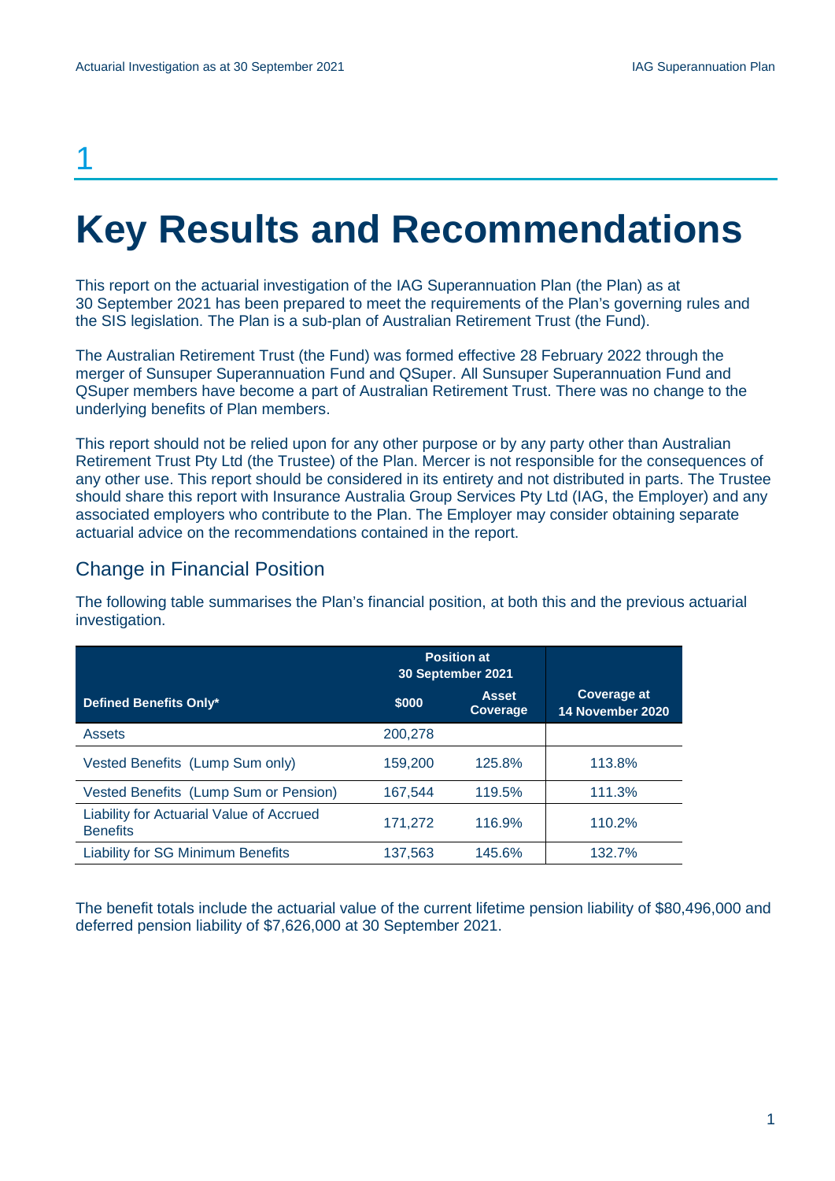# 1

# Key Results and Recommendations

This report on the actuarial investigation of the IAG Superannuation Plan (the Plan) as at 30 September 2021 has been prepared to meet the requirements of the Plan's governing rules and the SIS legislation. The Plan is a sub-plan of Australian Retirement Trust (the Fund).

The Australian Retirement Trust (the Fund) was formed effective 28 February 2022 through the merger of Sunsuper Superannuation Fund and QSuper. All Sunsuper Superannuation Fund and QSuper members have become a part of Australian Retirement Trust. There was no change to the underlying benefits of Plan members.

This report should not be relied upon for any other purpose or by any party other than Australian Retirement Trust Pty Ltd (the Trustee) of the Plan. Mercer is not responsible for the consequences of any other use. This report should be considered in its entirety and not distributed in parts. The Trustee should share this report with Insurance Australia Group Services Pty Ltd (IAG, the Employer) and any associated employers who contribute to the Plan. The Employer may consider obtaining separate actuarial advice on the recommendations contained in the report.

## Change in Financial Position

The following table summarises the Plan's financial position, at both this and the previous actuarial investigation.

| | Position at 30 September 2021 | | |
|---|---|---|---|
| **Defined Benefits Only*** | **$000** | **Asset Coverage** | **Coverage at 14 November 2020** |
| Assets | 200,278 | | |
| Vested Benefits (Lump Sum only) | 159,200 | 125.8% | 113.8% |
| Vested Benefits (Lump Sum or Pension) | 167,544 | 119.5% | 111.3% |
| Liability for Actuarial Value of Accrued Benefits | 171,272 | 116.9% | 110.2% |
| Liability for SG Minimum Benefits | 137,563 | 145.6% | 132.7% |

The benefit totals include the actuarial value of the current lifetime pension liability of $80,496,000 and deferred pension liability of $7,626,000 at 30 September 2021.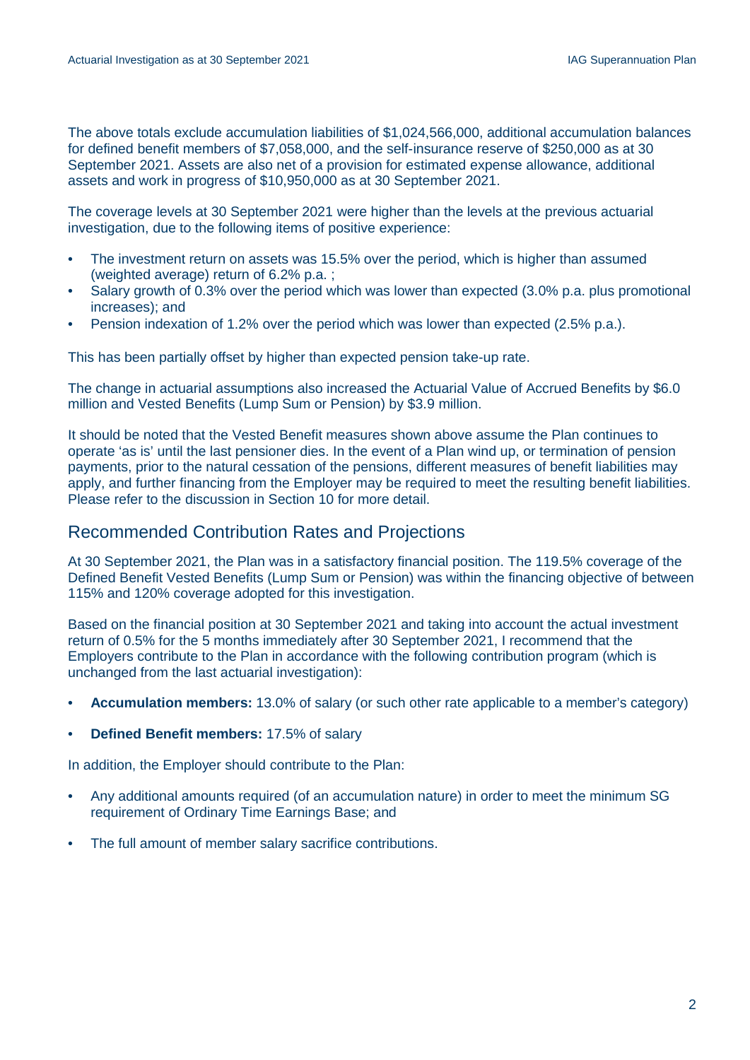The above totals exclude accumulation liabilities of $1,024,566,000, additional accumulation balances for defined benefit members of $7,058,000, and the self-insurance reserve of $250,000 as at 30 September 2021. Assets are also net of a provision for estimated expense allowance, additional assets and work in progress of $10,950,000 as at 30 September 2021.

The coverage levels at 30 September 2021 were higher than the levels at the previous actuarial investigation, due to the following items of positive experience:

- The investment return on assets was 15.5% over the period, which is higher than assumed (weighted average) return of 6.2% p.a. ;
- Salary growth of 0.3% over the period which was lower than expected (3.0% p.a. plus promotional increases); and
- Pension indexation of 1.2% over the period which was lower than expected (2.5% p.a.).

This has been partially offset by higher than expected pension take-up rate.

The change in actuarial assumptions also increased the Actuarial Value of Accrued Benefits by $6.0 million and Vested Benefits (Lump Sum or Pension) by $3.9 million.

It should be noted that the Vested Benefit measures shown above assume the Plan continues to operate 'as is' until the last pensioner dies. In the event of a Plan wind up, or termination of pension payments, prior to the natural cessation of the pensions, different measures of benefit liabilities may apply, and further financing from the Employer may be required to meet the resulting benefit liabilities. Please refer to the discussion in Section 10 for more detail.

## Recommended Contribution Rates and Projections

At 30 September 2021, the Plan was in a satisfactory financial position. The 119.5% coverage of the Defined Benefit Vested Benefits (Lump Sum or Pension) was within the financing objective of between 115% and 120% coverage adopted for this investigation.

Based on the financial position at 30 September 2021 and taking into account the actual investment return of 0.5% for the 5 months immediately after 30 September 2021, I recommend that the Employers contribute to the Plan in accordance with the following contribution program (which is unchanged from the last actuarial investigation):

- **Accumulation members:** 13.0% of salary (or such other rate applicable to a member's category)
- **Defined Benefit members:** 17.5% of salary

In addition, the Employer should contribute to the Plan:

- Any additional amounts required (of an accumulation nature) in order to meet the minimum SG requirement of Ordinary Time Earnings Base; and
- The full amount of member salary sacrifice contributions.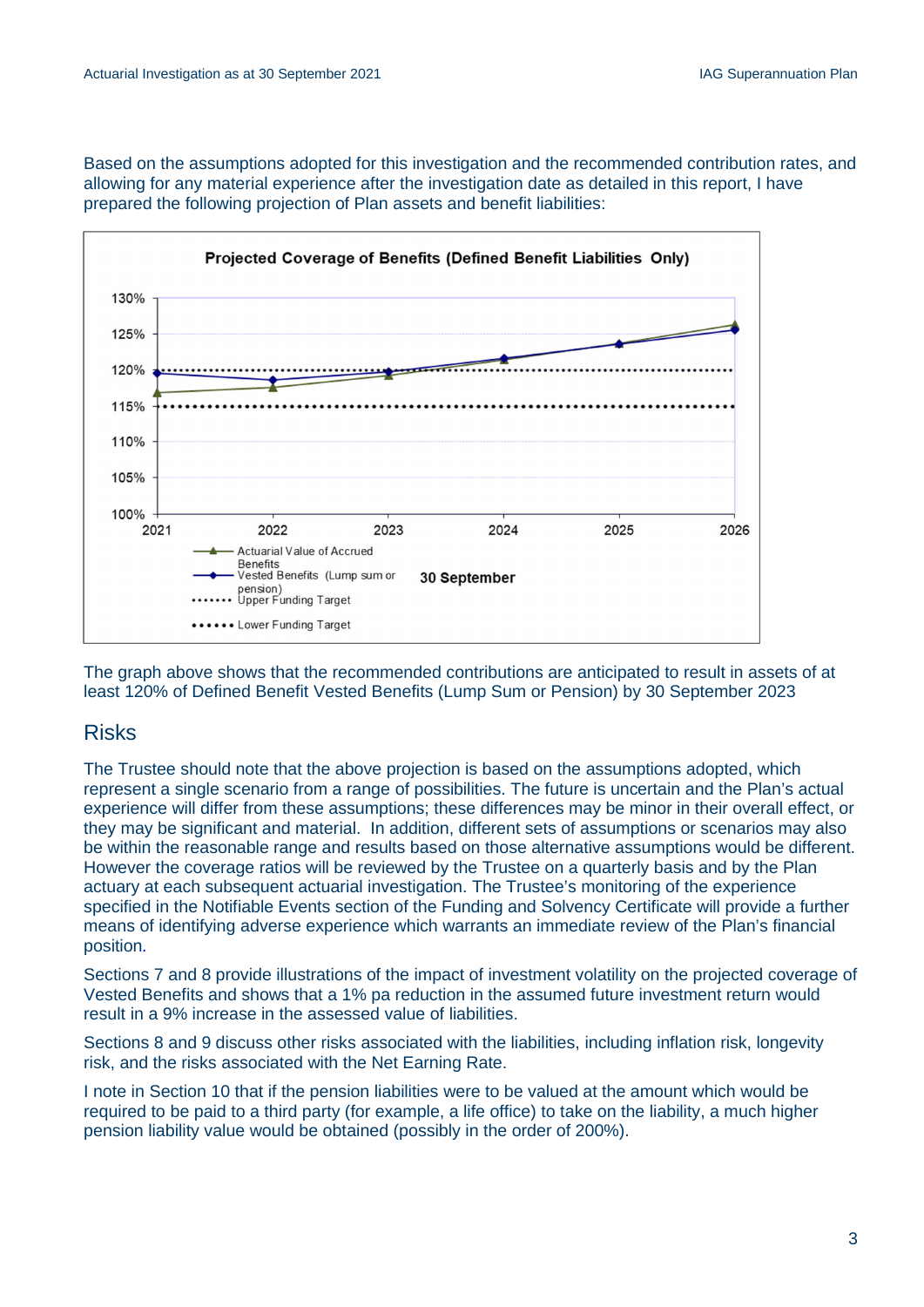Based on the assumptions adopted for this investigation and the recommended contribution rates, and allowing for any material experience after the investigation date as detailed in this report, I have prepared the following projection of Plan assets and benefit liabilities:

**Projected Coverage of Benefits (Defined Benefit Liabilities Only)**

- Actuarial Value of Accrued Benefits
- Vested Benefits (Lump sum or pension)
- Upper Funding Target
- Lower Funding Target

30 September

The graph above shows that the recommended contributions are anticipated to result in assets of at least 120% of Defined Benefit Vested Benefits (Lump Sum or Pension) by 30 September 2023

## Risks

The Trustee should note that the above projection is based on the assumptions adopted, which represent a single scenario from a range of possibilities. The future is uncertain and the Plan's actual experience will differ from these assumptions; these differences may be minor in their overall effect, or they may be significant and material. In addition, different sets of assumptions or scenarios may also be within the reasonable range and results based on those alternative assumptions would be different. However the coverage ratios will be reviewed by the Trustee on a quarterly basis and by the Plan actuary at each subsequent actuarial investigation. The Trustee's monitoring of the experience specified in the Notifiable Events section of the Funding and Solvency Certificate will provide a further means of identifying adverse experience which warrants an immediate review of the Plan's financial position.

Sections 7 and 8 provide illustrations of the impact of investment volatility on the projected coverage of Vested Benefits and shows that a 1% pa reduction in the assumed future investment return would result in a 9% increase in the assessed value of liabilities.

Sections 8 and 9 discuss other risks associated with the liabilities, including inflation risk, longevity risk, and the risks associated with the Net Earning Rate.

I note in Section 10 that if the pension liabilities were to be valued at the amount which would be required to be paid to a third party (for example, a life office) to take on the liability, a much higher pension liability value would be obtained (possibly in the order of 200%).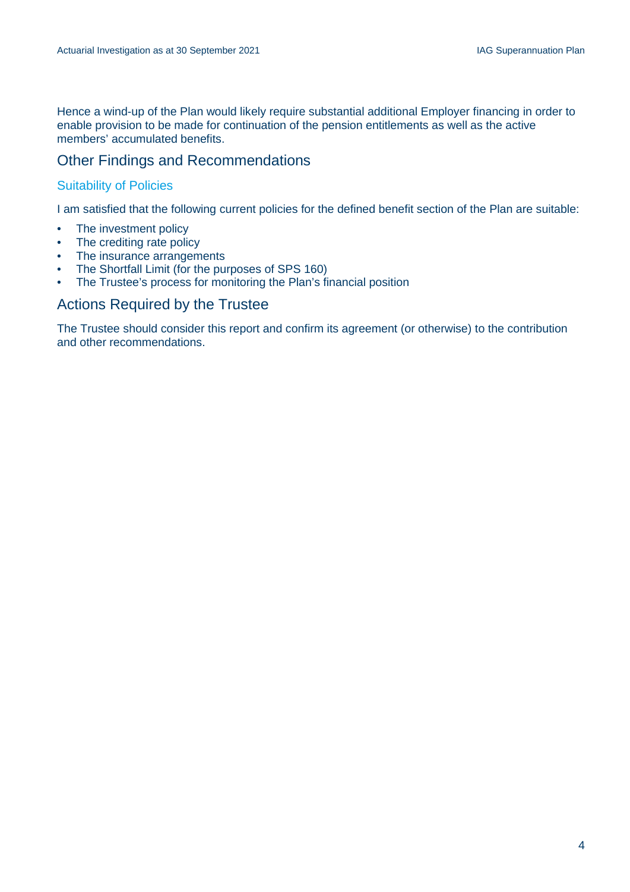Hence a wind-up of the Plan would likely require substantial additional Employer financing in order to enable provision to be made for continuation of the pension entitlements as well as the active members' accumulated benefits.

## Other Findings and Recommendations

### Suitability of Policies

I am satisfied that the following current policies for the defined benefit section of the Plan are suitable:

- The investment policy
- The crediting rate policy
- The insurance arrangements
- The Shortfall Limit (for the purposes of SPS 160)
- The Trustee's process for monitoring the Plan's financial position

## Actions Required by the Trustee

The Trustee should consider this report and confirm its agreement (or otherwise) to the contribution and other recommendations.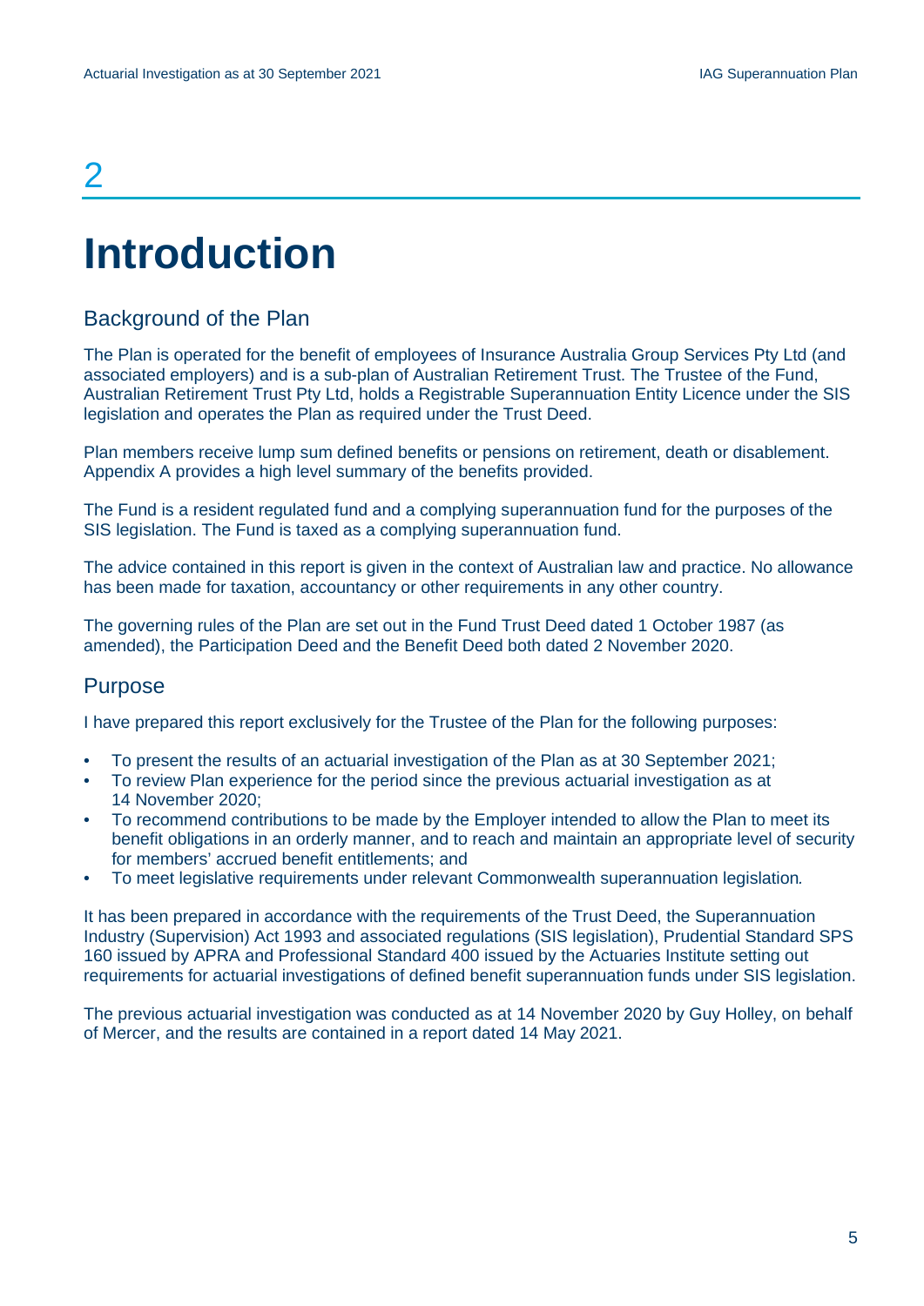# 2

# Introduction

## Background of the Plan

The Plan is operated for the benefit of employees of Insurance Australia Group Services Pty Ltd (and associated employers) and is a sub-plan of Australian Retirement Trust. The Trustee of the Fund, Australian Retirement Trust Pty Ltd, holds a Registrable Superannuation Entity Licence under the SIS legislation and operates the Plan as required under the Trust Deed.

Plan members receive lump sum defined benefits or pensions on retirement, death or disablement. Appendix A provides a high level summary of the benefits provided.

The Fund is a resident regulated fund and a complying superannuation fund for the purposes of the SIS legislation. The Fund is taxed as a complying superannuation fund.

The advice contained in this report is given in the context of Australian law and practice. No allowance has been made for taxation, accountancy or other requirements in any other country.

The governing rules of the Plan are set out in the Fund Trust Deed dated 1 October 1987 (as amended), the Participation Deed and the Benefit Deed both dated 2 November 2020.

## Purpose

I have prepared this report exclusively for the Trustee of the Plan for the following purposes:

- To present the results of an actuarial investigation of the Plan as at 30 September 2021;
- To review Plan experience for the period since the previous actuarial investigation as at 14 November 2020;
- To recommend contributions to be made by the Employer intended to allow the Plan to meet its benefit obligations in an orderly manner, and to reach and maintain an appropriate level of security for members' accrued benefit entitlements; and
- To meet legislative requirements under relevant Commonwealth superannuation legislation.

It has been prepared in accordance with the requirements of the Trust Deed, the Superannuation Industry (Supervision) Act 1993 and associated regulations (SIS legislation), Prudential Standard SPS 160 issued by APRA and Professional Standard 400 issued by the Actuaries Institute setting out requirements for actuarial investigations of defined benefit superannuation funds under SIS legislation.

The previous actuarial investigation was conducted as at 14 November 2020 by Guy Holley, on behalf of Mercer, and the results are contained in a report dated 14 May 2021.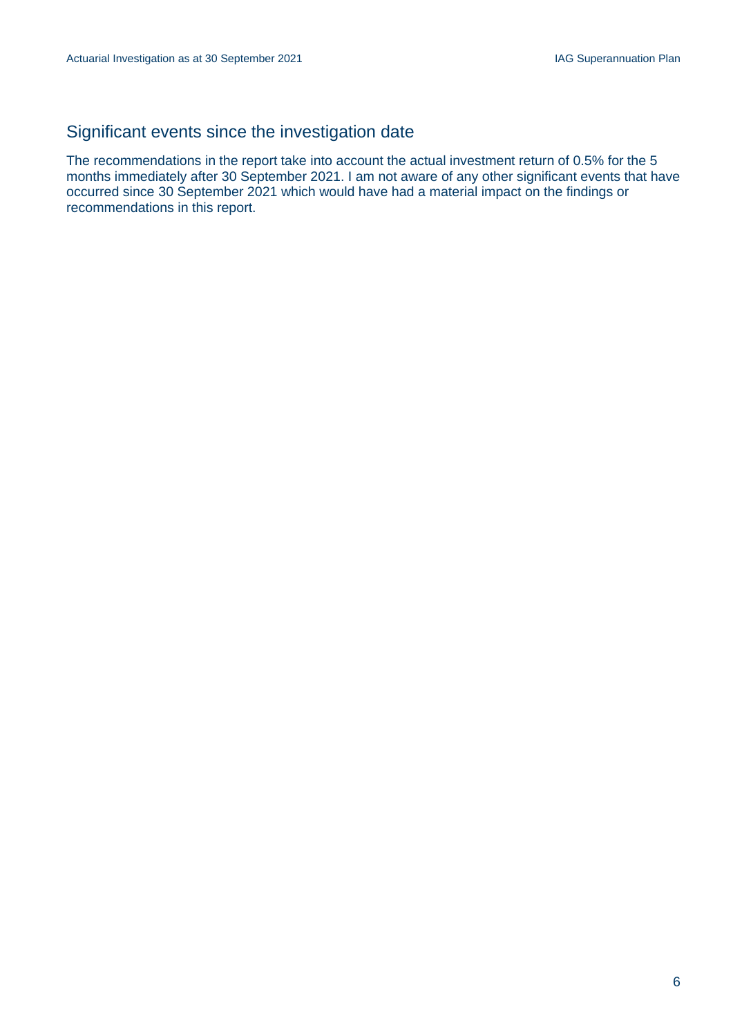## Significant events since the investigation date

The recommendations in the report take into account the actual investment return of 0.5% for the 5 months immediately after 30 September 2021. I am not aware of any other significant events that have occurred since 30 September 2021 which would have had a material impact on the findings or recommendations in this report.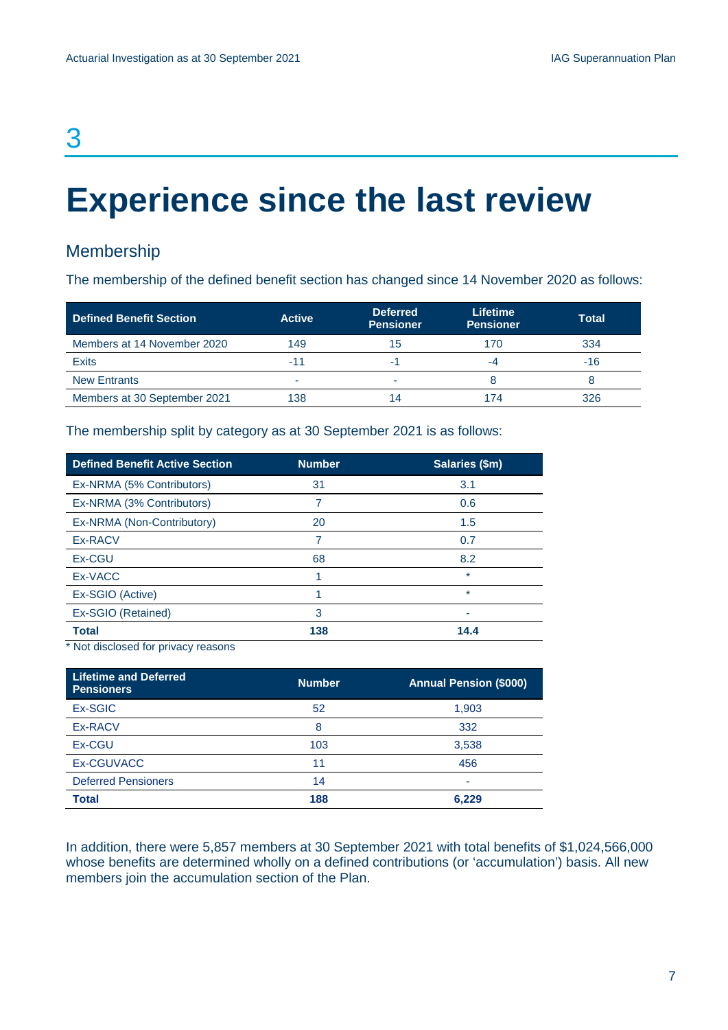# 3

# Experience since the last review

## Membership

The membership of the defined benefit section has changed since 14 November 2020 as follows:

| Defined Benefit Section | Active | Deferred Pensioner | Lifetime Pensioner | Total |
|---|---|---|---|---|
| Members at 14 November 2020 | 149 | 15 | 170 | 334 |
| Exits | -11 | -1 | -4 | -16 |
| New Entrants | - | - | 8 | 8 |
| Members at 30 September 2021 | 138 | 14 | 174 | 326 |

The membership split by category as at 30 September 2021 is as follows:

| Defined Benefit Active Section | Number | Salaries ($m) |
|---|---|---|
| Ex-NRMA (5% Contributors) | 31 | 3.1 |
| Ex-NRMA (3% Contributors) | 7 | 0.6 |
| Ex-NRMA (Non-Contributory) | 20 | 1.5 |
| Ex-RACV | 7 | 0.7 |
| Ex-CGU | 68 | 8.2 |
| Ex-VACC | 1 | * |
| Ex-SGIO (Active) | 1 | * |
| Ex-SGIO (Retained) | 3 | - |
| **Total** | **138** | **14.4** |

* Not disclosed for privacy reasons

| Lifetime and Deferred Pensioners | Number | Annual Pension ($000) |
|---|---|---|
| Ex-SGIC | 52 | 1,903 |
| Ex-RACV | 8 | 332 |
| Ex-CGU | 103 | 3,538 |
| Ex-CGUVACC | 11 | 456 |
| Deferred Pensioners | 14 | - |
| **Total** | **188** | **6,229** |

In addition, there were 5,857 members at 30 September 2021 with total benefits of $1,024,566,000 whose benefits are determined wholly on a defined contributions (or 'accumulation') basis. All new members join the accumulation section of the Plan.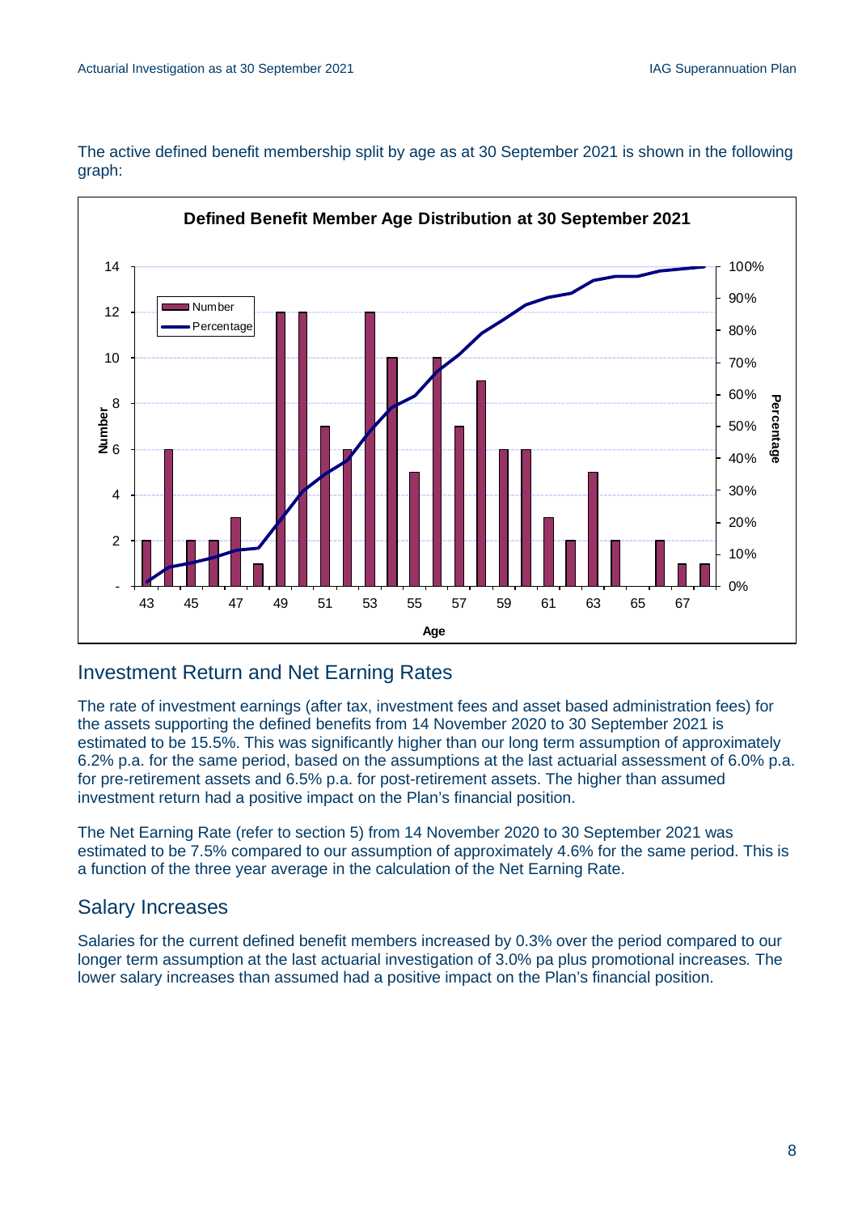The active defined benefit membership split by age as at 30 September 2021 is shown in the following graph:

**Defined Benefit Member Age Distribution at 30 September 2021**

## Investment Return and Net Earning Rates

The rate of investment earnings (after tax, investment fees and asset based administration fees) for the assets supporting the defined benefits from 14 November 2020 to 30 September 2021 is estimated to be 15.5%. This was significantly higher than our long term assumption of approximately 6.2% p.a. for the same period, based on the assumptions at the last actuarial assessment of 6.0% p.a. for pre-retirement assets and 6.5% p.a. for post-retirement assets. The higher than assumed investment return had a positive impact on the Plan's financial position.

The Net Earning Rate (refer to section 5) from 14 November 2020 to 30 September 2021 was estimated to be 7.5% compared to our assumption of approximately 4.6% for the same period. This is a function of the three year average in the calculation of the Net Earning Rate.

## Salary Increases

Salaries for the current defined benefit members increased by 0.3% over the period compared to our longer term assumption at the last actuarial investigation of 3.0% pa plus promotional increases. The lower salary increases than assumed had a positive impact on the Plan's financial position.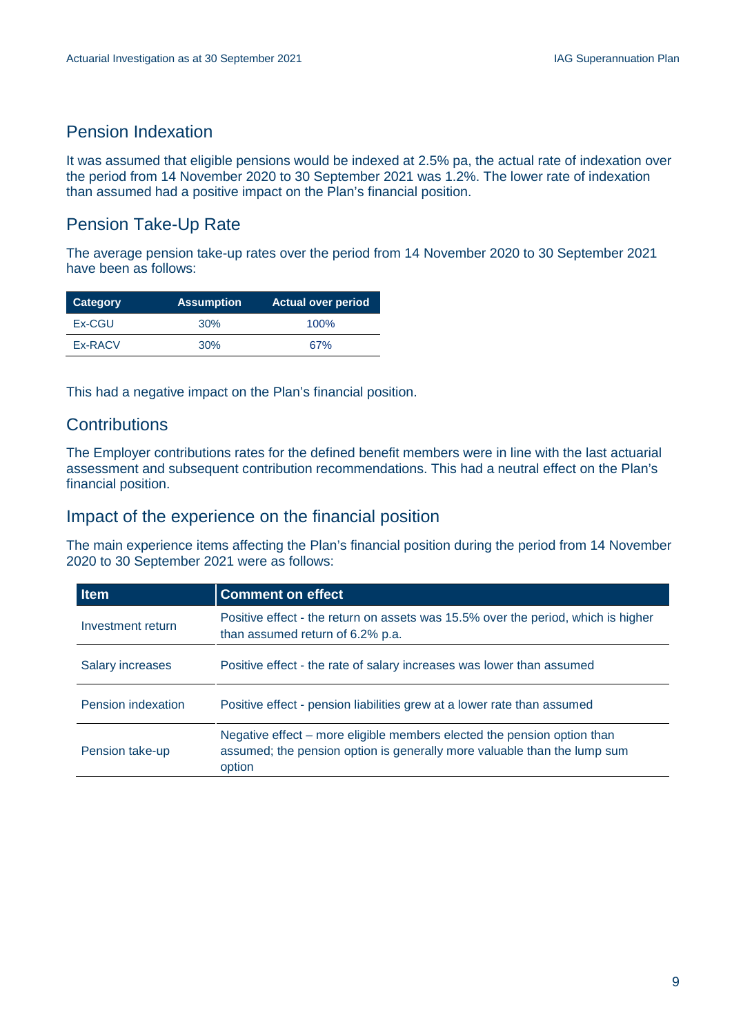## Pension Indexation

It was assumed that eligible pensions would be indexed at 2.5% pa, the actual rate of indexation over the period from 14 November 2020 to 30 September 2021 was 1.2%. The lower rate of indexation than assumed had a positive impact on the Plan's financial position.

## Pension Take-Up Rate

The average pension take-up rates over the period from 14 November 2020 to 30 September 2021 have been as follows:

| Category | Assumption | Actual over period |
|---|---|---|
| Ex-CGU | 30% | 100% |
| Ex-RACV | 30% | 67% |

This had a negative impact on the Plan's financial position.

## Contributions

The Employer contributions rates for the defined benefit members were in line with the last actuarial assessment and subsequent contribution recommendations. This had a neutral effect on the Plan's financial position.

## Impact of the experience on the financial position

The main experience items affecting the Plan's financial position during the period from 14 November 2020 to 30 September 2021 were as follows:

| Item | Comment on effect |
|---|---|
| Investment return | Positive effect - the return on assets was 15.5% over the period, which is higher than assumed return of 6.2% p.a. |
| Salary increases | Positive effect - the rate of salary increases was lower than assumed |
| Pension indexation | Positive effect - pension liabilities grew at a lower rate than assumed |
| Pension take-up | Negative effect – more eligible members elected the pension option than assumed; the pension option is generally more valuable than the lump sum option |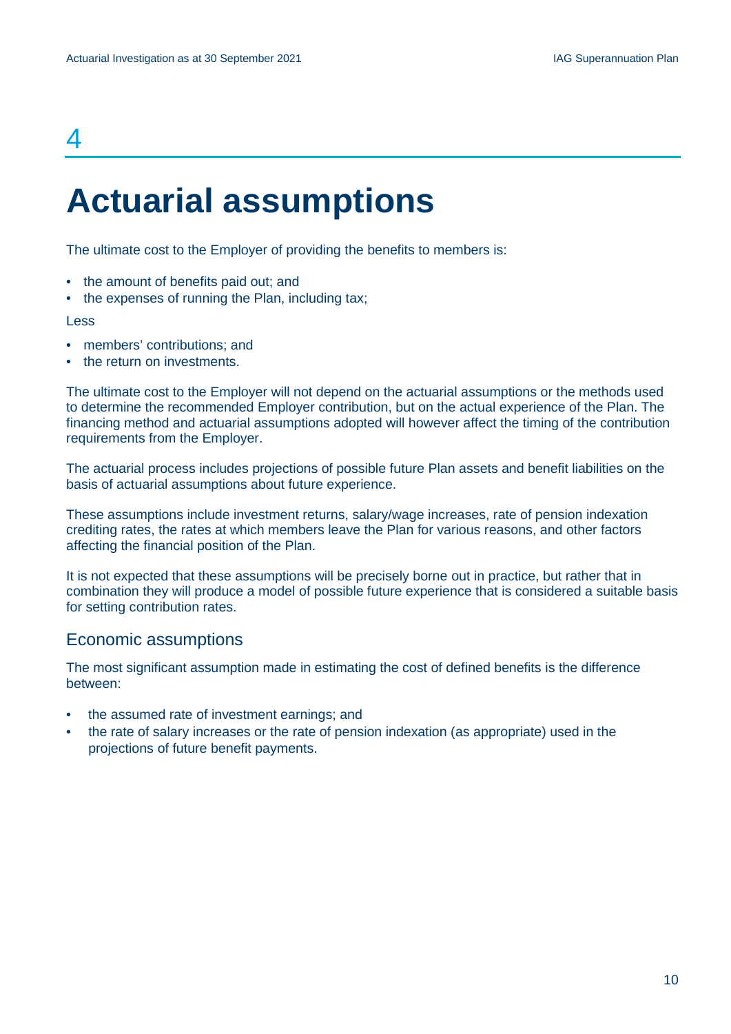# 4

# Actuarial assumptions

The ultimate cost to the Employer of providing the benefits to members is:

- the amount of benefits paid out; and
- the expenses of running the Plan, including tax;

Less

- members' contributions; and
- the return on investments.

The ultimate cost to the Employer will not depend on the actuarial assumptions or the methods used to determine the recommended Employer contribution, but on the actual experience of the Plan. The financing method and actuarial assumptions adopted will however affect the timing of the contribution requirements from the Employer.

The actuarial process includes projections of possible future Plan assets and benefit liabilities on the basis of actuarial assumptions about future experience.

These assumptions include investment returns, salary/wage increases, rate of pension indexation crediting rates, the rates at which members leave the Plan for various reasons, and other factors affecting the financial position of the Plan.

It is not expected that these assumptions will be precisely borne out in practice, but rather that in combination they will produce a model of possible future experience that is considered a suitable basis for setting contribution rates.

## Economic assumptions

The most significant assumption made in estimating the cost of defined benefits is the difference between:

- the assumed rate of investment earnings; and
- the rate of salary increases or the rate of pension indexation (as appropriate) used in the projections of future benefit payments.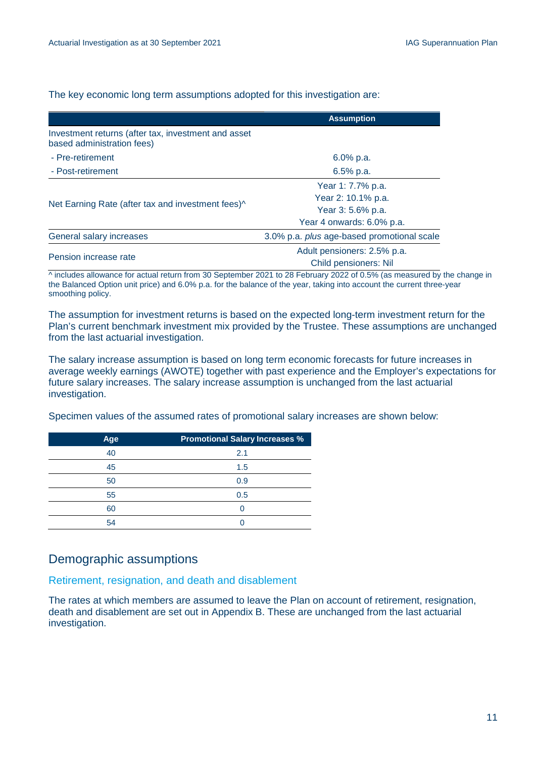The key economic long term assumptions adopted for this investigation are:

| | Assumption |
|---|---|
| Investment returns (after tax, investment and asset based administration fees) | |
| - Pre-retirement | 6.0% p.a. |
| - Post-retirement | 6.5% p.a. |
| Net Earning Rate (after tax and investment fees)^ | Year 1: 7.7% p.a.<br>Year 2: 10.1% p.a.<br>Year 3: 5.6% p.a.<br>Year 4 onwards: 6.0% p.a. |
| General salary increases | 3.0% p.a. *plus* age-based promotional scale |
| Pension increase rate | Adult pensioners: 2.5% p.a.<br>Child pensioners: Nil |

^ includes allowance for actual return from 30 September 2021 to 28 February 2022 of 0.5% (as measured by the change in the Balanced Option unit price) and 6.0% p.a. for the balance of the year, taking into account the current three-year smoothing policy.

The assumption for investment returns is based on the expected long-term investment return for the Plan's current benchmark investment mix provided by the Trustee. These assumptions are unchanged from the last actuarial investigation.

The salary increase assumption is based on long term economic forecasts for future increases in average weekly earnings (AWOTE) together with past experience and the Employer's expectations for future salary increases. The salary increase assumption is unchanged from the last actuarial investigation.

Specimen values of the assumed rates of promotional salary increases are shown below:

| Age | Promotional Salary Increases % |
|---|---|
| 40 | 2.1 |
| 45 | 1.5 |
| 50 | 0.9 |
| 55 | 0.5 |
| 60 | 0 |
| 54 | 0 |

## Demographic assumptions

### Retirement, resignation, and death and disablement

The rates at which members are assumed to leave the Plan on account of retirement, resignation, death and disablement are set out in Appendix B. These are unchanged from the last actuarial investigation.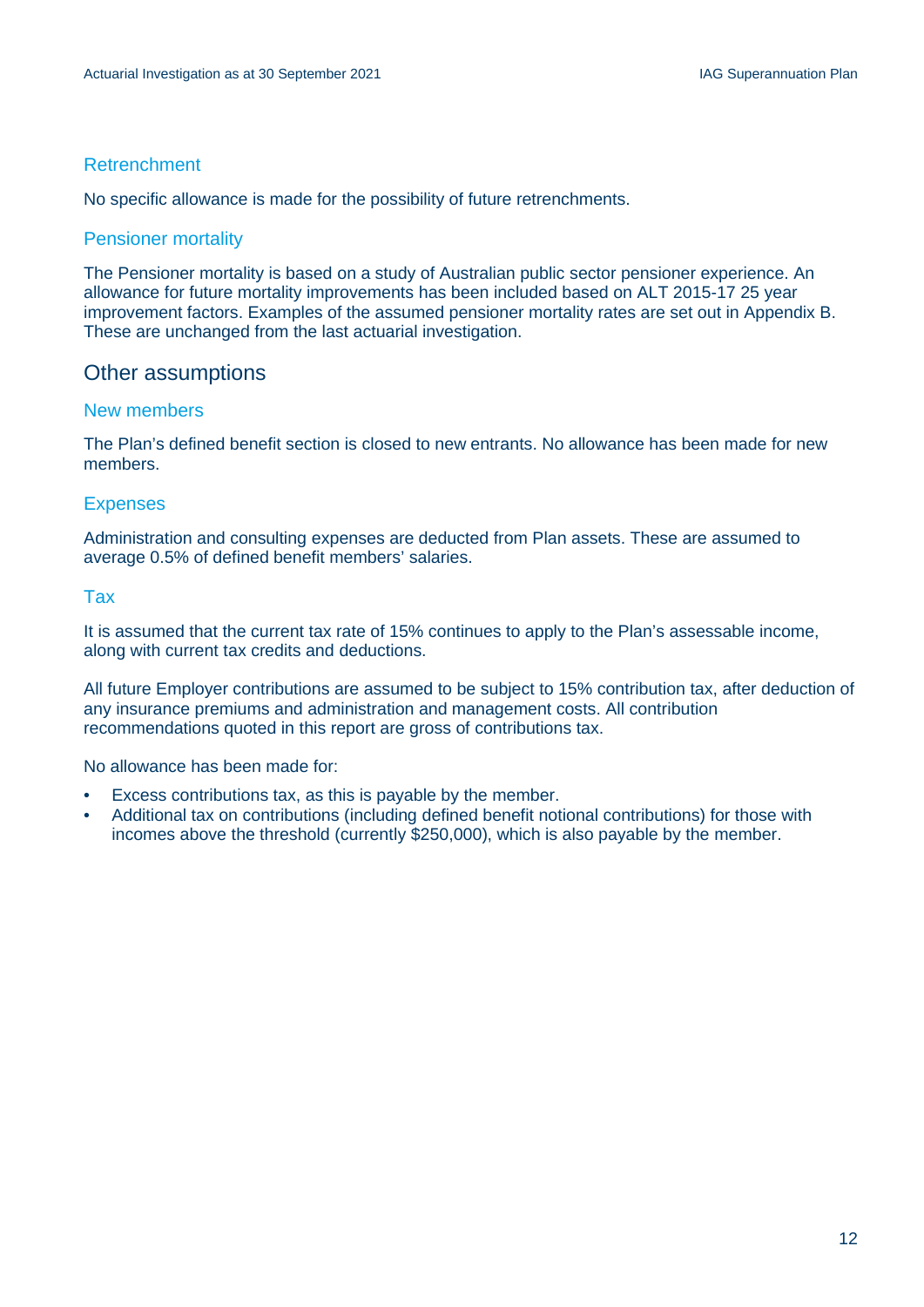### Retrenchment

No specific allowance is made for the possibility of future retrenchments.

### Pensioner mortality

The Pensioner mortality is based on a study of Australian public sector pensioner experience. An allowance for future mortality improvements has been included based on ALT 2015-17 25 year improvement factors. Examples of the assumed pensioner mortality rates are set out in Appendix B. These are unchanged from the last actuarial investigation.

## Other assumptions

### New members

The Plan's defined benefit section is closed to new entrants. No allowance has been made for new members.

### Expenses

Administration and consulting expenses are deducted from Plan assets. These are assumed to average 0.5% of defined benefit members' salaries.

### Tax

It is assumed that the current tax rate of 15% continues to apply to the Plan's assessable income, along with current tax credits and deductions.

All future Employer contributions are assumed to be subject to 15% contribution tax, after deduction of any insurance premiums and administration and management costs. All contribution recommendations quoted in this report are gross of contributions tax.

No allowance has been made for:

- Excess contributions tax, as this is payable by the member.
- Additional tax on contributions (including defined benefit notional contributions) for those with incomes above the threshold (currently $250,000), which is also payable by the member.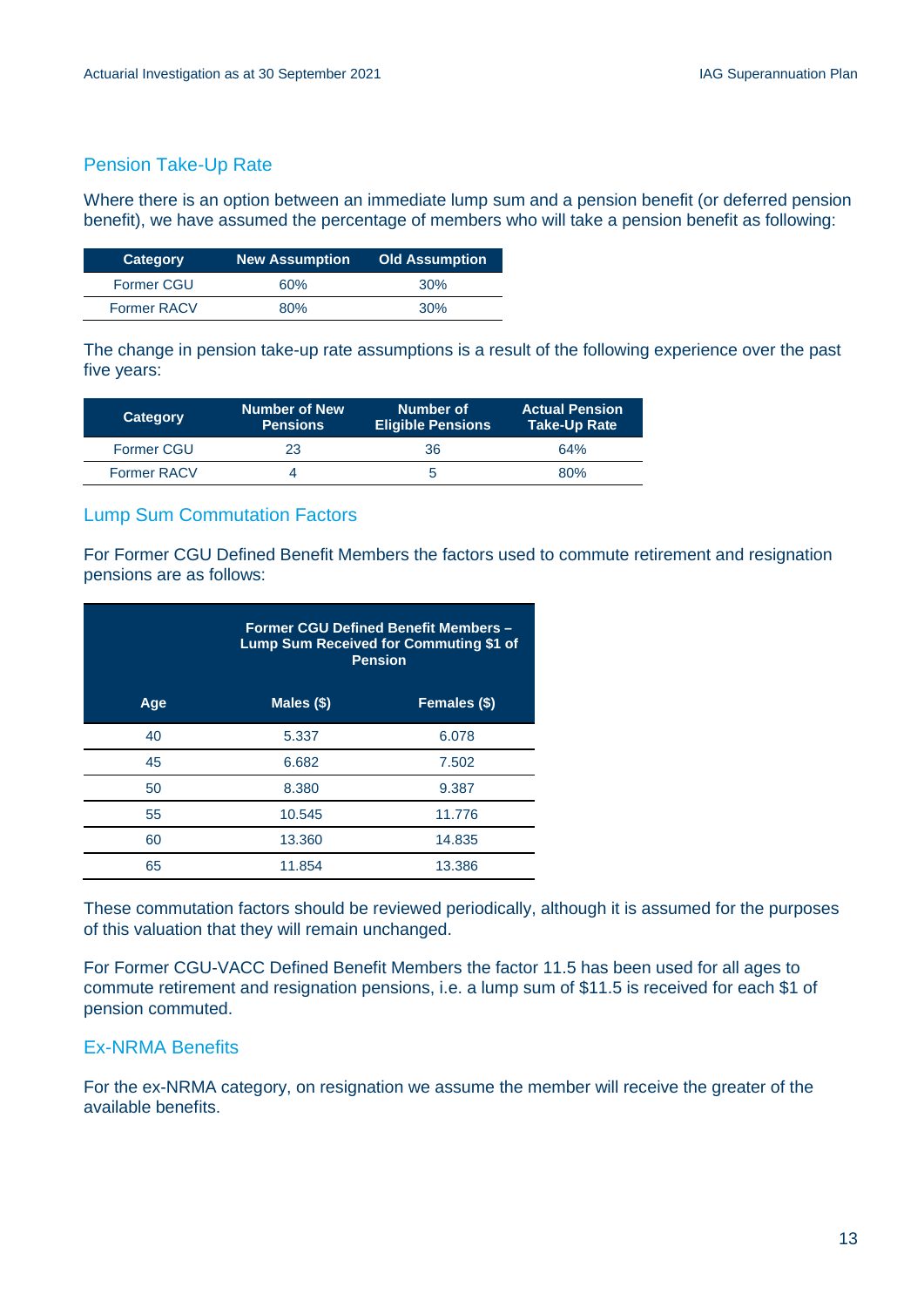## Pension Take-Up Rate

Where there is an option between an immediate lump sum and a pension benefit (or deferred pension benefit), we have assumed the percentage of members who will take a pension benefit as following:

| Category | New Assumption | Old Assumption |
|---|---|---|
| Former CGU | 60% | 30% |
| Former RACV | 80% | 30% |

The change in pension take-up rate assumptions is a result of the following experience over the past five years:

| Category | Number of New Pensions | Number of Eligible Pensions | Actual Pension Take-Up Rate |
|---|---|---|---|
| Former CGU | 23 | 36 | 64% |
| Former RACV | 4 | 5 | 80% |

## Lump Sum Commutation Factors

For Former CGU Defined Benefit Members the factors used to commute retirement and resignation pensions are as follows:

| | Former CGU Defined Benefit Members – Lump Sum Received for Commuting $1 of Pension | |
|---|---|---|
| **Age** | **Males ($)** | **Females ($)** |
| 40 | 5.337 | 6.078 |
| 45 | 6.682 | 7.502 |
| 50 | 8.380 | 9.387 |
| 55 | 10.545 | 11.776 |
| 60 | 13.360 | 14.835 |
| 65 | 11.854 | 13.386 |

These commutation factors should be reviewed periodically, although it is assumed for the purposes of this valuation that they will remain unchanged.

For Former CGU-VACC Defined Benefit Members the factor 11.5 has been used for all ages to commute retirement and resignation pensions, i.e. a lump sum of $11.5 is received for each $1 of pension commuted.

## Ex-NRMA Benefits

For the ex-NRMA category, on resignation we assume the member will receive the greater of the available benefits.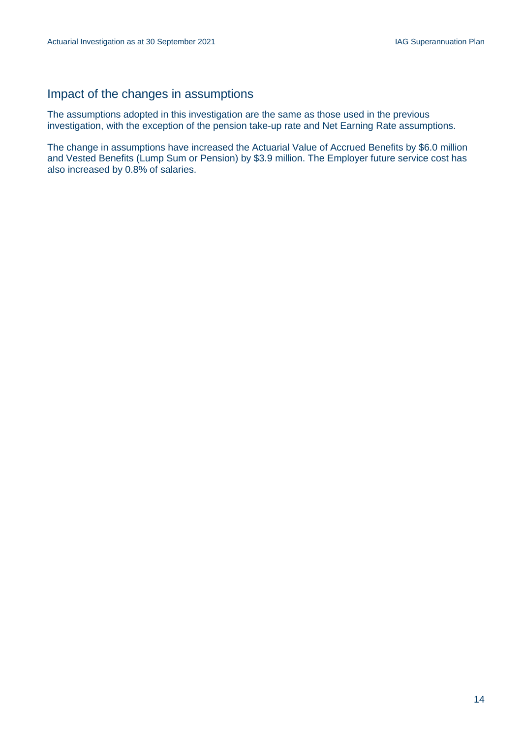## Impact of the changes in assumptions

The assumptions adopted in this investigation are the same as those used in the previous investigation, with the exception of the pension take-up rate and Net Earning Rate assumptions.

The change in assumptions have increased the Actuarial Value of Accrued Benefits by $6.0 million and Vested Benefits (Lump Sum or Pension) by $3.9 million. The Employer future service cost has also increased by 0.8% of salaries.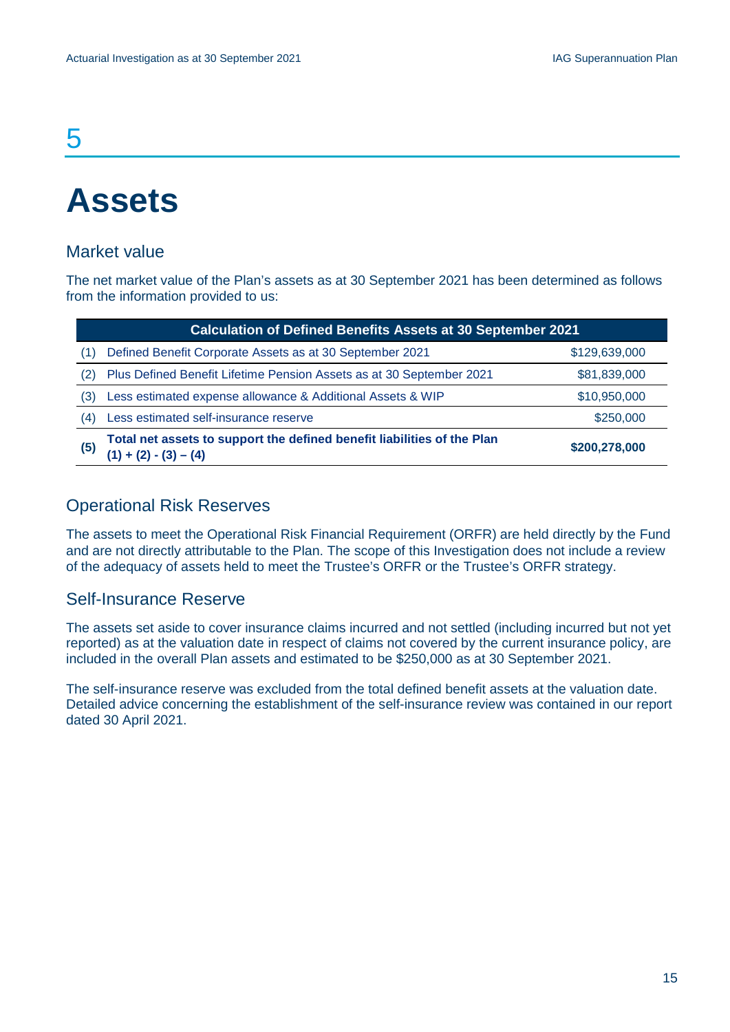# 5

# Assets

## Market value

The net market value of the Plan's assets as at 30 September 2021 has been determined as follows from the information provided to us:

| | Calculation of Defined Benefits Assets at 30 September 2021 | |
|---|---|---|
| (1) | Defined Benefit Corporate Assets as at 30 September 2021 | $129,639,000 |
| (2) | Plus Defined Benefit Lifetime Pension Assets as at 30 September 2021 | $81,839,000 |
| (3) | Less estimated expense allowance & Additional Assets & WIP | $10,950,000 |
| (4) | Less estimated self-insurance reserve | $250,000 |
| **(5)** | **Total net assets to support the defined benefit liabilities of the Plan (1) + (2) - (3) – (4)** | **$200,278,000** |

## Operational Risk Reserves

The assets to meet the Operational Risk Financial Requirement (ORFR) are held directly by the Fund and are not directly attributable to the Plan. The scope of this Investigation does not include a review of the adequacy of assets held to meet the Trustee's ORFR or the Trustee's ORFR strategy.

## Self-Insurance Reserve

The assets set aside to cover insurance claims incurred and not settled (including incurred but not yet reported) as at the valuation date in respect of claims not covered by the current insurance policy, are included in the overall Plan assets and estimated to be $250,000 as at 30 September 2021.

The self-insurance reserve was excluded from the total defined benefit assets at the valuation date. Detailed advice concerning the establishment of the self-insurance review was contained in our report dated 30 April 2021.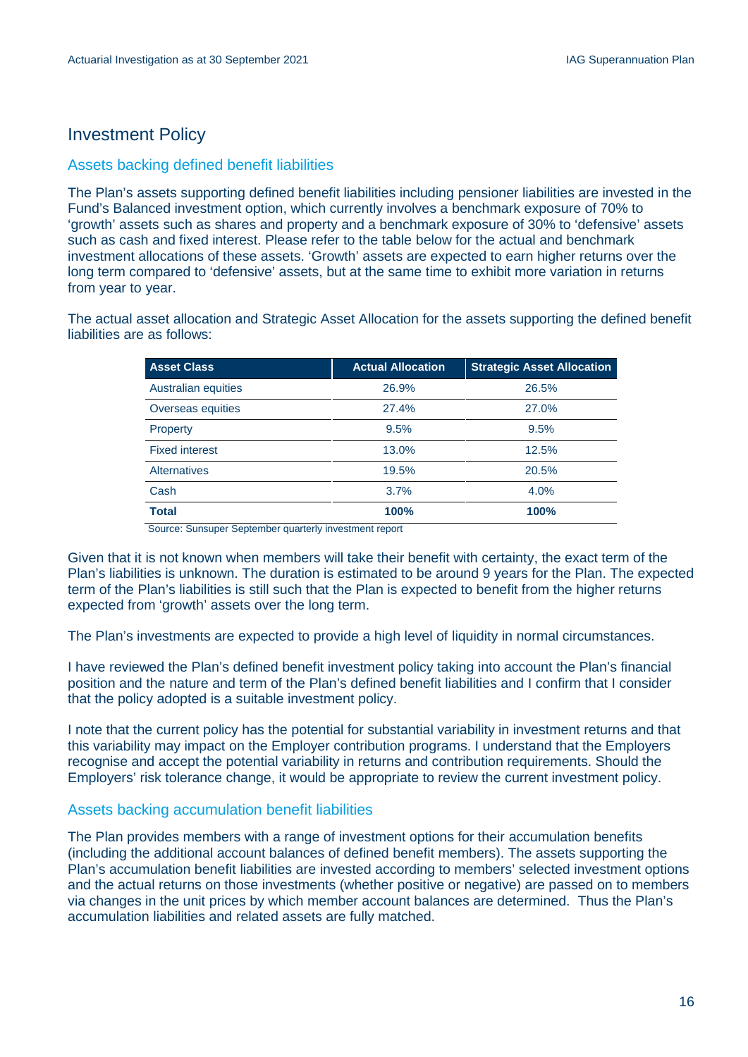## Investment Policy

### Assets backing defined benefit liabilities

The Plan's assets supporting defined benefit liabilities including pensioner liabilities are invested in the Fund's Balanced investment option, which currently involves a benchmark exposure of 70% to 'growth' assets such as shares and property and a benchmark exposure of 30% to 'defensive' assets such as cash and fixed interest. Please refer to the table below for the actual and benchmark investment allocations of these assets. 'Growth' assets are expected to earn higher returns over the long term compared to 'defensive' assets, but at the same time to exhibit more variation in returns from year to year.

The actual asset allocation and Strategic Asset Allocation for the assets supporting the defined benefit liabilities are as follows:

| Asset Class | Actual Allocation | Strategic Asset Allocation |
|---|---|---|
| Australian equities | 26.9% | 26.5% |
| Overseas equities | 27.4% | 27.0% |
| Property | 9.5% | 9.5% |
| Fixed interest | 13.0% | 12.5% |
| Alternatives | 19.5% | 20.5% |
| Cash | 3.7% | 4.0% |
| **Total** | **100%** | **100%** |

Source: Sunsuper September quarterly investment report

Given that it is not known when members will take their benefit with certainty, the exact term of the Plan's liabilities is unknown. The duration is estimated to be around 9 years for the Plan. The expected term of the Plan's liabilities is still such that the Plan is expected to benefit from the higher returns expected from 'growth' assets over the long term.

The Plan's investments are expected to provide a high level of liquidity in normal circumstances.

I have reviewed the Plan's defined benefit investment policy taking into account the Plan's financial position and the nature and term of the Plan's defined benefit liabilities and I confirm that I consider that the policy adopted is a suitable investment policy.

I note that the current policy has the potential for substantial variability in investment returns and that this variability may impact on the Employer contribution programs. I understand that the Employers recognise and accept the potential variability in returns and contribution requirements. Should the Employers' risk tolerance change, it would be appropriate to review the current investment policy.

### Assets backing accumulation benefit liabilities

The Plan provides members with a range of investment options for their accumulation benefits (including the additional account balances of defined benefit members). The assets supporting the Plan's accumulation benefit liabilities are invested according to members' selected investment options and the actual returns on those investments (whether positive or negative) are passed on to members via changes in the unit prices by which member account balances are determined. Thus the Plan's accumulation liabilities and related assets are fully matched.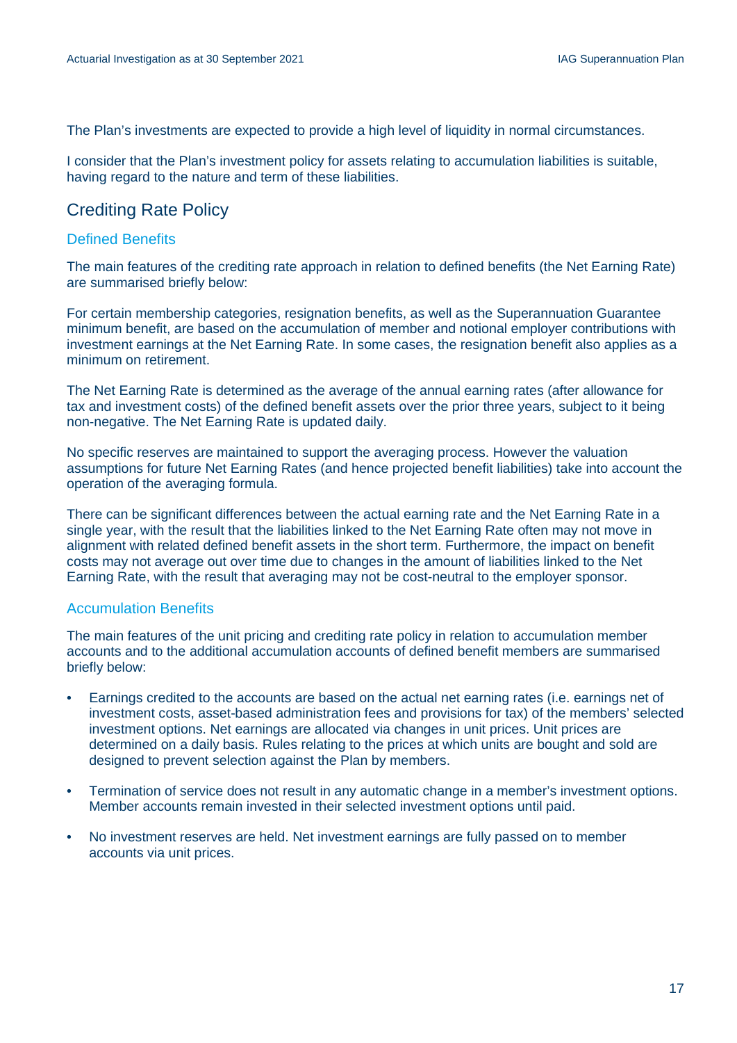The Plan's investments are expected to provide a high level of liquidity in normal circumstances.

I consider that the Plan's investment policy for assets relating to accumulation liabilities is suitable, having regard to the nature and term of these liabilities.

## Crediting Rate Policy

### Defined Benefits

The main features of the crediting rate approach in relation to defined benefits (the Net Earning Rate) are summarised briefly below:

For certain membership categories, resignation benefits, as well as the Superannuation Guarantee minimum benefit, are based on the accumulation of member and notional employer contributions with investment earnings at the Net Earning Rate. In some cases, the resignation benefit also applies as a minimum on retirement.

The Net Earning Rate is determined as the average of the annual earning rates (after allowance for tax and investment costs) of the defined benefit assets over the prior three years, subject to it being non-negative. The Net Earning Rate is updated daily.

No specific reserves are maintained to support the averaging process. However the valuation assumptions for future Net Earning Rates (and hence projected benefit liabilities) take into account the operation of the averaging formula.

There can be significant differences between the actual earning rate and the Net Earning Rate in a single year, with the result that the liabilities linked to the Net Earning Rate often may not move in alignment with related defined benefit assets in the short term. Furthermore, the impact on benefit costs may not average out over time due to changes in the amount of liabilities linked to the Net Earning Rate, with the result that averaging may not be cost-neutral to the employer sponsor.

### Accumulation Benefits

The main features of the unit pricing and crediting rate policy in relation to accumulation member accounts and to the additional accumulation accounts of defined benefit members are summarised briefly below:

- Earnings credited to the accounts are based on the actual net earning rates (i.e. earnings net of investment costs, asset-based administration fees and provisions for tax) of the members' selected investment options. Net earnings are allocated via changes in unit prices. Unit prices are determined on a daily basis. Rules relating to the prices at which units are bought and sold are designed to prevent selection against the Plan by members.
- Termination of service does not result in any automatic change in a member's investment options. Member accounts remain invested in their selected investment options until paid.
- No investment reserves are held. Net investment earnings are fully passed on to member accounts via unit prices.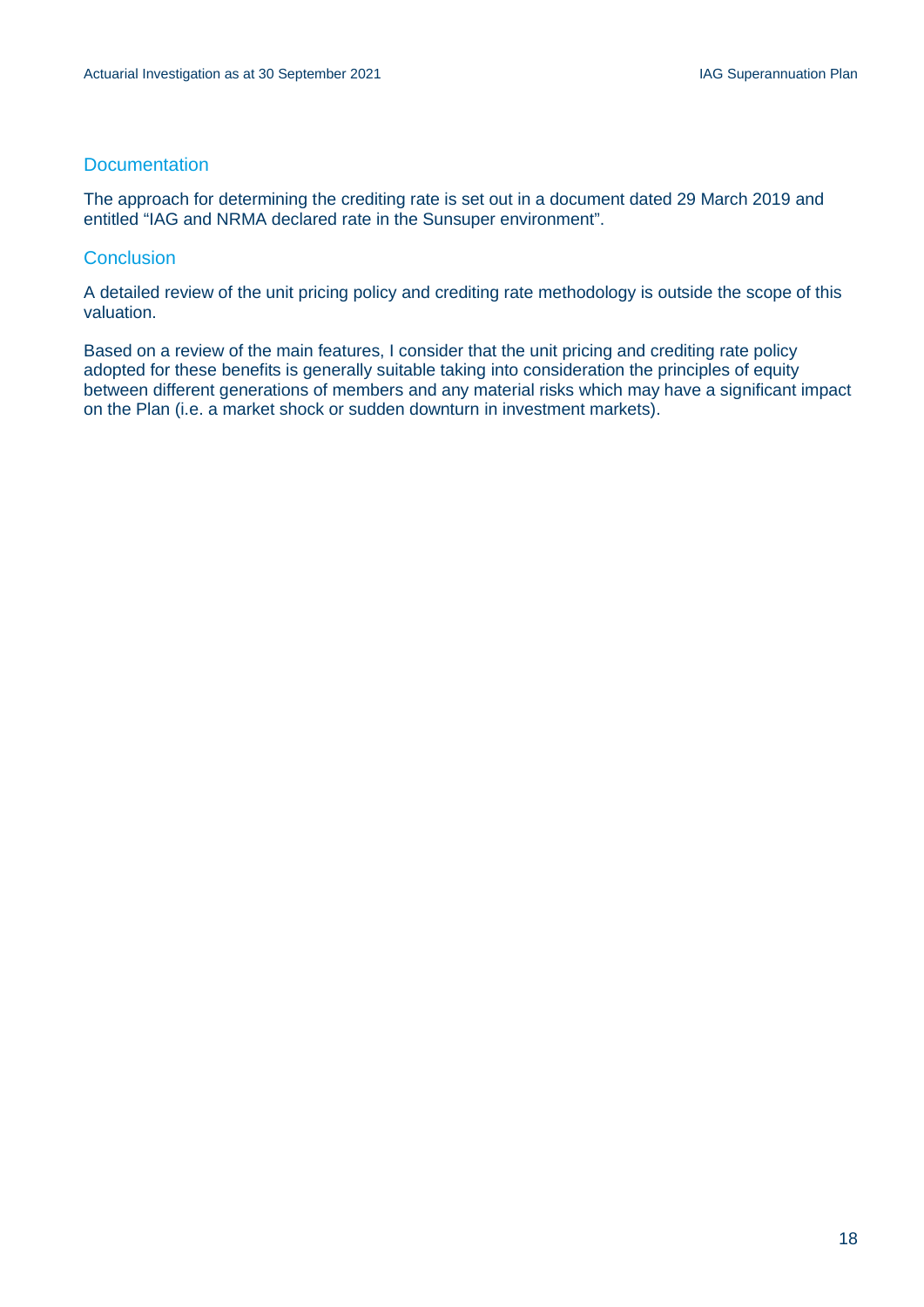### Documentation

The approach for determining the crediting rate is set out in a document dated 29 March 2019 and entitled “IAG and NRMA declared rate in the Sunsuper environment”.

### Conclusion

A detailed review of the unit pricing policy and crediting rate methodology is outside the scope of this valuation.

Based on a review of the main features, I consider that the unit pricing and crediting rate policy adopted for these benefits is generally suitable taking into consideration the principles of equity between different generations of members and any material risks which may have a significant impact on the Plan (i.e. a market shock or sudden downturn in investment markets).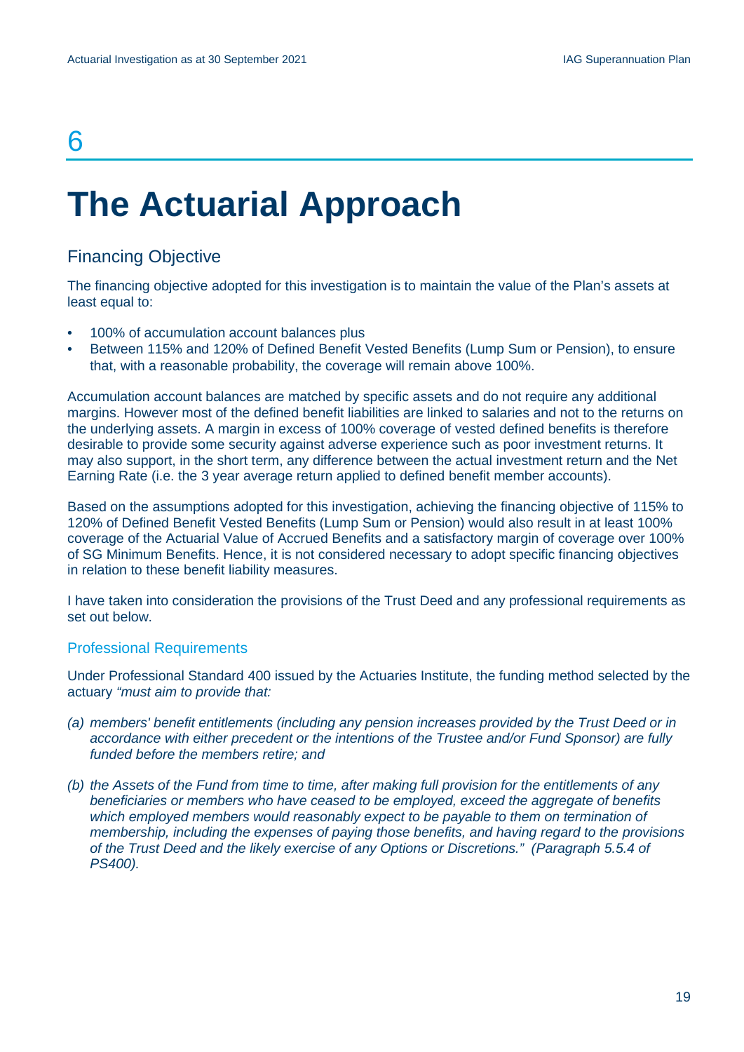# 6

# The Actuarial Approach

## Financing Objective

The financing objective adopted for this investigation is to maintain the value of the Plan's assets at least equal to:

- 100% of accumulation account balances plus
- Between 115% and 120% of Defined Benefit Vested Benefits (Lump Sum or Pension), to ensure that, with a reasonable probability, the coverage will remain above 100%.

Accumulation account balances are matched by specific assets and do not require any additional margins. However most of the defined benefit liabilities are linked to salaries and not to the returns on the underlying assets. A margin in excess of 100% coverage of vested defined benefits is therefore desirable to provide some security against adverse experience such as poor investment returns. It may also support, in the short term, any difference between the actual investment return and the Net Earning Rate (i.e. the 3 year average return applied to defined benefit member accounts).

Based on the assumptions adopted for this investigation, achieving the financing objective of 115% to 120% of Defined Benefit Vested Benefits (Lump Sum or Pension) would also result in at least 100% coverage of the Actuarial Value of Accrued Benefits and a satisfactory margin of coverage over 100% of SG Minimum Benefits. Hence, it is not considered necessary to adopt specific financing objectives in relation to these benefit liability measures.

I have taken into consideration the provisions of the Trust Deed and any professional requirements as set out below.

### Professional Requirements

Under Professional Standard 400 issued by the Actuaries Institute, the funding method selected by the actuary *"must aim to provide that:*

*(a) members' benefit entitlements (including any pension increases provided by the Trust Deed or in accordance with either precedent or the intentions of the Trustee and/or Fund Sponsor) are fully funded before the members retire; and*

*(b) the Assets of the Fund from time to time, after making full provision for the entitlements of any beneficiaries or members who have ceased to be employed, exceed the aggregate of benefits which employed members would reasonably expect to be payable to them on termination of membership, including the expenses of paying those benefits, and having regard to the provisions of the Trust Deed and the likely exercise of any Options or Discretions." (Paragraph 5.5.4 of PS400).*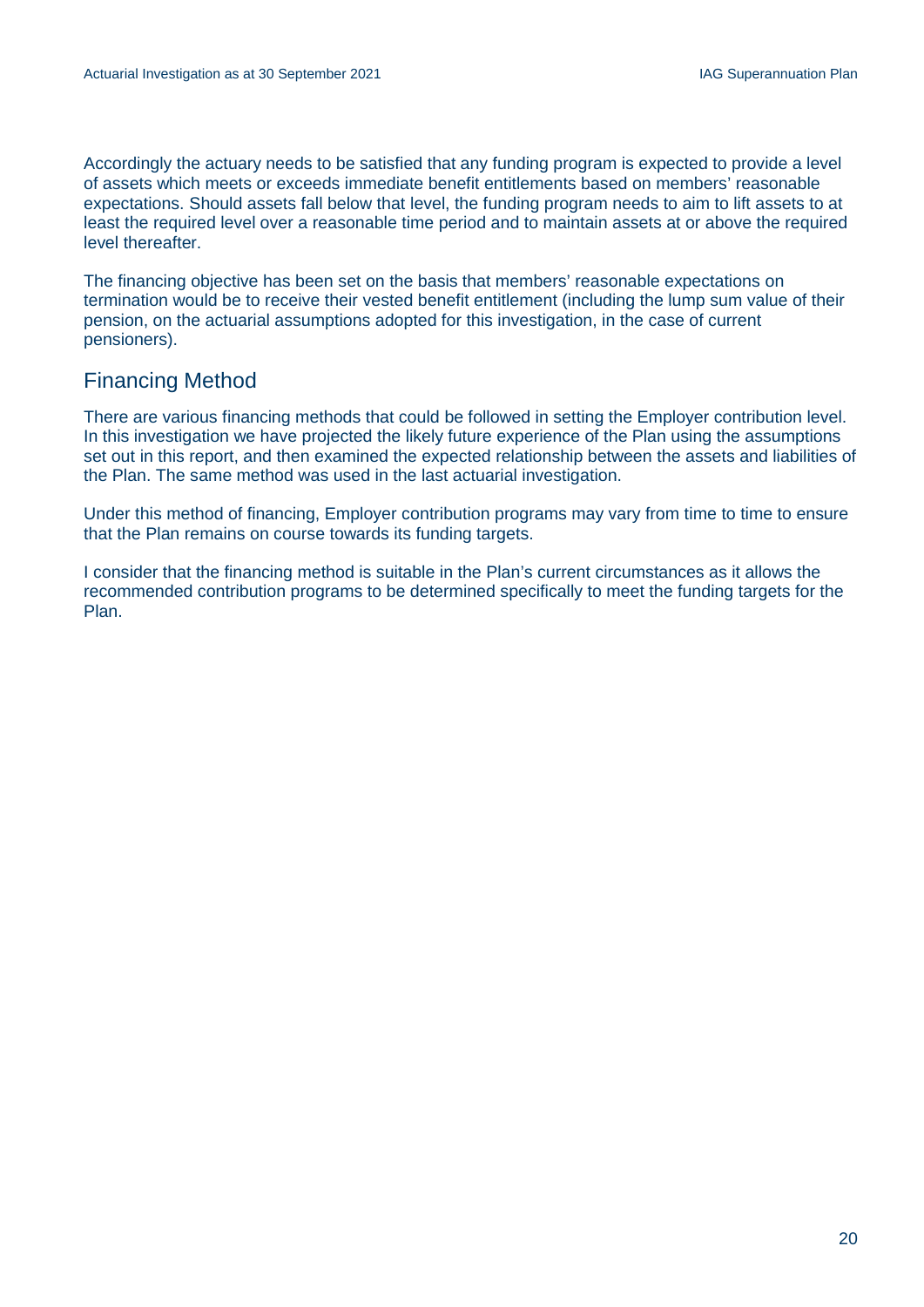Accordingly the actuary needs to be satisfied that any funding program is expected to provide a level of assets which meets or exceeds immediate benefit entitlements based on members' reasonable expectations. Should assets fall below that level, the funding program needs to aim to lift assets to at least the required level over a reasonable time period and to maintain assets at or above the required level thereafter.

The financing objective has been set on the basis that members' reasonable expectations on termination would be to receive their vested benefit entitlement (including the lump sum value of their pension, on the actuarial assumptions adopted for this investigation, in the case of current pensioners).

## Financing Method

There are various financing methods that could be followed in setting the Employer contribution level. In this investigation we have projected the likely future experience of the Plan using the assumptions set out in this report, and then examined the expected relationship between the assets and liabilities of the Plan. The same method was used in the last actuarial investigation.

Under this method of financing, Employer contribution programs may vary from time to time to ensure that the Plan remains on course towards its funding targets.

I consider that the financing method is suitable in the Plan's current circumstances as it allows the recommended contribution programs to be determined specifically to meet the funding targets for the Plan.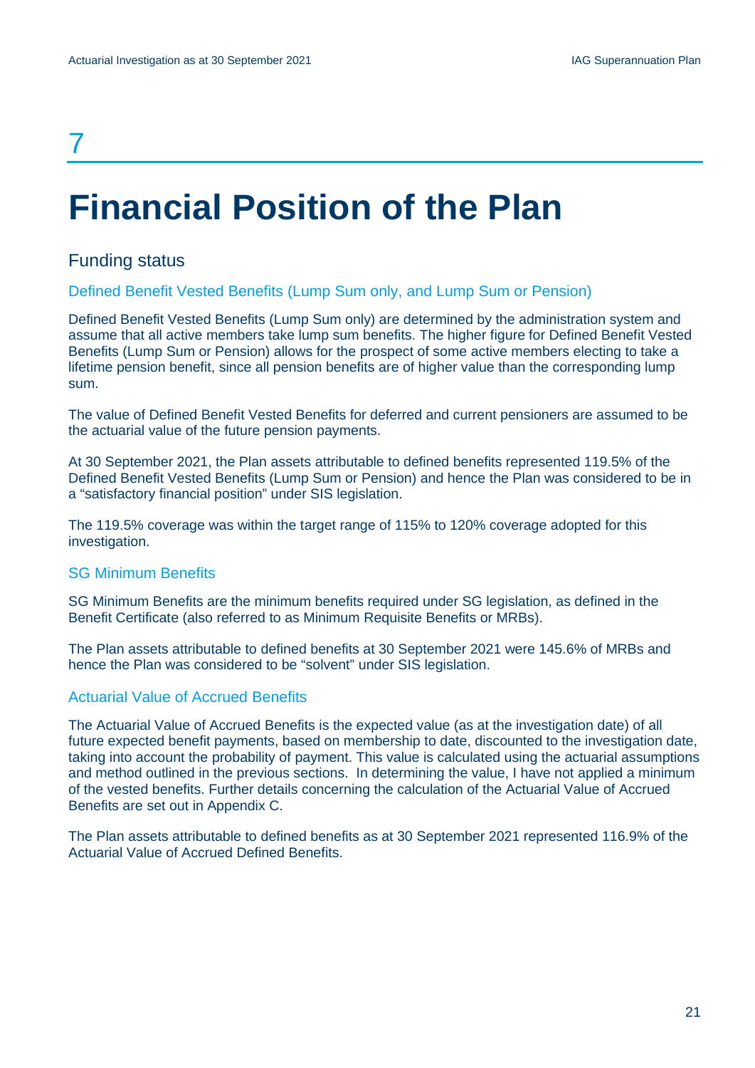# 7

# Financial Position of the Plan

## Funding status

### Defined Benefit Vested Benefits (Lump Sum only, and Lump Sum or Pension)

Defined Benefit Vested Benefits (Lump Sum only) are determined by the administration system and assume that all active members take lump sum benefits. The higher figure for Defined Benefit Vested Benefits (Lump Sum or Pension) allows for the prospect of some active members electing to take a lifetime pension benefit, since all pension benefits are of higher value than the corresponding lump sum.

The value of Defined Benefit Vested Benefits for deferred and current pensioners are assumed to be the actuarial value of the future pension payments.

At 30 September 2021, the Plan assets attributable to defined benefits represented 119.5% of the Defined Benefit Vested Benefits (Lump Sum or Pension) and hence the Plan was considered to be in a "satisfactory financial position" under SIS legislation.

The 119.5% coverage was within the target range of 115% to 120% coverage adopted for this investigation.

### SG Minimum Benefits

SG Minimum Benefits are the minimum benefits required under SG legislation, as defined in the Benefit Certificate (also referred to as Minimum Requisite Benefits or MRBs).

The Plan assets attributable to defined benefits at 30 September 2021 were 145.6% of MRBs and hence the Plan was considered to be "solvent" under SIS legislation.

### Actuarial Value of Accrued Benefits

The Actuarial Value of Accrued Benefits is the expected value (as at the investigation date) of all future expected benefit payments, based on membership to date, discounted to the investigation date, taking into account the probability of payment. This value is calculated using the actuarial assumptions and method outlined in the previous sections. In determining the value, I have not applied a minimum of the vested benefits. Further details concerning the calculation of the Actuarial Value of Accrued Benefits are set out in Appendix C.

The Plan assets attributable to defined benefits as at 30 September 2021 represented 116.9% of the Actuarial Value of Accrued Defined Benefits.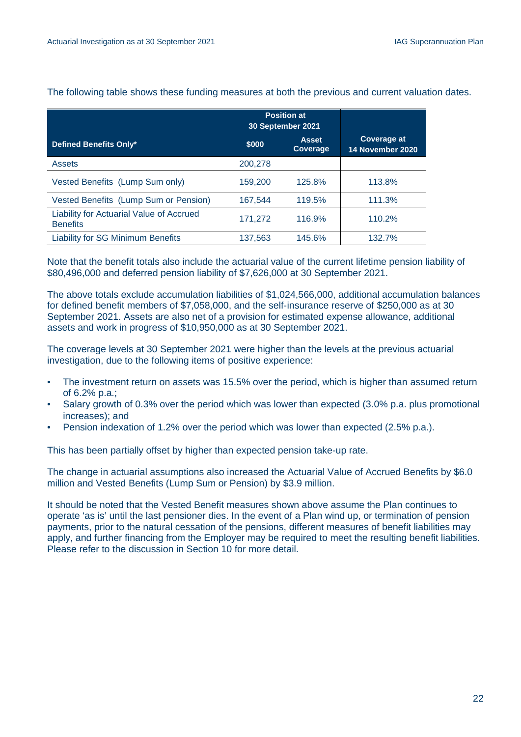The following table shows these funding measures at both the previous and current valuation dates.

| Defined Benefits Only* | Position at 30 September 2021 | | Coverage at 14 November 2020 |
|---|---|---|---|
| | $000 | Asset Coverage | |
| Assets | 200,278 | | |
| Vested Benefits (Lump Sum only) | 159,200 | 125.8% | 113.8% |
| Vested Benefits (Lump Sum or Pension) | 167,544 | 119.5% | 111.3% |
| Liability for Actuarial Value of Accrued Benefits | 171,272 | 116.9% | 110.2% |
| Liability for SG Minimum Benefits | 137,563 | 145.6% | 132.7% |

Note that the benefit totals also include the actuarial value of the current lifetime pension liability of $80,496,000 and deferred pension liability of $7,626,000 at 30 September 2021.

The above totals exclude accumulation liabilities of $1,024,566,000, additional accumulation balances for defined benefit members of $7,058,000, and the self-insurance reserve of $250,000 as at 30 September 2021. Assets are also net of a provision for estimated expense allowance, additional assets and work in progress of $10,950,000 as at 30 September 2021.

The coverage levels at 30 September 2021 were higher than the levels at the previous actuarial investigation, due to the following items of positive experience:

- The investment return on assets was 15.5% over the period, which is higher than assumed return of 6.2% p.a.;
- Salary growth of 0.3% over the period which was lower than expected (3.0% p.a. plus promotional increases); and
- Pension indexation of 1.2% over the period which was lower than expected (2.5% p.a.).

This has been partially offset by higher than expected pension take-up rate.

The change in actuarial assumptions also increased the Actuarial Value of Accrued Benefits by $6.0 million and Vested Benefits (Lump Sum or Pension) by $3.9 million.

It should be noted that the Vested Benefit measures shown above assume the Plan continues to operate 'as is' until the last pensioner dies. In the event of a Plan wind up, or termination of pension payments, prior to the natural cessation of the pensions, different measures of benefit liabilities may apply, and further financing from the Employer may be required to meet the resulting benefit liabilities. Please refer to the discussion in Section 10 for more detail.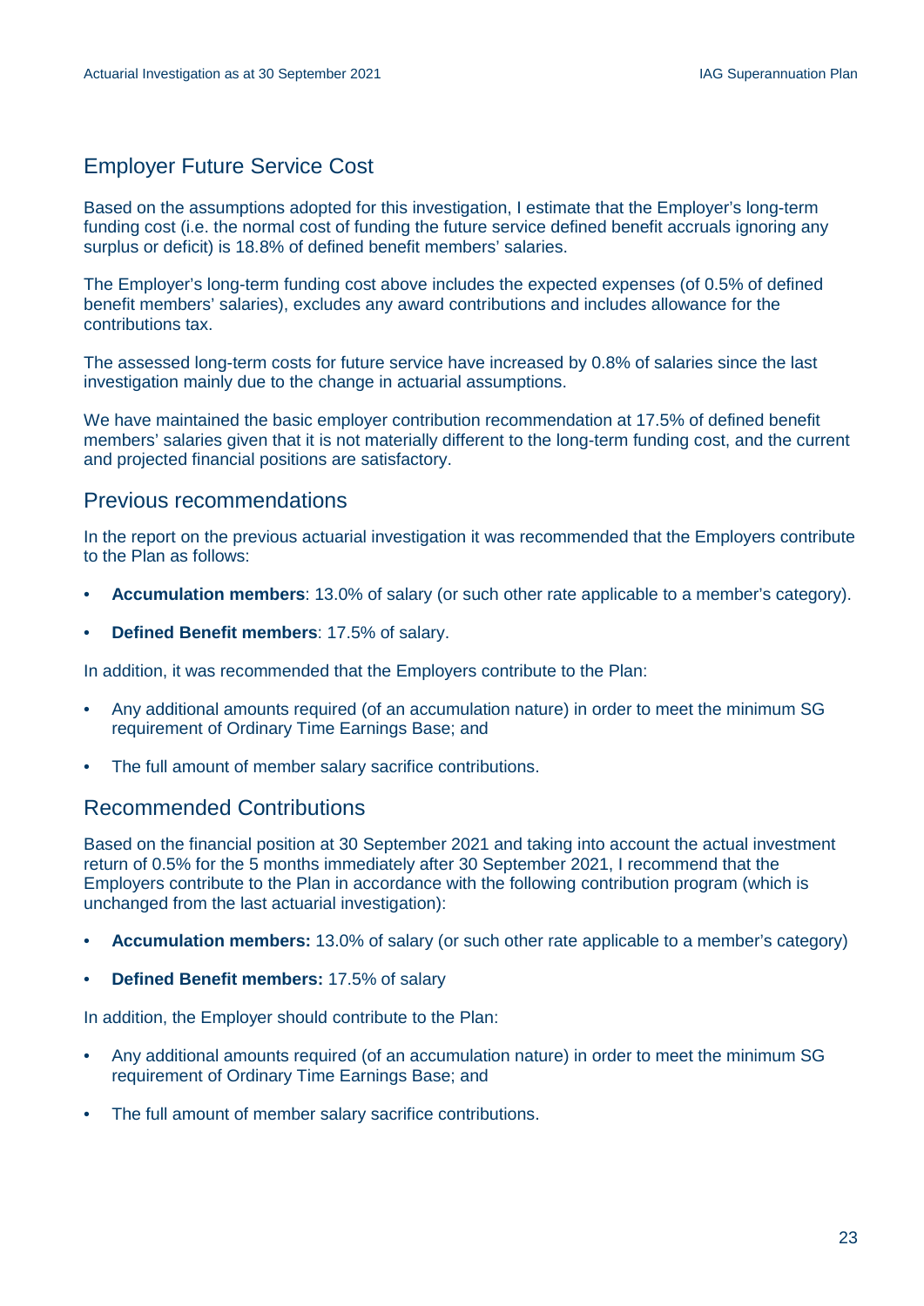## Employer Future Service Cost

Based on the assumptions adopted for this investigation, I estimate that the Employer's long-term funding cost (i.e. the normal cost of funding the future service defined benefit accruals ignoring any surplus or deficit) is 18.8% of defined benefit members' salaries.

The Employer's long-term funding cost above includes the expected expenses (of 0.5% of defined benefit members' salaries), excludes any award contributions and includes allowance for the contributions tax.

The assessed long-term costs for future service have increased by 0.8% of salaries since the last investigation mainly due to the change in actuarial assumptions.

We have maintained the basic employer contribution recommendation at 17.5% of defined benefit members' salaries given that it is not materially different to the long-term funding cost, and the current and projected financial positions are satisfactory.

## Previous recommendations

In the report on the previous actuarial investigation it was recommended that the Employers contribute to the Plan as follows:

- **Accumulation members**: 13.0% of salary (or such other rate applicable to a member's category).
- **Defined Benefit members**: 17.5% of salary.

In addition, it was recommended that the Employers contribute to the Plan:

- Any additional amounts required (of an accumulation nature) in order to meet the minimum SG requirement of Ordinary Time Earnings Base; and
- The full amount of member salary sacrifice contributions.

## Recommended Contributions

Based on the financial position at 30 September 2021 and taking into account the actual investment return of 0.5% for the 5 months immediately after 30 September 2021, I recommend that the Employers contribute to the Plan in accordance with the following contribution program (which is unchanged from the last actuarial investigation):

- **Accumulation members:** 13.0% of salary (or such other rate applicable to a member's category)
- **Defined Benefit members:** 17.5% of salary

In addition, the Employer should contribute to the Plan:

- Any additional amounts required (of an accumulation nature) in order to meet the minimum SG requirement of Ordinary Time Earnings Base; and
- The full amount of member salary sacrifice contributions.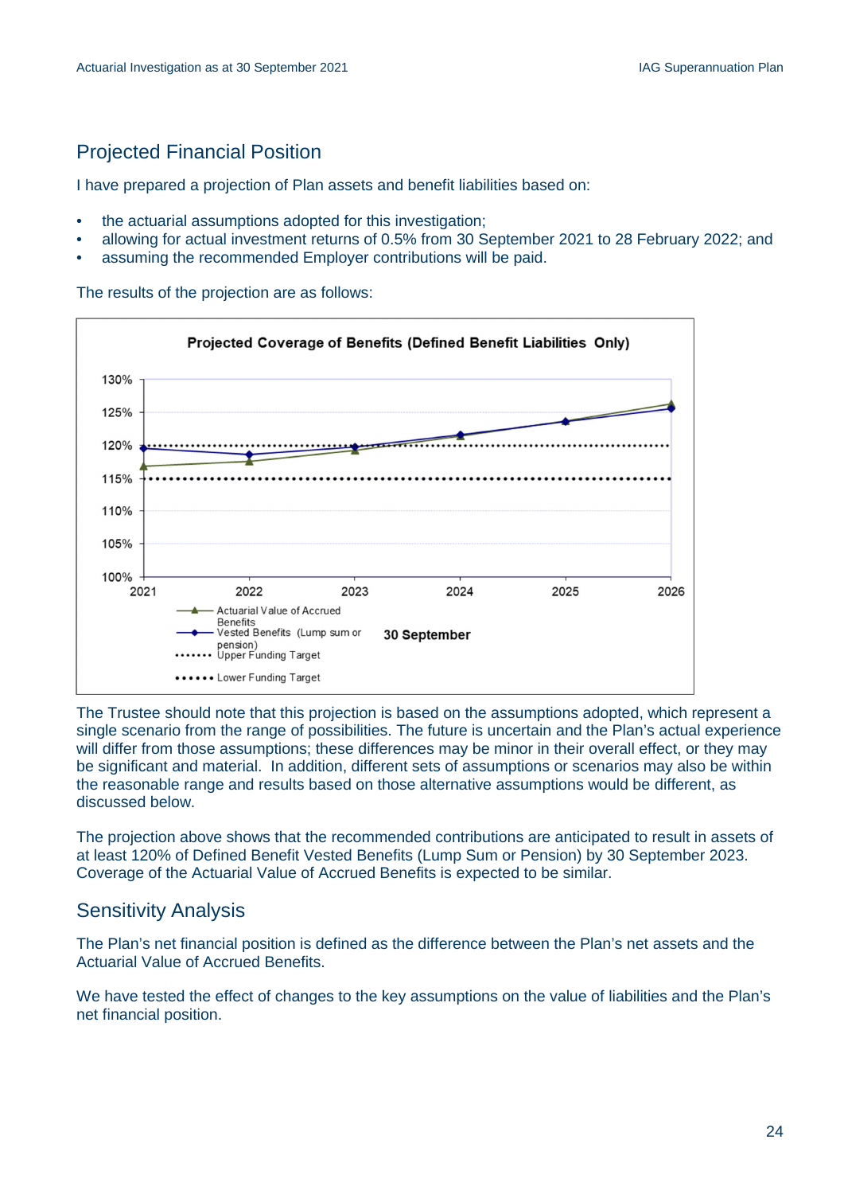## Projected Financial Position

I have prepared a projection of Plan assets and benefit liabilities based on:

- the actuarial assumptions adopted for this investigation;
- allowing for actual investment returns of 0.5% from 30 September 2021 to 28 February 2022; and
- assuming the recommended Employer contributions will be paid.

The results of the projection are as follows:

**Projected Coverage of Benefits (Defined Benefit Liabilities Only)**

The Trustee should note that this projection is based on the assumptions adopted, which represent a single scenario from the range of possibilities. The future is uncertain and the Plan's actual experience will differ from those assumptions; these differences may be minor in their overall effect, or they may be significant and material. In addition, different sets of assumptions or scenarios may also be within the reasonable range and results based on those alternative assumptions would be different, as discussed below.

The projection above shows that the recommended contributions are anticipated to result in assets of at least 120% of Defined Benefit Vested Benefits (Lump Sum or Pension) by 30 September 2023. Coverage of the Actuarial Value of Accrued Benefits is expected to be similar.

## Sensitivity Analysis

The Plan's net financial position is defined as the difference between the Plan's net assets and the Actuarial Value of Accrued Benefits.

We have tested the effect of changes to the key assumptions on the value of liabilities and the Plan's net financial position.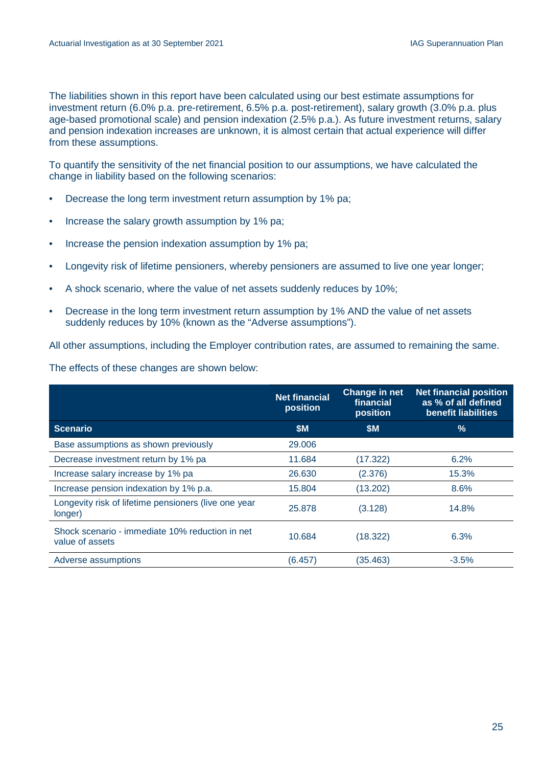The liabilities shown in this report have been calculated using our best estimate assumptions for investment return (6.0% p.a. pre-retirement, 6.5% p.a. post-retirement), salary growth (3.0% p.a. plus age-based promotional scale) and pension indexation (2.5% p.a.). As future investment returns, salary and pension indexation increases are unknown, it is almost certain that actual experience will differ from these assumptions.

To quantify the sensitivity of the net financial position to our assumptions, we have calculated the change in liability based on the following scenarios:

- Decrease the long term investment return assumption by 1% pa;
- Increase the salary growth assumption by 1% pa;
- Increase the pension indexation assumption by 1% pa;
- Longevity risk of lifetime pensioners, whereby pensioners are assumed to live one year longer;
- A shock scenario, where the value of net assets suddenly reduces by 10%;
- Decrease in the long term investment return assumption by 1% AND the value of net assets suddenly reduces by 10% (known as the "Adverse assumptions").

All other assumptions, including the Employer contribution rates, are assumed to remaining the same.

The effects of these changes are shown below:

| | Net financial position | Change in net financial position | Net financial position as % of all defined benefit liabilities |
|---|---|---|---|
| **Scenario** | **$M** | **$M** | **%** |
| Base assumptions as shown previously | 29.006 | | |
| Decrease investment return by 1% pa | 11.684 | (17.322) | 6.2% |
| Increase salary increase by 1% pa | 26.630 | (2.376) | 15.3% |
| Increase pension indexation by 1% p.a. | 15.804 | (13.202) | 8.6% |
| Longevity risk of lifetime pensioners (live one year longer) | 25.878 | (3.128) | 14.8% |
| Shock scenario - immediate 10% reduction in net value of assets | 10.684 | (18.322) | 6.3% |
| Adverse assumptions | (6.457) | (35.463) | -3.5% |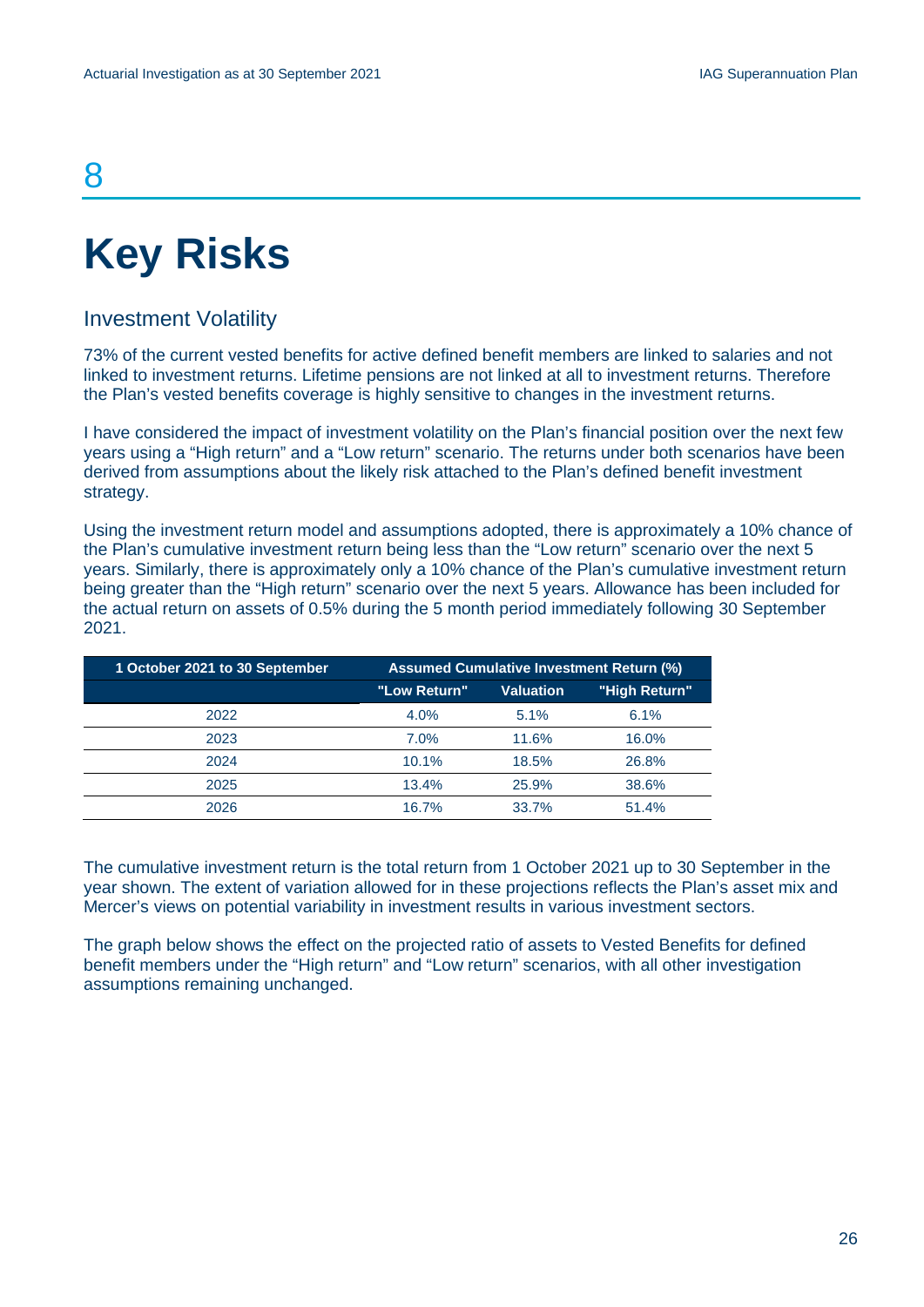# 8

# Key Risks

## Investment Volatility

73% of the current vested benefits for active defined benefit members are linked to salaries and not linked to investment returns. Lifetime pensions are not linked at all to investment returns. Therefore the Plan's vested benefits coverage is highly sensitive to changes in the investment returns.

I have considered the impact of investment volatility on the Plan's financial position over the next few years using a "High return" and a "Low return" scenario. The returns under both scenarios have been derived from assumptions about the likely risk attached to the Plan's defined benefit investment strategy.

Using the investment return model and assumptions adopted, there is approximately a 10% chance of the Plan's cumulative investment return being less than the "Low return" scenario over the next 5 years. Similarly, there is approximately only a 10% chance of the Plan's cumulative investment return being greater than the "High return" scenario over the next 5 years. Allowance has been included for the actual return on assets of 0.5% during the 5 month period immediately following 30 September 2021.

| 1 October 2021 to 30 September | Assumed Cumulative Investment Return (%) | | |
|---|---|---|---|
| | "Low Return" | Valuation | "High Return" |
| 2022 | 4.0% | 5.1% | 6.1% |
| 2023 | 7.0% | 11.6% | 16.0% |
| 2024 | 10.1% | 18.5% | 26.8% |
| 2025 | 13.4% | 25.9% | 38.6% |
| 2026 | 16.7% | 33.7% | 51.4% |

The cumulative investment return is the total return from 1 October 2021 up to 30 September in the year shown. The extent of variation allowed for in these projections reflects the Plan's asset mix and Mercer's views on potential variability in investment results in various investment sectors.

The graph below shows the effect on the projected ratio of assets to Vested Benefits for defined benefit members under the "High return" and "Low return" scenarios, with all other investigation assumptions remaining unchanged.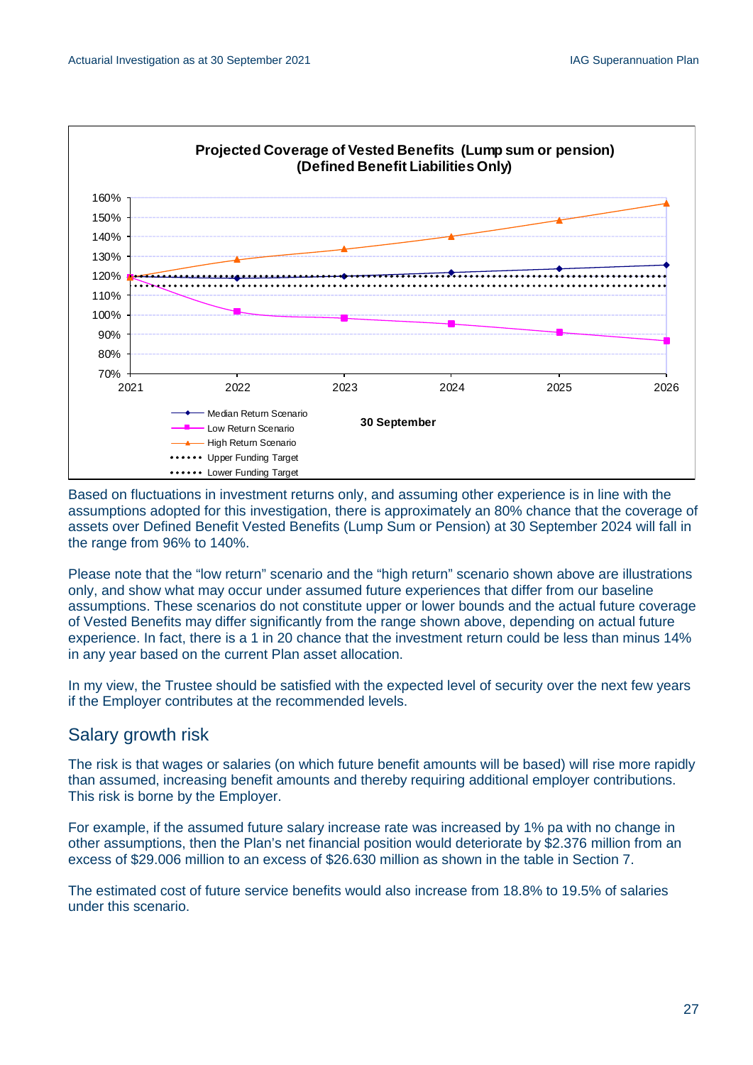**Projected Coverage of Vested Benefits (Lump sum or pension)**
**(Defined Benefit Liabilities Only)**

Based on fluctuations in investment returns only, and assuming other experience is in line with the assumptions adopted for this investigation, there is approximately an 80% chance that the coverage of assets over Defined Benefit Vested Benefits (Lump Sum or Pension) at 30 September 2024 will fall in the range from 96% to 140%.

Please note that the “low return” scenario and the “high return” scenario shown above are illustrations only, and show what may occur under assumed future experiences that differ from our baseline assumptions. These scenarios do not constitute upper or lower bounds and the actual future coverage of Vested Benefits may differ significantly from the range shown above, depending on actual future experience. In fact, there is a 1 in 20 chance that the investment return could be less than minus 14% in any year based on the current Plan asset allocation.

In my view, the Trustee should be satisfied with the expected level of security over the next few years if the Employer contributes at the recommended levels.

## Salary growth risk

The risk is that wages or salaries (on which future benefit amounts will be based) will rise more rapidly than assumed, increasing benefit amounts and thereby requiring additional employer contributions. This risk is borne by the Employer.

For example, if the assumed future salary increase rate was increased by 1% pa with no change in other assumptions, then the Plan’s net financial position would deteriorate by $2.376 million from an excess of $29.006 million to an excess of $26.630 million as shown in the table in Section 7.

The estimated cost of future service benefits would also increase from 18.8% to 19.5% of salaries under this scenario.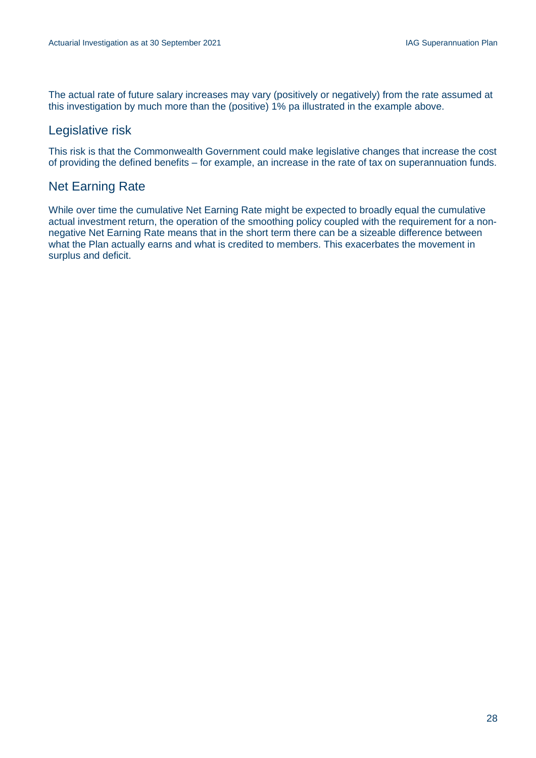The actual rate of future salary increases may vary (positively or negatively) from the rate assumed at this investigation by much more than the (positive) 1% pa illustrated in the example above.

## Legislative risk

This risk is that the Commonwealth Government could make legislative changes that increase the cost of providing the defined benefits – for example, an increase in the rate of tax on superannuation funds.

## Net Earning Rate

While over time the cumulative Net Earning Rate might be expected to broadly equal the cumulative actual investment return, the operation of the smoothing policy coupled with the requirement for a non-negative Net Earning Rate means that in the short term there can be a sizeable difference between what the Plan actually earns and what is credited to members. This exacerbates the movement in surplus and deficit.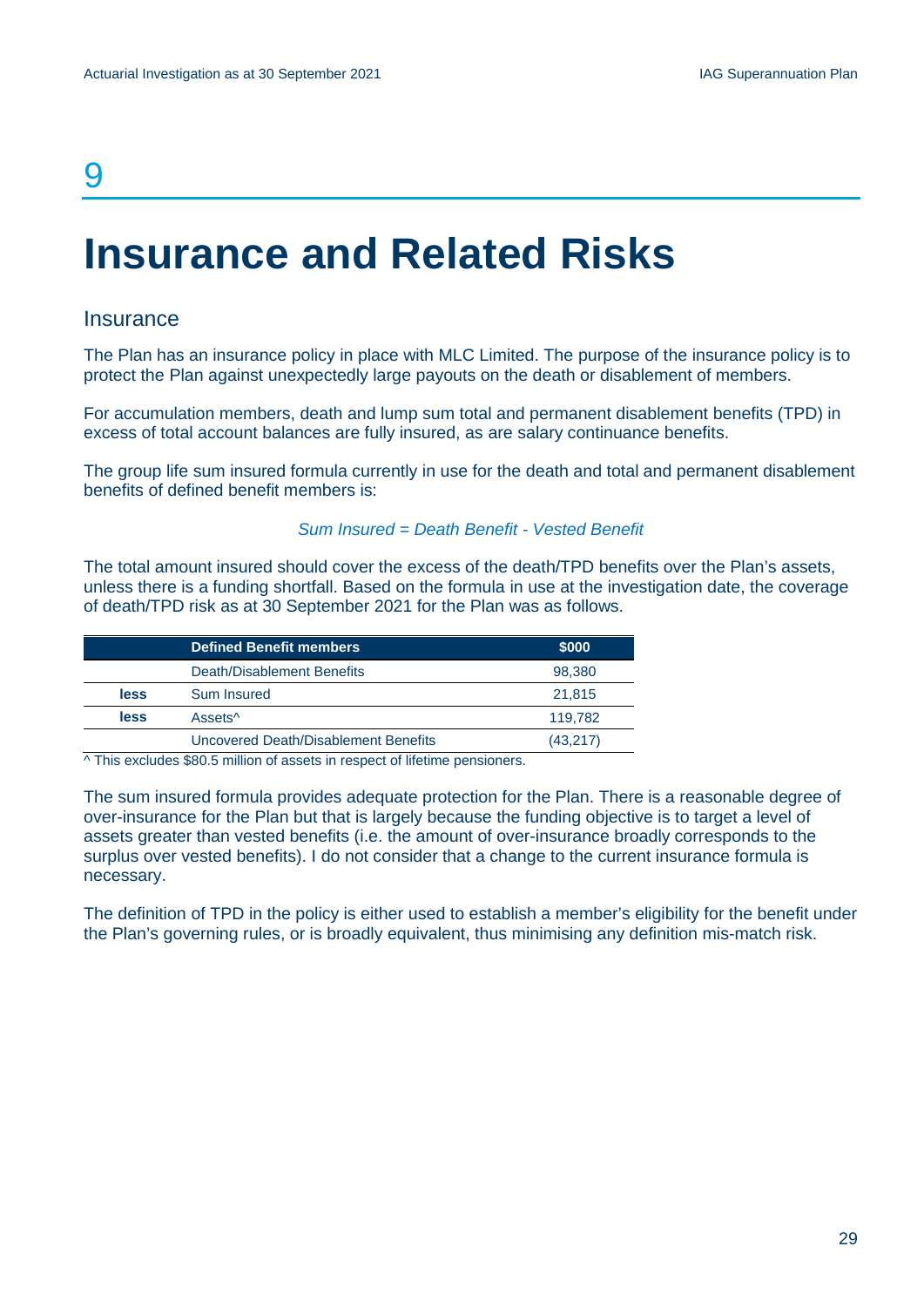# 9

# Insurance and Related Risks

## Insurance

The Plan has an insurance policy in place with MLC Limited. The purpose of the insurance policy is to protect the Plan against unexpectedly large payouts on the death or disablement of members.

For accumulation members, death and lump sum total and permanent disablement benefits (TPD) in excess of total account balances are fully insured, as are salary continuance benefits.

The group life sum insured formula currently in use for the death and total and permanent disablement benefits of defined benefit members is:

*Sum Insured = Death Benefit - Vested Benefit*

The total amount insured should cover the excess of the death/TPD benefits over the Plan's assets, unless there is a funding shortfall. Based on the formula in use at the investigation date, the coverage of death/TPD risk as at 30 September 2021 for the Plan was as follows.

| | Defined Benefit members | $000 |
|---|---|---|
| | Death/Disablement Benefits | 98,380 |
| **less** | Sum Insured | 21,815 |
| **less** | Assets^ | 119,782 |
| | Uncovered Death/Disablement Benefits | (43,217) |

^ This excludes $80.5 million of assets in respect of lifetime pensioners.

The sum insured formula provides adequate protection for the Plan. There is a reasonable degree of over-insurance for the Plan but that is largely because the funding objective is to target a level of assets greater than vested benefits (i.e. the amount of over-insurance broadly corresponds to the surplus over vested benefits). I do not consider that a change to the current insurance formula is necessary.

The definition of TPD in the policy is either used to establish a member's eligibility for the benefit under the Plan's governing rules, or is broadly equivalent, thus minimising any definition mis-match risk.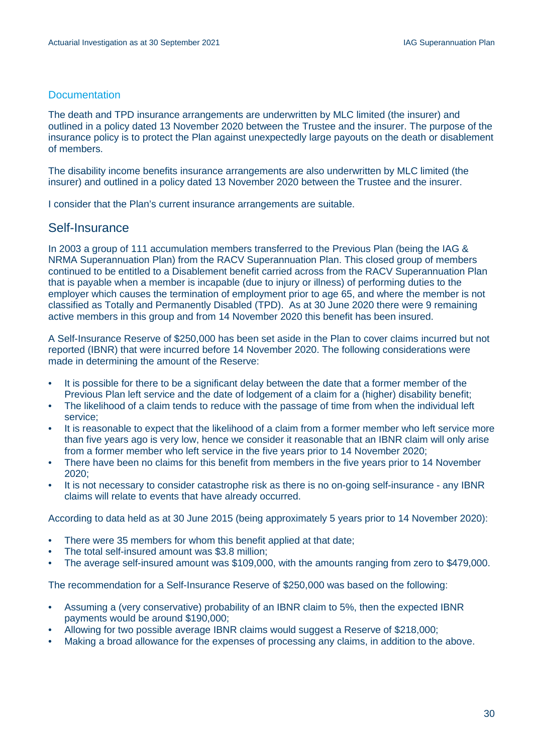### Documentation

The death and TPD insurance arrangements are underwritten by MLC limited (the insurer) and outlined in a policy dated 13 November 2020 between the Trustee and the insurer. The purpose of the insurance policy is to protect the Plan against unexpectedly large payouts on the death or disablement of members.

The disability income benefits insurance arrangements are also underwritten by MLC limited (the insurer) and outlined in a policy dated 13 November 2020 between the Trustee and the insurer.

I consider that the Plan's current insurance arrangements are suitable.

## Self-Insurance

In 2003 a group of 111 accumulation members transferred to the Previous Plan (being the IAG & NRMA Superannuation Plan) from the RACV Superannuation Plan. This closed group of members continued to be entitled to a Disablement benefit carried across from the RACV Superannuation Plan that is payable when a member is incapable (due to injury or illness) of performing duties to the employer which causes the termination of employment prior to age 65, and where the member is not classified as Totally and Permanently Disabled (TPD). As at 30 June 2020 there were 9 remaining active members in this group and from 14 November 2020 this benefit has been insured.

A Self-Insurance Reserve of $250,000 has been set aside in the Plan to cover claims incurred but not reported (IBNR) that were incurred before 14 November 2020. The following considerations were made in determining the amount of the Reserve:

- It is possible for there to be a significant delay between the date that a former member of the Previous Plan left service and the date of lodgement of a claim for a (higher) disability benefit;
- The likelihood of a claim tends to reduce with the passage of time from when the individual left service;
- It is reasonable to expect that the likelihood of a claim from a former member who left service more than five years ago is very low, hence we consider it reasonable that an IBNR claim will only arise from a former member who left service in the five years prior to 14 November 2020;
- There have been no claims for this benefit from members in the five years prior to 14 November 2020;
- It is not necessary to consider catastrophe risk as there is no on-going self-insurance - any IBNR claims will relate to events that have already occurred.

According to data held as at 30 June 2015 (being approximately 5 years prior to 14 November 2020):

- There were 35 members for whom this benefit applied at that date;
- The total self-insured amount was $3.8 million;
- The average self-insured amount was $109,000, with the amounts ranging from zero to $479,000.

The recommendation for a Self-Insurance Reserve of $250,000 was based on the following:

- Assuming a (very conservative) probability of an IBNR claim to 5%, then the expected IBNR payments would be around $190,000;
- Allowing for two possible average IBNR claims would suggest a Reserve of $218,000;
- Making a broad allowance for the expenses of processing any claims, in addition to the above.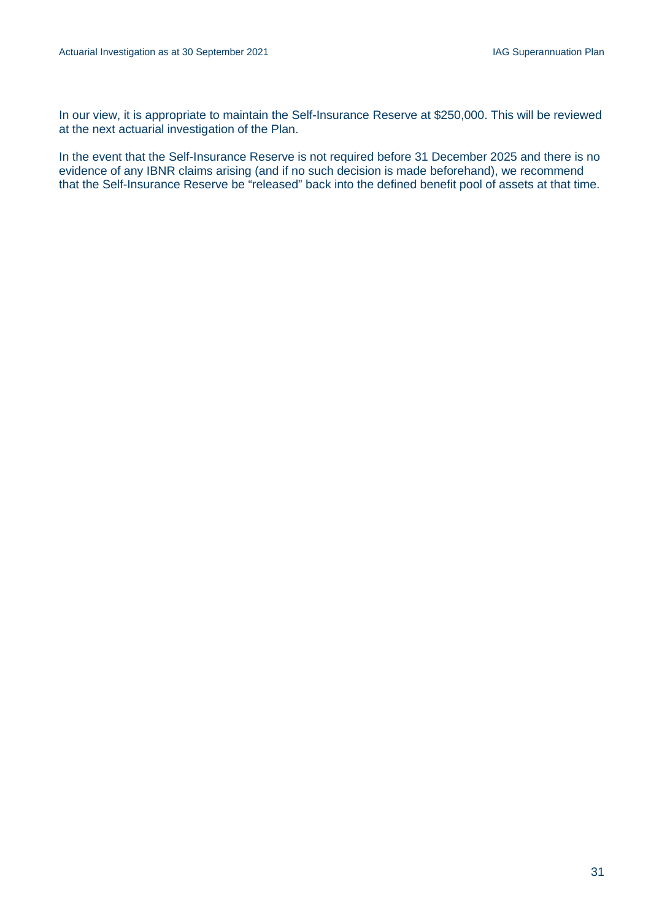In our view, it is appropriate to maintain the Self-Insurance Reserve at $250,000. This will be reviewed at the next actuarial investigation of the Plan.

In the event that the Self-Insurance Reserve is not required before 31 December 2025 and there is no evidence of any IBNR claims arising (and if no such decision is made beforehand), we recommend that the Self-Insurance Reserve be "released" back into the defined benefit pool of assets at that time.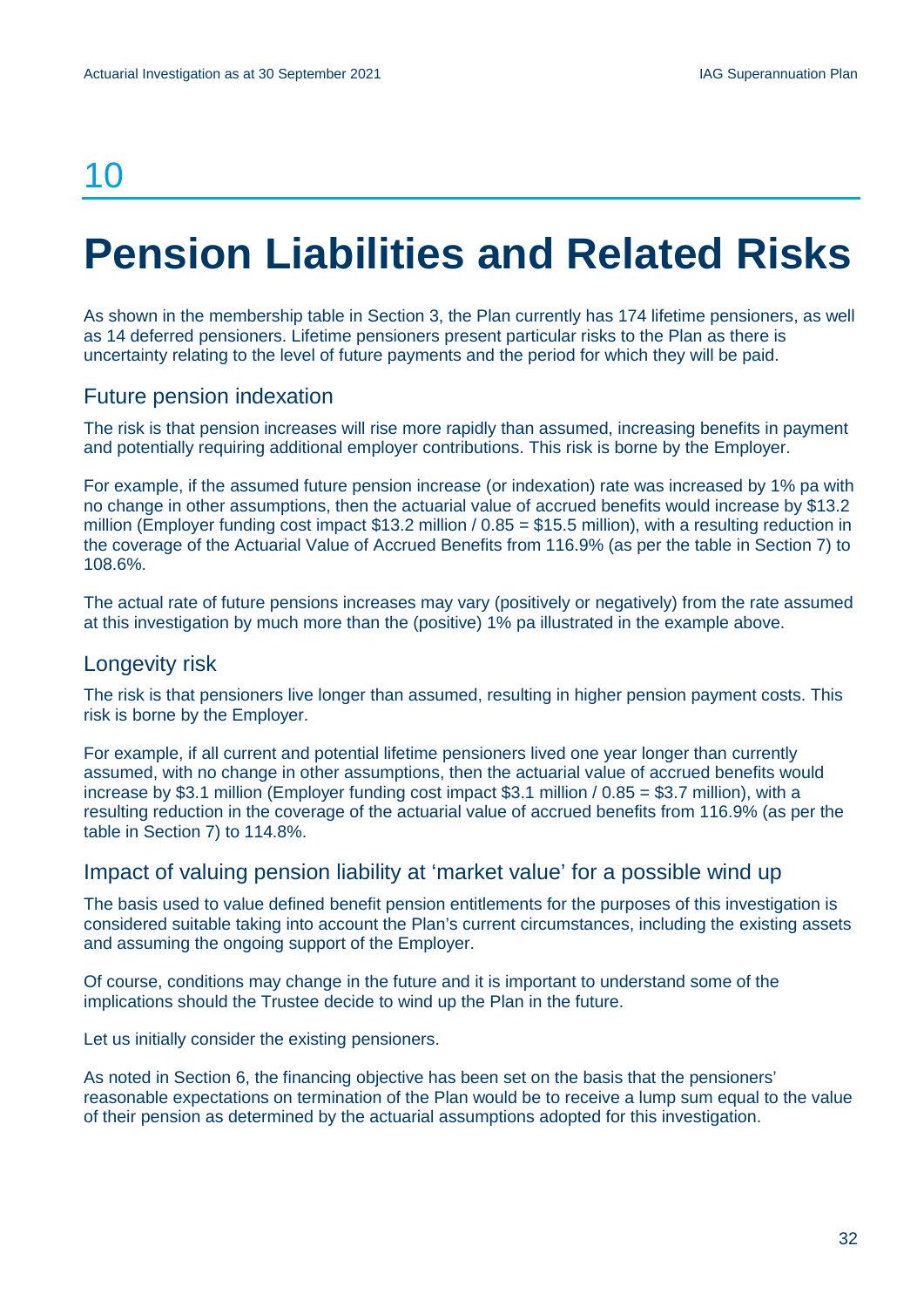# 10

# Pension Liabilities and Related Risks

As shown in the membership table in Section 3, the Plan currently has 174 lifetime pensioners, as well as 14 deferred pensioners. Lifetime pensioners present particular risks to the Plan as there is uncertainty relating to the level of future payments and the period for which they will be paid.

## Future pension indexation

The risk is that pension increases will rise more rapidly than assumed, increasing benefits in payment and potentially requiring additional employer contributions. This risk is borne by the Employer.

For example, if the assumed future pension increase (or indexation) rate was increased by 1% pa with no change in other assumptions, then the actuarial value of accrued benefits would increase by $13.2 million (Employer funding cost impact $13.2 million / 0.85 = $15.5 million), with a resulting reduction in the coverage of the Actuarial Value of Accrued Benefits from 116.9% (as per the table in Section 7) to 108.6%.

The actual rate of future pensions increases may vary (positively or negatively) from the rate assumed at this investigation by much more than the (positive) 1% pa illustrated in the example above.

## Longevity risk

The risk is that pensioners live longer than assumed, resulting in higher pension payment costs. This risk is borne by the Employer.

For example, if all current and potential lifetime pensioners lived one year longer than currently assumed, with no change in other assumptions, then the actuarial value of accrued benefits would increase by $3.1 million (Employer funding cost impact $3.1 million / 0.85 = $3.7 million), with a resulting reduction in the coverage of the actuarial value of accrued benefits from 116.9% (as per the table in Section 7) to 114.8%.

## Impact of valuing pension liability at 'market value' for a possible wind up

The basis used to value defined benefit pension entitlements for the purposes of this investigation is considered suitable taking into account the Plan's current circumstances, including the existing assets and assuming the ongoing support of the Employer.

Of course, conditions may change in the future and it is important to understand some of the implications should the Trustee decide to wind up the Plan in the future.

Let us initially consider the existing pensioners.

As noted in Section 6, the financing objective has been set on the basis that the pensioners' reasonable expectations on termination of the Plan would be to receive a lump sum equal to the value of their pension as determined by the actuarial assumptions adopted for this investigation.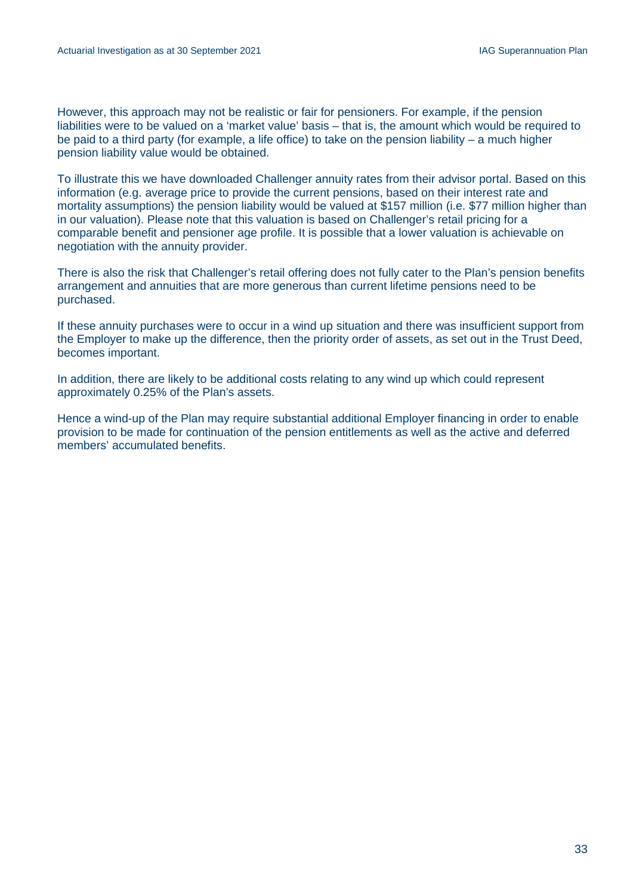However, this approach may not be realistic or fair for pensioners. For example, if the pension liabilities were to be valued on a 'market value' basis – that is, the amount which would be required to be paid to a third party (for example, a life office) to take on the pension liability – a much higher pension liability value would be obtained.

To illustrate this we have downloaded Challenger annuity rates from their advisor portal. Based on this information (e.g. average price to provide the current pensions, based on their interest rate and mortality assumptions) the pension liability would be valued at $157 million (i.e. $77 million higher than in our valuation). Please note that this valuation is based on Challenger's retail pricing for a comparable benefit and pensioner age profile. It is possible that a lower valuation is achievable on negotiation with the annuity provider.

There is also the risk that Challenger's retail offering does not fully cater to the Plan's pension benefits arrangement and annuities that are more generous than current lifetime pensions need to be purchased.

If these annuity purchases were to occur in a wind up situation and there was insufficient support from the Employer to make up the difference, then the priority order of assets, as set out in the Trust Deed, becomes important.

In addition, there are likely to be additional costs relating to any wind up which could represent approximately 0.25% of the Plan's assets.

Hence a wind-up of the Plan may require substantial additional Employer financing in order to enable provision to be made for continuation of the pension entitlements as well as the active and deferred members' accumulated benefits.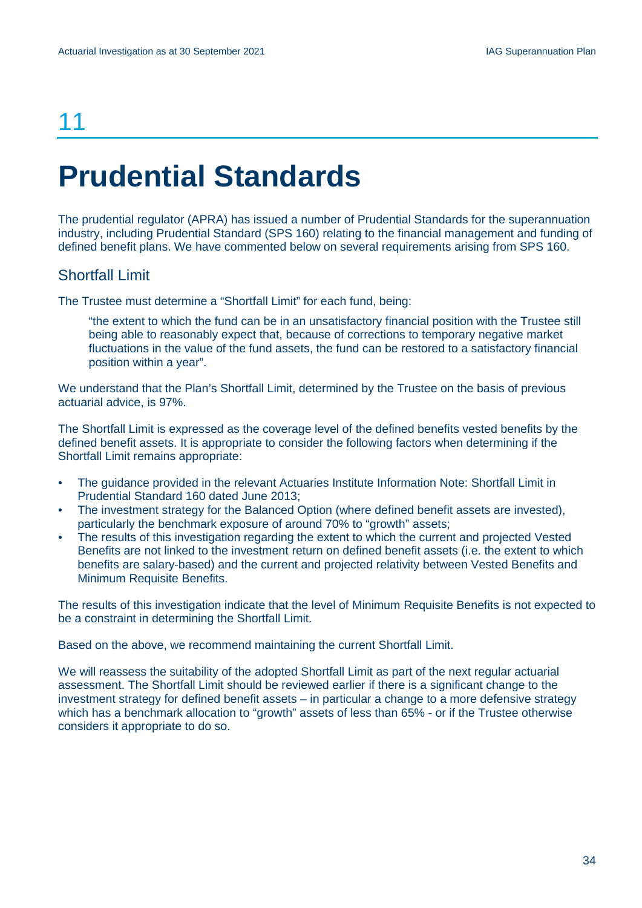# 11

# Prudential Standards

The prudential regulator (APRA) has issued a number of Prudential Standards for the superannuation industry, including Prudential Standard (SPS 160) relating to the financial management and funding of defined benefit plans. We have commented below on several requirements arising from SPS 160.

## Shortfall Limit

The Trustee must determine a "Shortfall Limit" for each fund, being:

> "the extent to which the fund can be in an unsatisfactory financial position with the Trustee still being able to reasonably expect that, because of corrections to temporary negative market fluctuations in the value of the fund assets, the fund can be restored to a satisfactory financial position within a year".

We understand that the Plan's Shortfall Limit, determined by the Trustee on the basis of previous actuarial advice, is 97%.

The Shortfall Limit is expressed as the coverage level of the defined benefits vested benefits by the defined benefit assets. It is appropriate to consider the following factors when determining if the Shortfall Limit remains appropriate:

- The guidance provided in the relevant Actuaries Institute Information Note: Shortfall Limit in Prudential Standard 160 dated June 2013;
- The investment strategy for the Balanced Option (where defined benefit assets are invested), particularly the benchmark exposure of around 70% to "growth" assets;
- The results of this investigation regarding the extent to which the current and projected Vested Benefits are not linked to the investment return on defined benefit assets (i.e. the extent to which benefits are salary-based) and the current and projected relativity between Vested Benefits and Minimum Requisite Benefits.

The results of this investigation indicate that the level of Minimum Requisite Benefits is not expected to be a constraint in determining the Shortfall Limit.

Based on the above, we recommend maintaining the current Shortfall Limit.

We will reassess the suitability of the adopted Shortfall Limit as part of the next regular actuarial assessment. The Shortfall Limit should be reviewed earlier if there is a significant change to the investment strategy for defined benefit assets – in particular a change to a more defensive strategy which has a benchmark allocation to "growth" assets of less than 65% - or if the Trustee otherwise considers it appropriate to do so.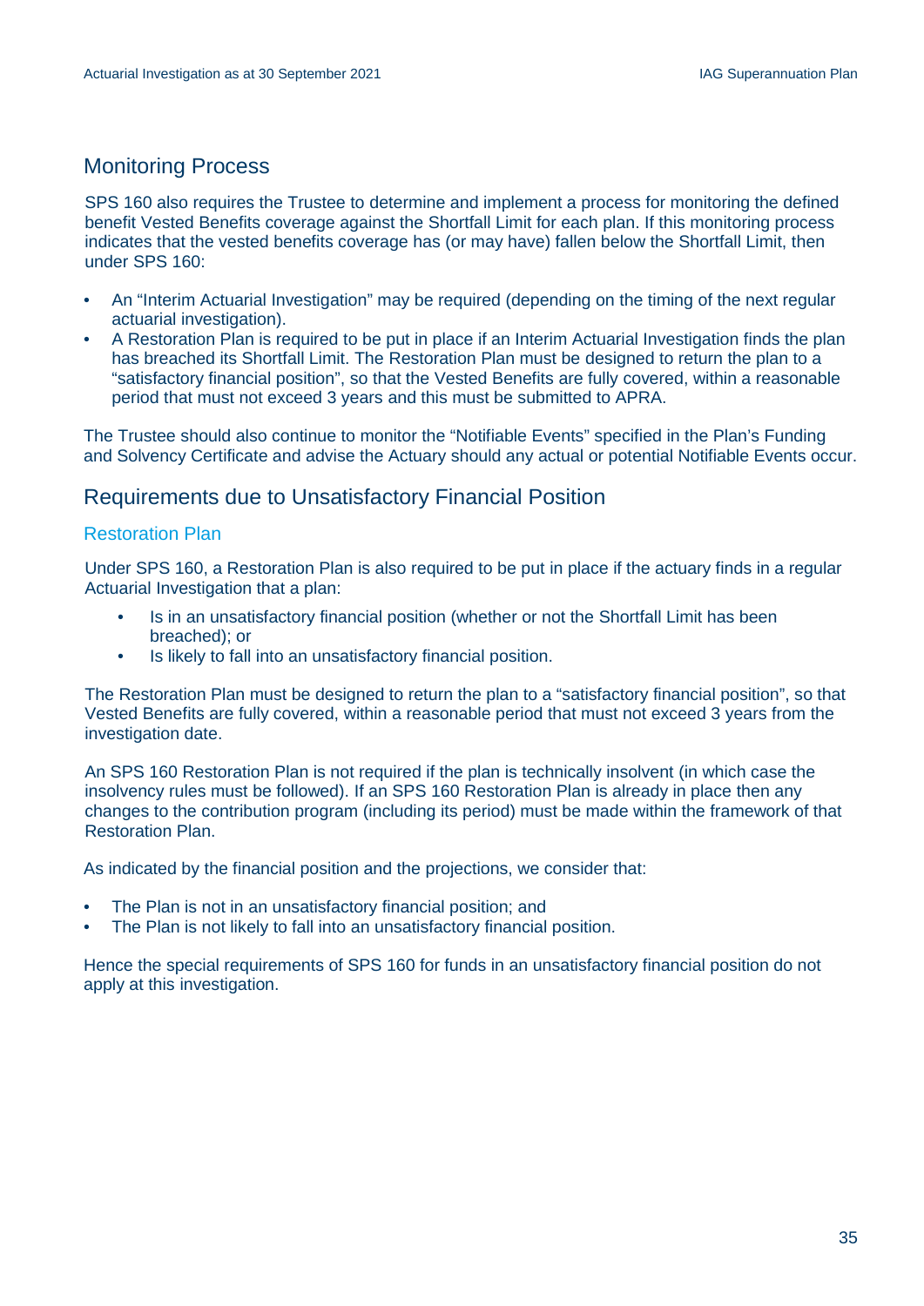## Monitoring Process

SPS 160 also requires the Trustee to determine and implement a process for monitoring the defined benefit Vested Benefits coverage against the Shortfall Limit for each plan. If this monitoring process indicates that the vested benefits coverage has (or may have) fallen below the Shortfall Limit, then under SPS 160:

- An "Interim Actuarial Investigation" may be required (depending on the timing of the next regular actuarial investigation).
- A Restoration Plan is required to be put in place if an Interim Actuarial Investigation finds the plan has breached its Shortfall Limit. The Restoration Plan must be designed to return the plan to a "satisfactory financial position", so that the Vested Benefits are fully covered, within a reasonable period that must not exceed 3 years and this must be submitted to APRA.

The Trustee should also continue to monitor the "Notifiable Events" specified in the Plan's Funding and Solvency Certificate and advise the Actuary should any actual or potential Notifiable Events occur.

## Requirements due to Unsatisfactory Financial Position

### Restoration Plan

Under SPS 160, a Restoration Plan is also required to be put in place if the actuary finds in a regular Actuarial Investigation that a plan:

- Is in an unsatisfactory financial position (whether or not the Shortfall Limit has been breached); or
- Is likely to fall into an unsatisfactory financial position.

The Restoration Plan must be designed to return the plan to a "satisfactory financial position", so that Vested Benefits are fully covered, within a reasonable period that must not exceed 3 years from the investigation date.

An SPS 160 Restoration Plan is not required if the plan is technically insolvent (in which case the insolvency rules must be followed). If an SPS 160 Restoration Plan is already in place then any changes to the contribution program (including its period) must be made within the framework of that Restoration Plan.

As indicated by the financial position and the projections, we consider that:

- The Plan is not in an unsatisfactory financial position; and
- The Plan is not likely to fall into an unsatisfactory financial position.

Hence the special requirements of SPS 160 for funds in an unsatisfactory financial position do not apply at this investigation.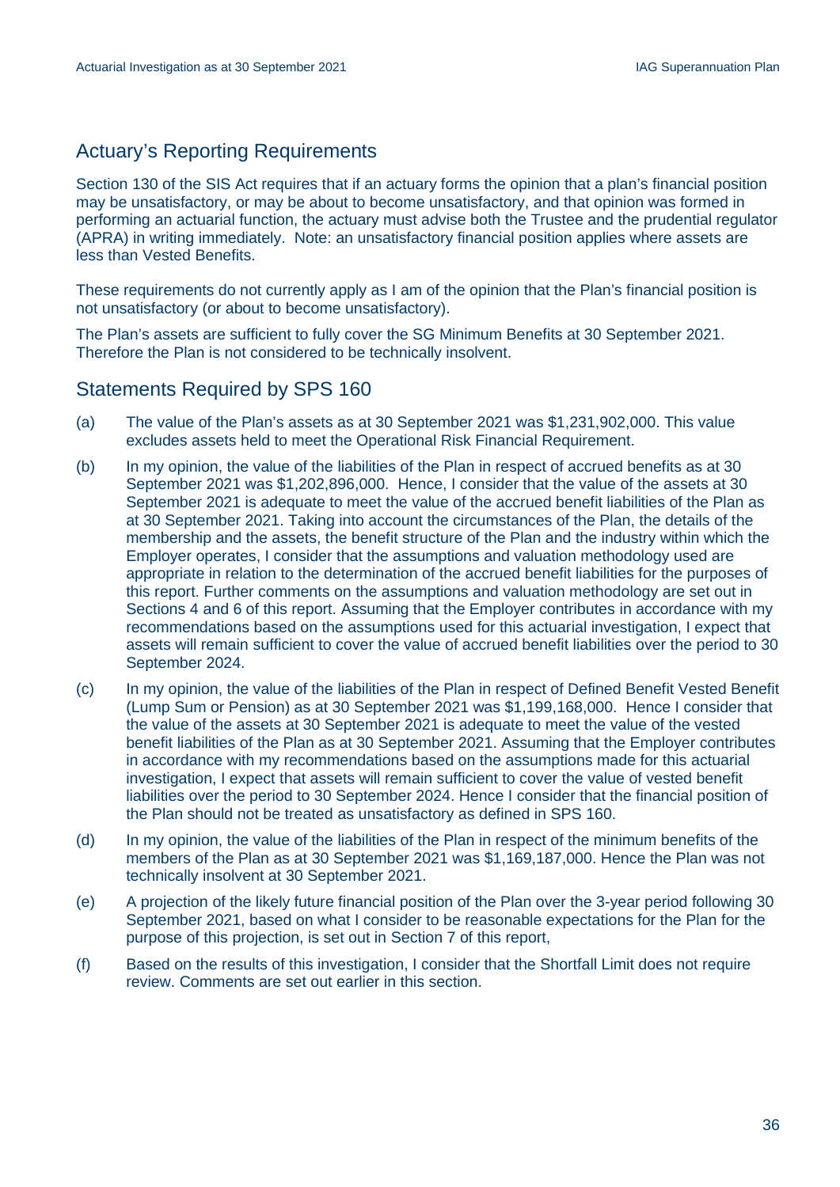## Actuary's Reporting Requirements

Section 130 of the SIS Act requires that if an actuary forms the opinion that a plan's financial position may be unsatisfactory, or may be about to become unsatisfactory, and that opinion was formed in performing an actuarial function, the actuary must advise both the Trustee and the prudential regulator (APRA) in writing immediately. Note: an unsatisfactory financial position applies where assets are less than Vested Benefits.

These requirements do not currently apply as I am of the opinion that the Plan's financial position is not unsatisfactory (or about to become unsatisfactory).

The Plan's assets are sufficient to fully cover the SG Minimum Benefits at 30 September 2021. Therefore the Plan is not considered to be technically insolvent.

## Statements Required by SPS 160

(a) The value of the Plan's assets as at 30 September 2021 was $1,231,902,000. This value excludes assets held to meet the Operational Risk Financial Requirement.

(b) In my opinion, the value of the liabilities of the Plan in respect of accrued benefits as at 30 September 2021 was $1,202,896,000. Hence, I consider that the value of the assets at 30 September 2021 is adequate to meet the value of the accrued benefit liabilities of the Plan as at 30 September 2021. Taking into account the circumstances of the Plan, the details of the membership and the assets, the benefit structure of the Plan and the industry within which the Employer operates, I consider that the assumptions and valuation methodology used are appropriate in relation to the determination of the accrued benefit liabilities for the purposes of this report. Further comments on the assumptions and valuation methodology are set out in Sections 4 and 6 of this report. Assuming that the Employer contributes in accordance with my recommendations based on the assumptions used for this actuarial investigation, I expect that assets will remain sufficient to cover the value of accrued benefit liabilities over the period to 30 September 2024.

(c) In my opinion, the value of the liabilities of the Plan in respect of Defined Benefit Vested Benefit (Lump Sum or Pension) as at 30 September 2021 was $1,199,168,000. Hence I consider that the value of the assets at 30 September 2021 is adequate to meet the value of the vested benefit liabilities of the Plan as at 30 September 2021. Assuming that the Employer contributes in accordance with my recommendations based on the assumptions made for this actuarial investigation, I expect that assets will remain sufficient to cover the value of vested benefit liabilities over the period to 30 September 2024. Hence I consider that the financial position of the Plan should not be treated as unsatisfactory as defined in SPS 160.

(d) In my opinion, the value of the liabilities of the Plan in respect of the minimum benefits of the members of the Plan as at 30 September 2021 was $1,169,187,000. Hence the Plan was not technically insolvent at 30 September 2021.

(e) A projection of the likely future financial position of the Plan over the 3-year period following 30 September 2021, based on what I consider to be reasonable expectations for the Plan for the purpose of this projection, is set out in Section 7 of this report,

(f) Based on the results of this investigation, I consider that the Shortfall Limit does not require review. Comments are set out earlier in this section.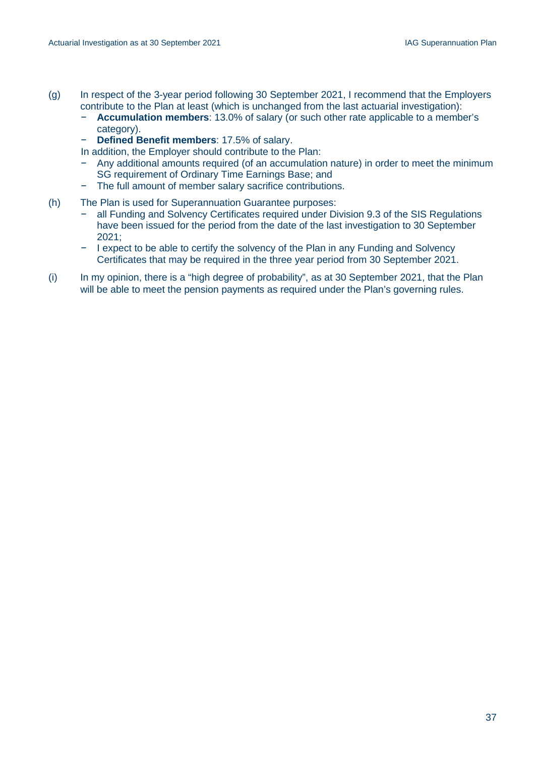(g) In respect of the 3-year period following 30 September 2021, I recommend that the Employers contribute to the Plan at least (which is unchanged from the last actuarial investigation):

- **Accumulation members**: 13.0% of salary (or such other rate applicable to a member's category).
- **Defined Benefit members**: 17.5% of salary.

In addition, the Employer should contribute to the Plan:

- Any additional amounts required (of an accumulation nature) in order to meet the minimum SG requirement of Ordinary Time Earnings Base; and
- The full amount of member salary sacrifice contributions.

(h) The Plan is used for Superannuation Guarantee purposes:

- all Funding and Solvency Certificates required under Division 9.3 of the SIS Regulations have been issued for the period from the date of the last investigation to 30 September 2021;
- I expect to be able to certify the solvency of the Plan in any Funding and Solvency Certificates that may be required in the three year period from 30 September 2021.

(i) In my opinion, there is a "high degree of probability", as at 30 September 2021, that the Plan will be able to meet the pension payments as required under the Plan's governing rules.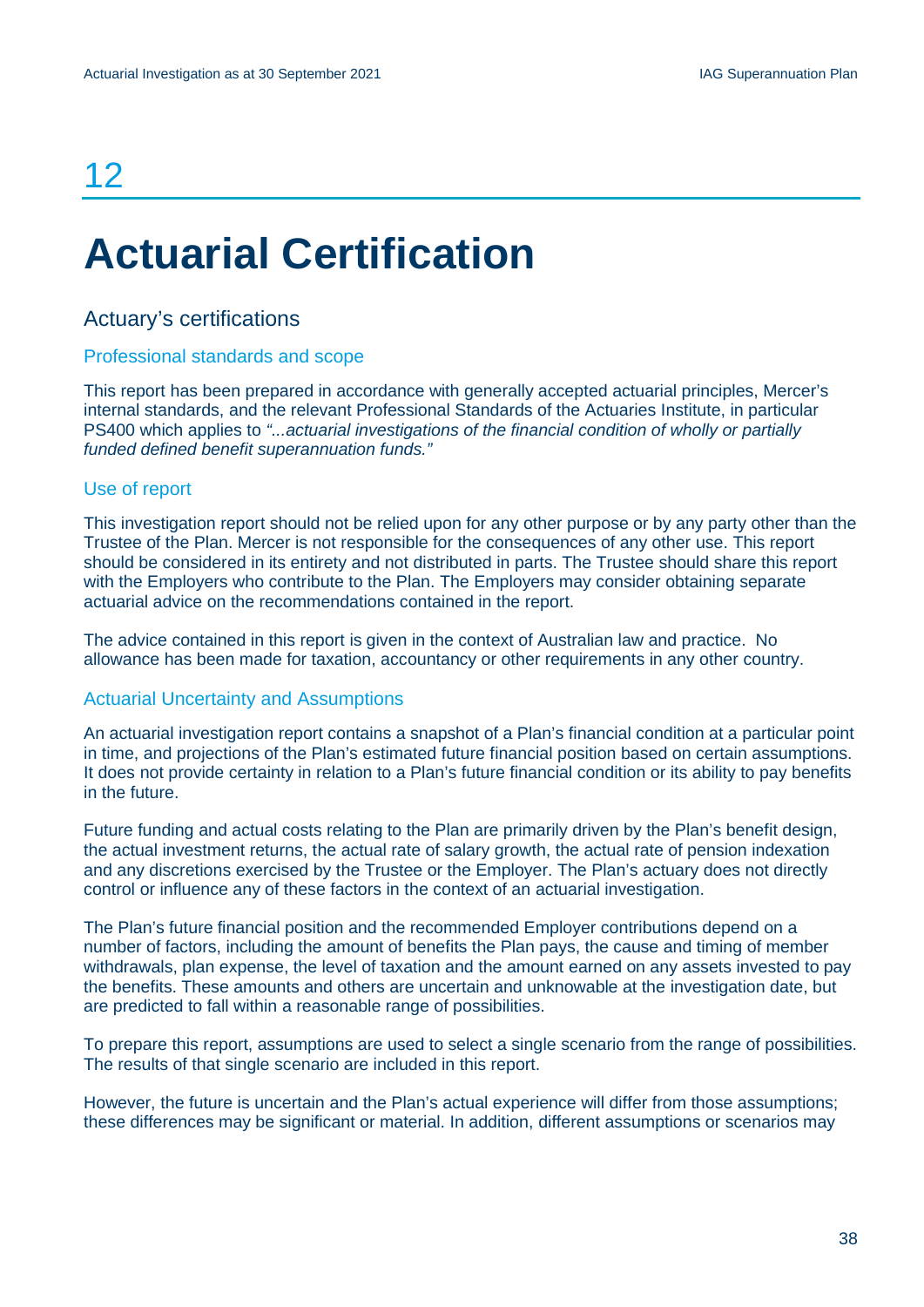# 12

# Actuarial Certification

## Actuary's certifications

### Professional standards and scope

This report has been prepared in accordance with generally accepted actuarial principles, Mercer's internal standards, and the relevant Professional Standards of the Actuaries Institute, in particular PS400 which applies to *"...actuarial investigations of the financial condition of wholly or partially funded defined benefit superannuation funds."*

### Use of report

This investigation report should not be relied upon for any other purpose or by any party other than the Trustee of the Plan. Mercer is not responsible for the consequences of any other use. This report should be considered in its entirety and not distributed in parts. The Trustee should share this report with the Employers who contribute to the Plan. The Employers may consider obtaining separate actuarial advice on the recommendations contained in the report.

The advice contained in this report is given in the context of Australian law and practice. No allowance has been made for taxation, accountancy or other requirements in any other country.

### Actuarial Uncertainty and Assumptions

An actuarial investigation report contains a snapshot of a Plan's financial condition at a particular point in time, and projections of the Plan's estimated future financial position based on certain assumptions. It does not provide certainty in relation to a Plan's future financial condition or its ability to pay benefits in the future.

Future funding and actual costs relating to the Plan are primarily driven by the Plan's benefit design, the actual investment returns, the actual rate of salary growth, the actual rate of pension indexation and any discretions exercised by the Trustee or the Employer. The Plan's actuary does not directly control or influence any of these factors in the context of an actuarial investigation.

The Plan's future financial position and the recommended Employer contributions depend on a number of factors, including the amount of benefits the Plan pays, the cause and timing of member withdrawals, plan expense, the level of taxation and the amount earned on any assets invested to pay the benefits. These amounts and others are uncertain and unknowable at the investigation date, but are predicted to fall within a reasonable range of possibilities.

To prepare this report, assumptions are used to select a single scenario from the range of possibilities. The results of that single scenario are included in this report.

However, the future is uncertain and the Plan's actual experience will differ from those assumptions; these differences may be significant or material. In addition, different assumptions or scenarios may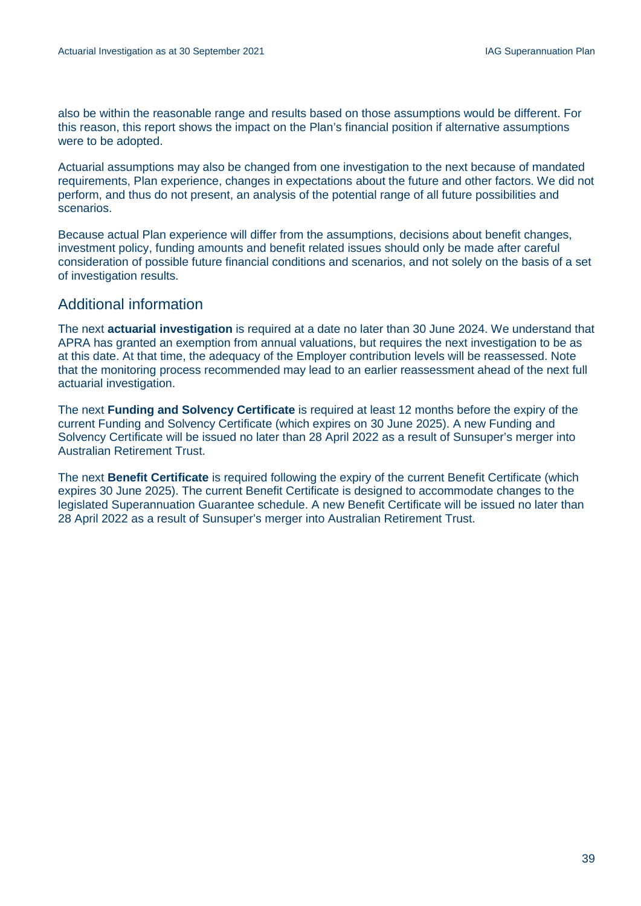also be within the reasonable range and results based on those assumptions would be different. For this reason, this report shows the impact on the Plan's financial position if alternative assumptions were to be adopted.

Actuarial assumptions may also be changed from one investigation to the next because of mandated requirements, Plan experience, changes in expectations about the future and other factors. We did not perform, and thus do not present, an analysis of the potential range of all future possibilities and scenarios.

Because actual Plan experience will differ from the assumptions, decisions about benefit changes, investment policy, funding amounts and benefit related issues should only be made after careful consideration of possible future financial conditions and scenarios, and not solely on the basis of a set of investigation results.

## Additional information

The next **actuarial investigation** is required at a date no later than 30 June 2024. We understand that APRA has granted an exemption from annual valuations, but requires the next investigation to be as at this date. At that time, the adequacy of the Employer contribution levels will be reassessed. Note that the monitoring process recommended may lead to an earlier reassessment ahead of the next full actuarial investigation.

The next **Funding and Solvency Certificate** is required at least 12 months before the expiry of the current Funding and Solvency Certificate (which expires on 30 June 2025). A new Funding and Solvency Certificate will be issued no later than 28 April 2022 as a result of Sunsuper's merger into Australian Retirement Trust.

The next **Benefit Certificate** is required following the expiry of the current Benefit Certificate (which expires 30 June 2025). The current Benefit Certificate is designed to accommodate changes to the legislated Superannuation Guarantee schedule. A new Benefit Certificate will be issued no later than 28 April 2022 as a result of Sunsuper's merger into Australian Retirement Trust.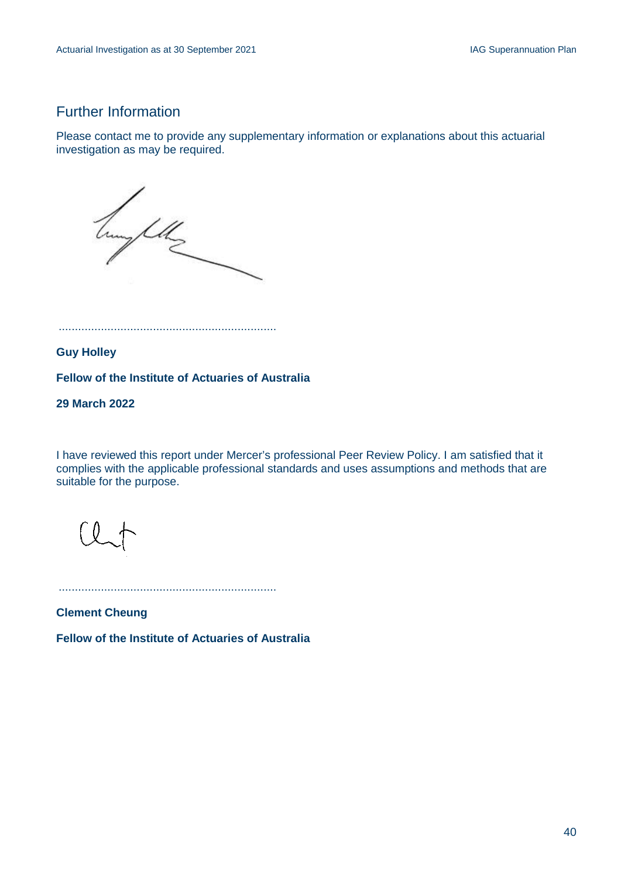## Further Information

Please contact me to provide any supplementary information or explanations about this actuarial investigation as may be required.

...................................................................

**Guy Holley**

**Fellow of the Institute of Actuaries of Australia**

**29 March 2022**

I have reviewed this report under Mercer's professional Peer Review Policy. I am satisfied that it complies with the applicable professional standards and uses assumptions and methods that are suitable for the purpose.

...................................................................

**Clement Cheung**

**Fellow of the Institute of Actuaries of Australia**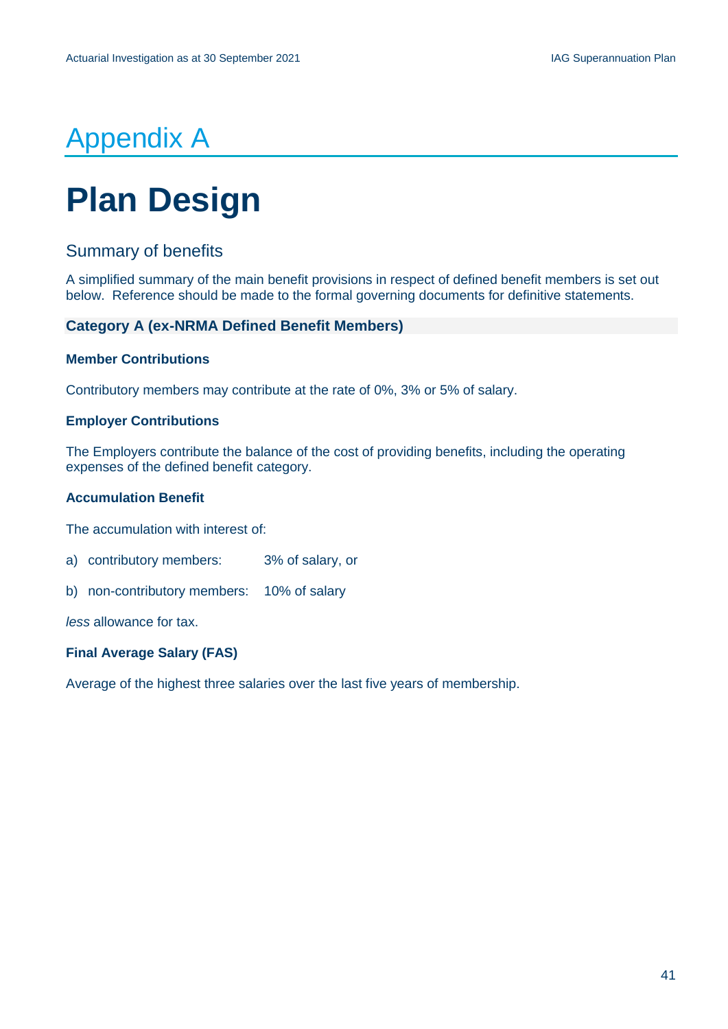# Appendix A

# Plan Design

## Summary of benefits

A simplified summary of the main benefit provisions in respect of defined benefit members is set out below. Reference should be made to the formal governing documents for definitive statements.

### Category A (ex-NRMA Defined Benefit Members)

**Member Contributions**

Contributory members may contribute at the rate of 0%, 3% or 5% of salary.

**Employer Contributions**

The Employers contribute the balance of the cost of providing benefits, including the operating expenses of the defined benefit category.

**Accumulation Benefit**

The accumulation with interest of:

a) contributory members: 3% of salary, or

b) non-contributory members: 10% of salary

*less* allowance for tax.

**Final Average Salary (FAS)**

Average of the highest three salaries over the last five years of membership.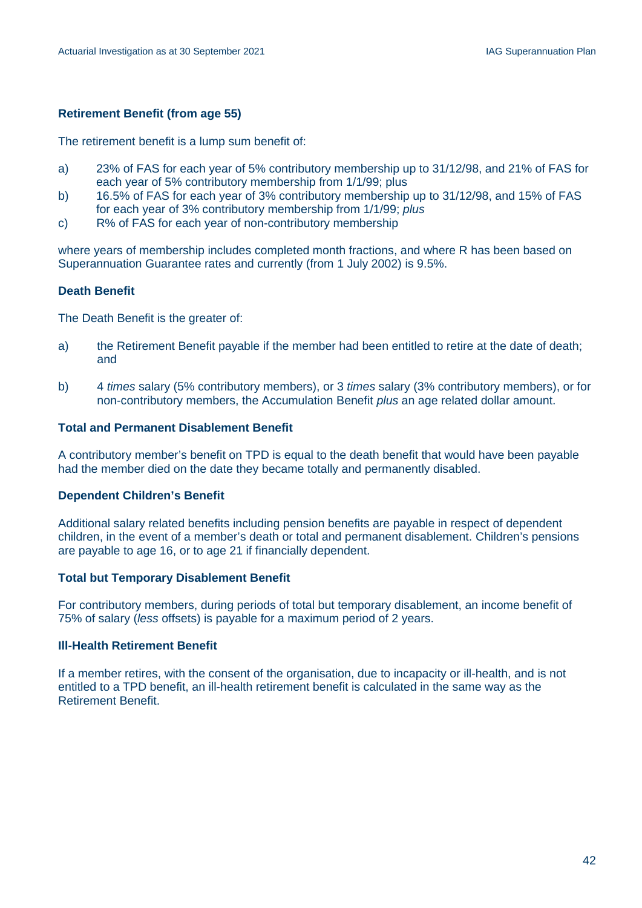### Retirement Benefit (from age 55)

The retirement benefit is a lump sum benefit of:

a) 23% of FAS for each year of 5% contributory membership up to 31/12/98, and 21% of FAS for each year of 5% contributory membership from 1/1/99; plus
b) 16.5% of FAS for each year of 3% contributory membership up to 31/12/98, and 15% of FAS for each year of 3% contributory membership from 1/1/99; *plus*
c) R% of FAS for each year of non-contributory membership

where years of membership includes completed month fractions, and where R has been based on Superannuation Guarantee rates and currently (from 1 July 2002) is 9.5%.

### Death Benefit

The Death Benefit is the greater of:

a) the Retirement Benefit payable if the member had been entitled to retire at the date of death; and

b) 4 *times* salary (5% contributory members), or 3 *times* salary (3% contributory members), or for non-contributory members, the Accumulation Benefit *plus* an age related dollar amount.

### Total and Permanent Disablement Benefit

A contributory member's benefit on TPD is equal to the death benefit that would have been payable had the member died on the date they became totally and permanently disabled.

### Dependent Children's Benefit

Additional salary related benefits including pension benefits are payable in respect of dependent children, in the event of a member's death or total and permanent disablement. Children's pensions are payable to age 16, or to age 21 if financially dependent.

### Total but Temporary Disablement Benefit

For contributory members, during periods of total but temporary disablement, an income benefit of 75% of salary (*less* offsets) is payable for a maximum period of 2 years.

### Ill-Health Retirement Benefit

If a member retires, with the consent of the organisation, due to incapacity or ill-health, and is not entitled to a TPD benefit, an ill-health retirement benefit is calculated in the same way as the Retirement Benefit.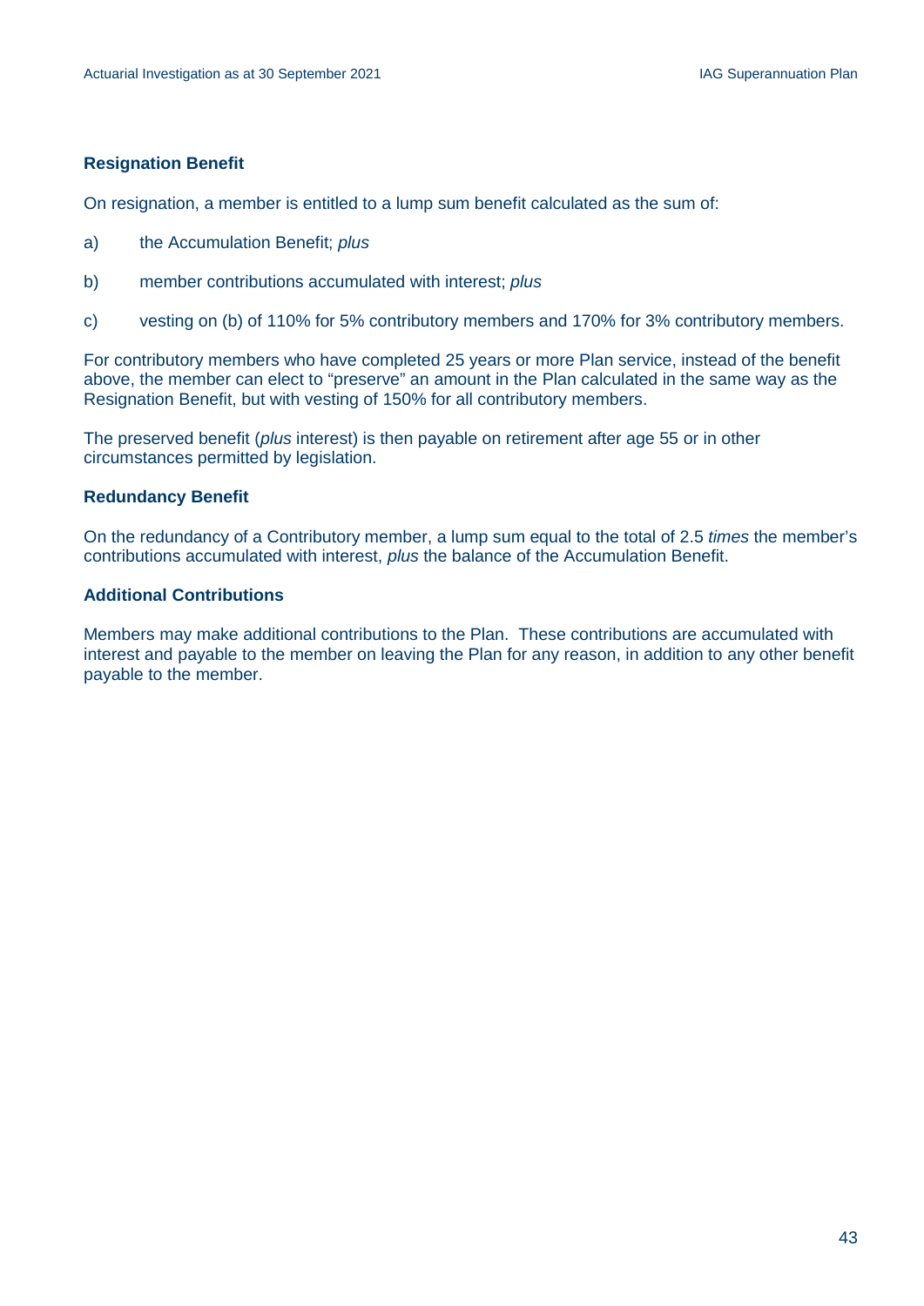### Resignation Benefit

On resignation, a member is entitled to a lump sum benefit calculated as the sum of:

a) the Accumulation Benefit; *plus*

b) member contributions accumulated with interest; *plus*

c) vesting on (b) of 110% for 5% contributory members and 170% for 3% contributory members.

For contributory members who have completed 25 years or more Plan service, instead of the benefit above, the member can elect to "preserve" an amount in the Plan calculated in the same way as the Resignation Benefit, but with vesting of 150% for all contributory members.

The preserved benefit (*plus* interest) is then payable on retirement after age 55 or in other circumstances permitted by legislation.

### Redundancy Benefit

On the redundancy of a Contributory member, a lump sum equal to the total of 2.5 *times* the member's contributions accumulated with interest, *plus* the balance of the Accumulation Benefit.

### Additional Contributions

Members may make additional contributions to the Plan. These contributions are accumulated with interest and payable to the member on leaving the Plan for any reason, in addition to any other benefit payable to the member.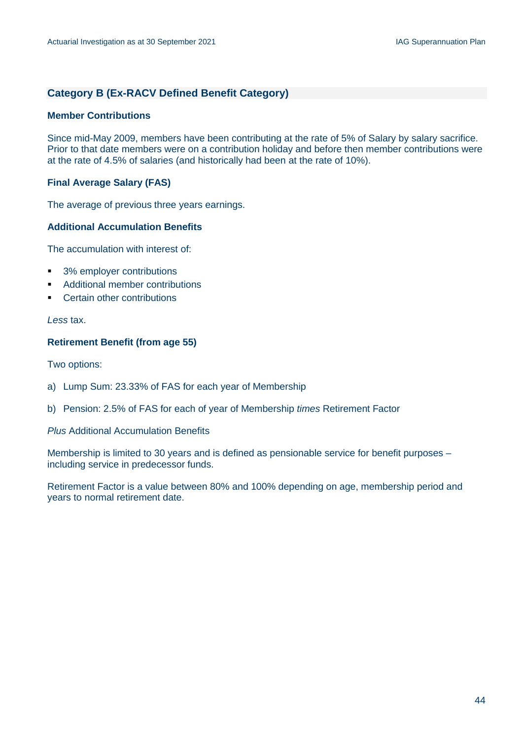## Category B (Ex-RACV Defined Benefit Category)

### Member Contributions

Since mid-May 2009, members have been contributing at the rate of 5% of Salary by salary sacrifice. Prior to that date members were on a contribution holiday and before then member contributions were at the rate of 4.5% of salaries (and historically had been at the rate of 10%).

### Final Average Salary (FAS)

The average of previous three years earnings.

### Additional Accumulation Benefits

The accumulation with interest of:

- 3% employer contributions
- Additional member contributions
- Certain other contributions

*Less* tax.

### Retirement Benefit (from age 55)

Two options:

a) Lump Sum: 23.33% of FAS for each year of Membership

b) Pension: 2.5% of FAS for each of year of Membership *times* Retirement Factor

*Plus* Additional Accumulation Benefits

Membership is limited to 30 years and is defined as pensionable service for benefit purposes – including service in predecessor funds.

Retirement Factor is a value between 80% and 100% depending on age, membership period and years to normal retirement date.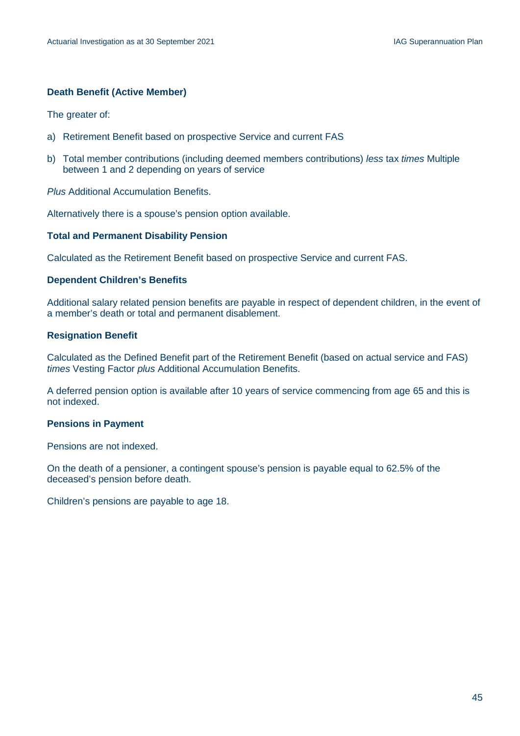### Death Benefit (Active Member)

The greater of:

a) Retirement Benefit based on prospective Service and current FAS

b) Total member contributions (including deemed members contributions) *less* tax *times* Multiple between 1 and 2 depending on years of service

*Plus* Additional Accumulation Benefits.

Alternatively there is a spouse's pension option available.

### Total and Permanent Disability Pension

Calculated as the Retirement Benefit based on prospective Service and current FAS.

### Dependent Children's Benefits

Additional salary related pension benefits are payable in respect of dependent children, in the event of a member's death or total and permanent disablement.

### Resignation Benefit

Calculated as the Defined Benefit part of the Retirement Benefit (based on actual service and FAS) *times* Vesting Factor *plus* Additional Accumulation Benefits.

A deferred pension option is available after 10 years of service commencing from age 65 and this is not indexed.

### Pensions in Payment

Pensions are not indexed.

On the death of a pensioner, a contingent spouse's pension is payable equal to 62.5% of the deceased's pension before death.

Children's pensions are payable to age 18.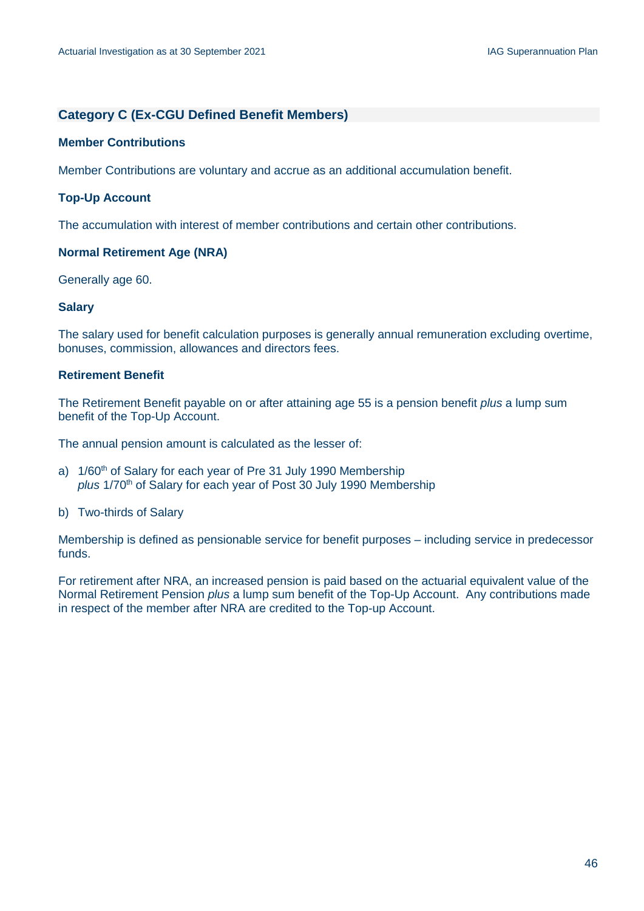## Category C (Ex-CGU Defined Benefit Members)

### Member Contributions

Member Contributions are voluntary and accrue as an additional accumulation benefit.

### Top-Up Account

The accumulation with interest of member contributions and certain other contributions.

### Normal Retirement Age (NRA)

Generally age 60.

### Salary

The salary used for benefit calculation purposes is generally annual remuneration excluding overtime, bonuses, commission, allowances and directors fees.

### Retirement Benefit

The Retirement Benefit payable on or after attaining age 55 is a pension benefit *plus* a lump sum benefit of the Top-Up Account.

The annual pension amount is calculated as the lesser of:

a) 1/60th of Salary for each year of Pre 31 July 1990 Membership
   *plus* 1/70th of Salary for each year of Post 30 July 1990 Membership

b) Two-thirds of Salary

Membership is defined as pensionable service for benefit purposes – including service in predecessor funds.

For retirement after NRA, an increased pension is paid based on the actuarial equivalent value of the Normal Retirement Pension *plus* a lump sum benefit of the Top-Up Account. Any contributions made in respect of the member after NRA are credited to the Top-up Account.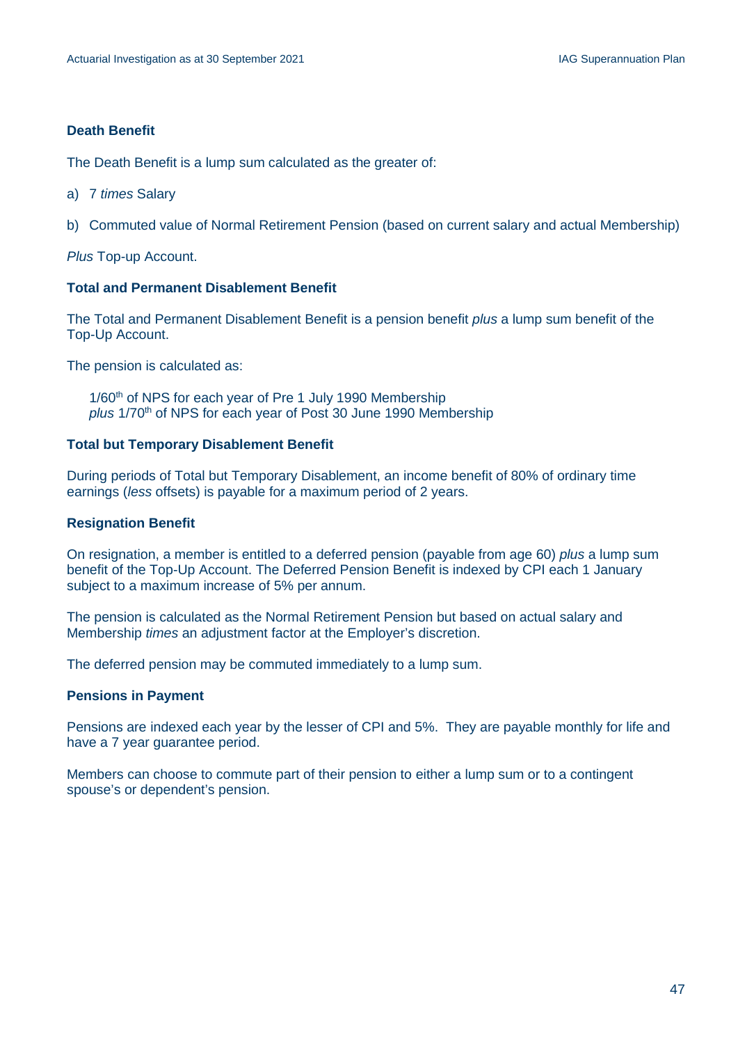### Death Benefit

The Death Benefit is a lump sum calculated as the greater of:

a) 7 *times* Salary

b) Commuted value of Normal Retirement Pension (based on current salary and actual Membership)

*Plus* Top-up Account.

### Total and Permanent Disablement Benefit

The Total and Permanent Disablement Benefit is a pension benefit *plus* a lump sum benefit of the Top-Up Account.

The pension is calculated as:

> 1/60th of NPS for each year of Pre 1 July 1990 Membership
> *plus* 1/70th of NPS for each year of Post 30 June 1990 Membership

### Total but Temporary Disablement Benefit

During periods of Total but Temporary Disablement, an income benefit of 80% of ordinary time earnings (*less* offsets) is payable for a maximum period of 2 years.

### Resignation Benefit

On resignation, a member is entitled to a deferred pension (payable from age 60) *plus* a lump sum benefit of the Top-Up Account. The Deferred Pension Benefit is indexed by CPI each 1 January subject to a maximum increase of 5% per annum.

The pension is calculated as the Normal Retirement Pension but based on actual salary and Membership *times* an adjustment factor at the Employer's discretion.

The deferred pension may be commuted immediately to a lump sum.

### Pensions in Payment

Pensions are indexed each year by the lesser of CPI and 5%. They are payable monthly for life and have a 7 year guarantee period.

Members can choose to commute part of their pension to either a lump sum or to a contingent spouse's or dependent's pension.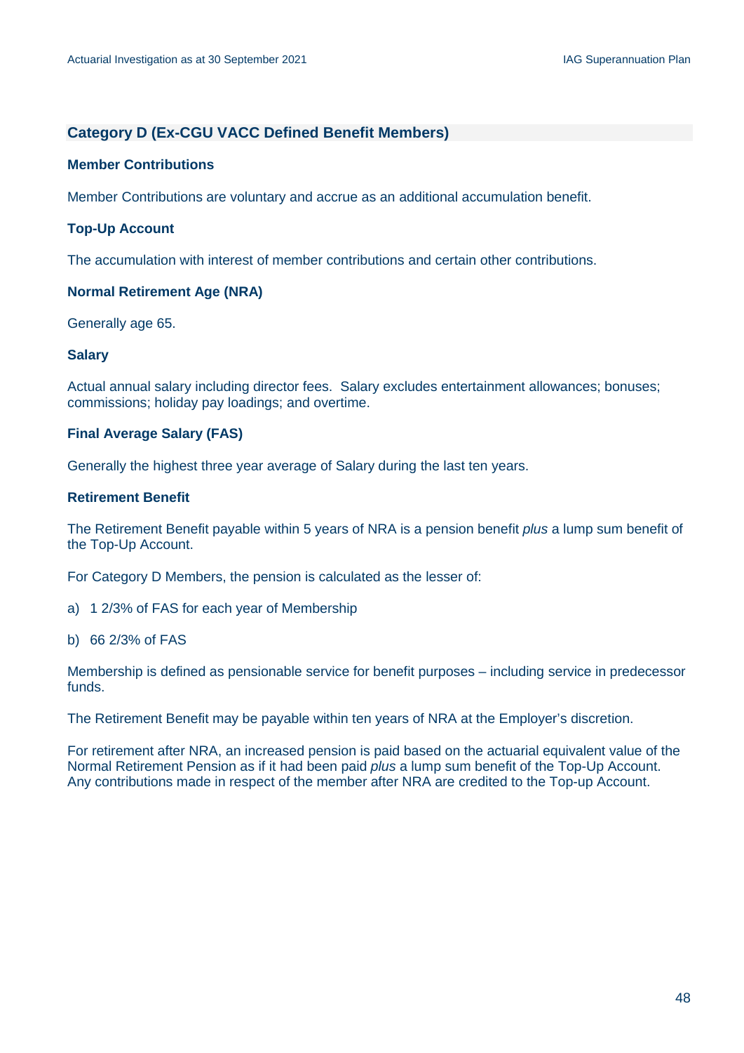## Category D (Ex-CGU VACC Defined Benefit Members)

### Member Contributions

Member Contributions are voluntary and accrue as an additional accumulation benefit.

### Top-Up Account

The accumulation with interest of member contributions and certain other contributions.

### Normal Retirement Age (NRA)

Generally age 65.

### Salary

Actual annual salary including director fees. Salary excludes entertainment allowances; bonuses; commissions; holiday pay loadings; and overtime.

### Final Average Salary (FAS)

Generally the highest three year average of Salary during the last ten years.

### Retirement Benefit

The Retirement Benefit payable within 5 years of NRA is a pension benefit *plus* a lump sum benefit of the Top-Up Account.

For Category D Members, the pension is calculated as the lesser of:

a) 1 2/3% of FAS for each year of Membership

b) 66 2/3% of FAS

Membership is defined as pensionable service for benefit purposes – including service in predecessor funds.

The Retirement Benefit may be payable within ten years of NRA at the Employer's discretion.

For retirement after NRA, an increased pension is paid based on the actuarial equivalent value of the Normal Retirement Pension as if it had been paid *plus* a lump sum benefit of the Top-Up Account. Any contributions made in respect of the member after NRA are credited to the Top-up Account.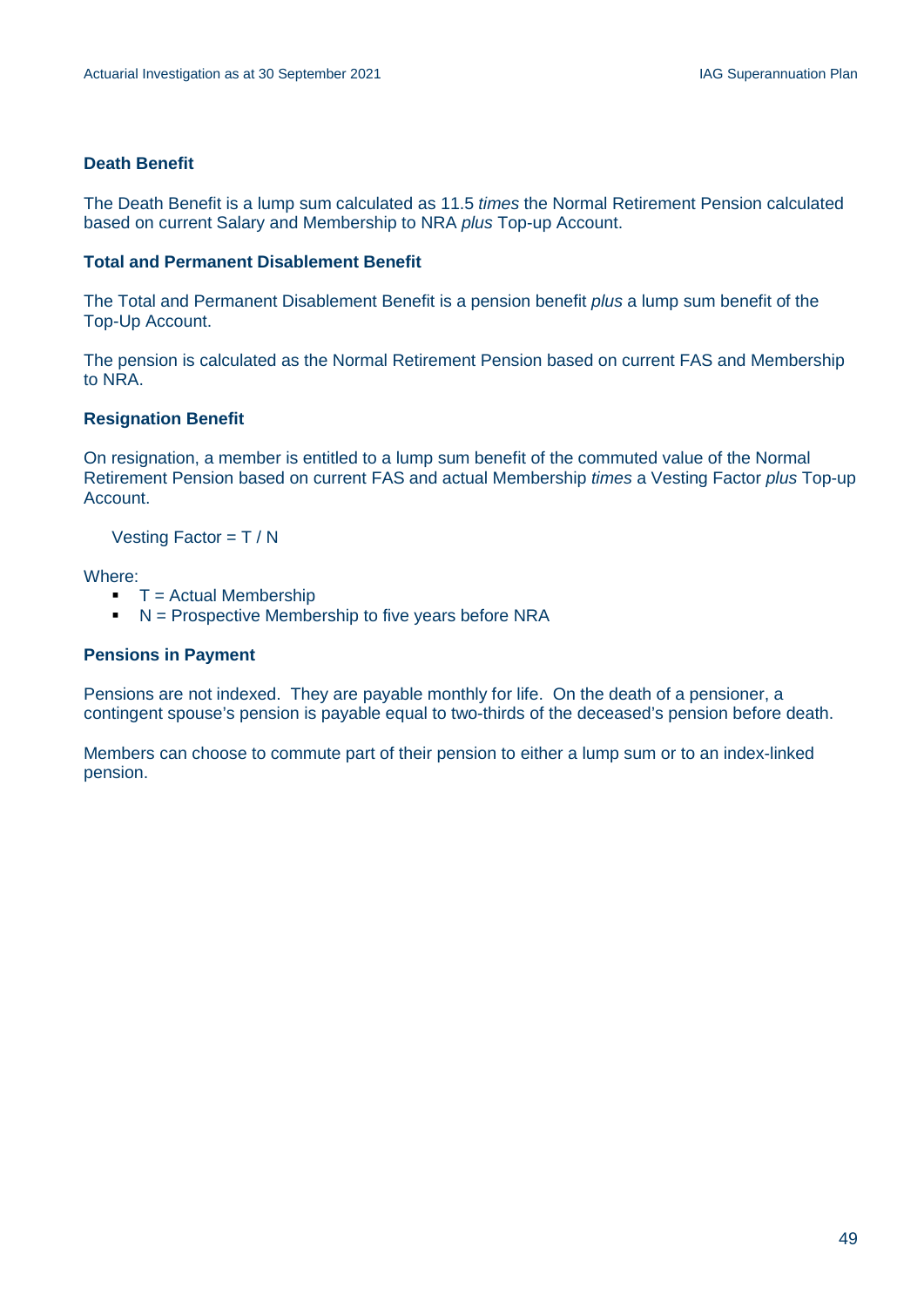### Death Benefit

The Death Benefit is a lump sum calculated as 11.5 *times* the Normal Retirement Pension calculated based on current Salary and Membership to NRA *plus* Top-up Account.

### Total and Permanent Disablement Benefit

The Total and Permanent Disablement Benefit is a pension benefit *plus* a lump sum benefit of the Top-Up Account.

The pension is calculated as the Normal Retirement Pension based on current FAS and Membership to NRA.

### Resignation Benefit

On resignation, a member is entitled to a lump sum benefit of the commuted value of the Normal Retirement Pension based on current FAS and actual Membership *times* a Vesting Factor *plus* Top-up Account.

Vesting Factor = T / N

Where:

- T = Actual Membership
- N = Prospective Membership to five years before NRA

### Pensions in Payment

Pensions are not indexed. They are payable monthly for life. On the death of a pensioner, a contingent spouse's pension is payable equal to two-thirds of the deceased's pension before death.

Members can choose to commute part of their pension to either a lump sum or to an index-linked pension.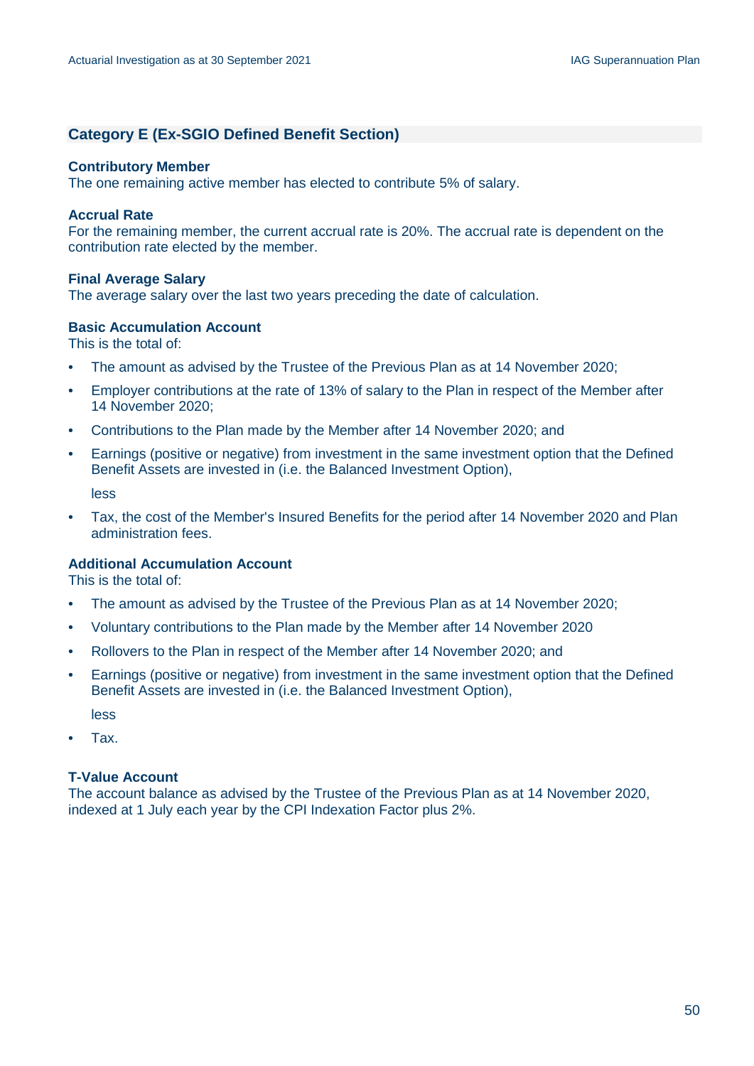## Category E (Ex-SGIO Defined Benefit Section)

**Contributory Member**
The one remaining active member has elected to contribute 5% of salary.

**Accrual Rate**
For the remaining member, the current accrual rate is 20%. The accrual rate is dependent on the contribution rate elected by the member.

**Final Average Salary**
The average salary over the last two years preceding the date of calculation.

**Basic Accumulation Account**
This is the total of:

- The amount as advised by the Trustee of the Previous Plan as at 14 November 2020;
- Employer contributions at the rate of 13% of salary to the Plan in respect of the Member after 14 November 2020;
- Contributions to the Plan made by the Member after 14 November 2020; and
- Earnings (positive or negative) from investment in the same investment option that the Defined Benefit Assets are invested in (i.e. the Balanced Investment Option),

  less

- Tax, the cost of the Member's Insured Benefits for the period after 14 November 2020 and Plan administration fees.

**Additional Accumulation Account**
This is the total of:

- The amount as advised by the Trustee of the Previous Plan as at 14 November 2020;
- Voluntary contributions to the Plan made by the Member after 14 November 2020
- Rollovers to the Plan in respect of the Member after 14 November 2020; and
- Earnings (positive or negative) from investment in the same investment option that the Defined Benefit Assets are invested in (i.e. the Balanced Investment Option),

  less

- Tax.

**T-Value Account**
The account balance as advised by the Trustee of the Previous Plan as at 14 November 2020, indexed at 1 July each year by the CPI Indexation Factor plus 2%.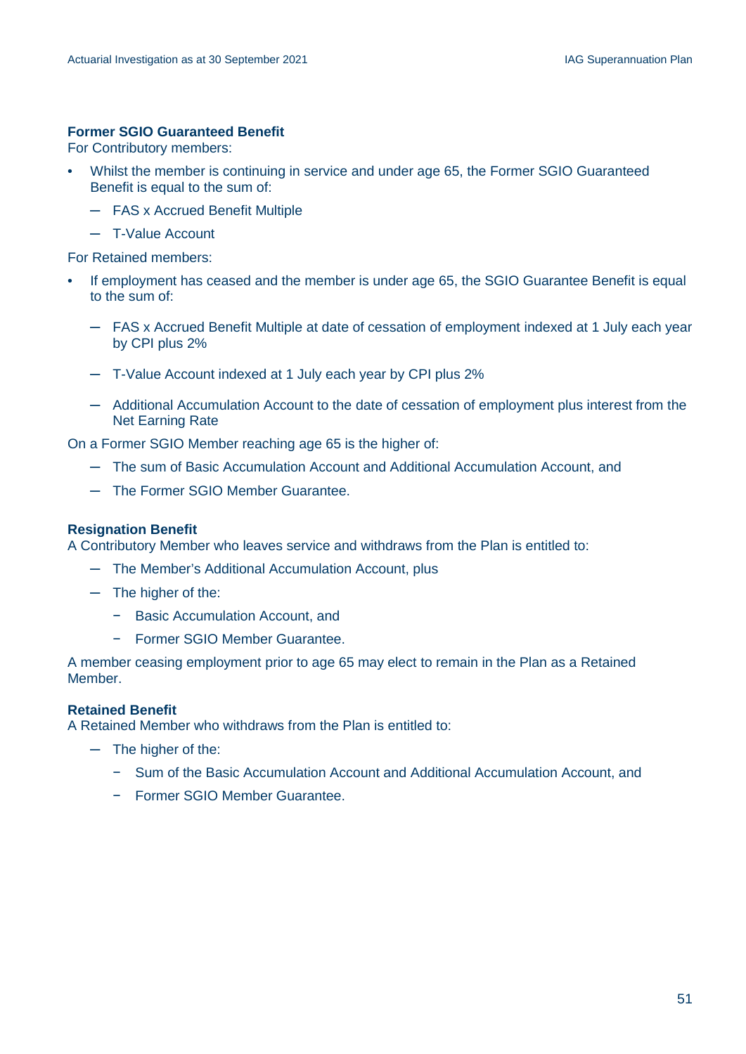**Former SGIO Guaranteed Benefit**

For Contributory members:

- Whilst the member is continuing in service and under age 65, the Former SGIO Guaranteed Benefit is equal to the sum of:
  - FAS x Accrued Benefit Multiple
  - T-Value Account

For Retained members:

- If employment has ceased and the member is under age 65, the SGIO Guarantee Benefit is equal to the sum of:
  - FAS x Accrued Benefit Multiple at date of cessation of employment indexed at 1 July each year by CPI plus 2%
  - T-Value Account indexed at 1 July each year by CPI plus 2%
  - Additional Accumulation Account to the date of cessation of employment plus interest from the Net Earning Rate

On a Former SGIO Member reaching age 65 is the higher of:

- The sum of Basic Accumulation Account and Additional Accumulation Account, and
- The Former SGIO Member Guarantee.

**Resignation Benefit**

A Contributory Member who leaves service and withdraws from the Plan is entitled to:

- The Member's Additional Accumulation Account, plus
- The higher of the:
  - Basic Accumulation Account, and
  - Former SGIO Member Guarantee.

A member ceasing employment prior to age 65 may elect to remain in the Plan as a Retained Member.

**Retained Benefit**

A Retained Member who withdraws from the Plan is entitled to:

- The higher of the:
  - Sum of the Basic Accumulation Account and Additional Accumulation Account, and
  - Former SGIO Member Guarantee.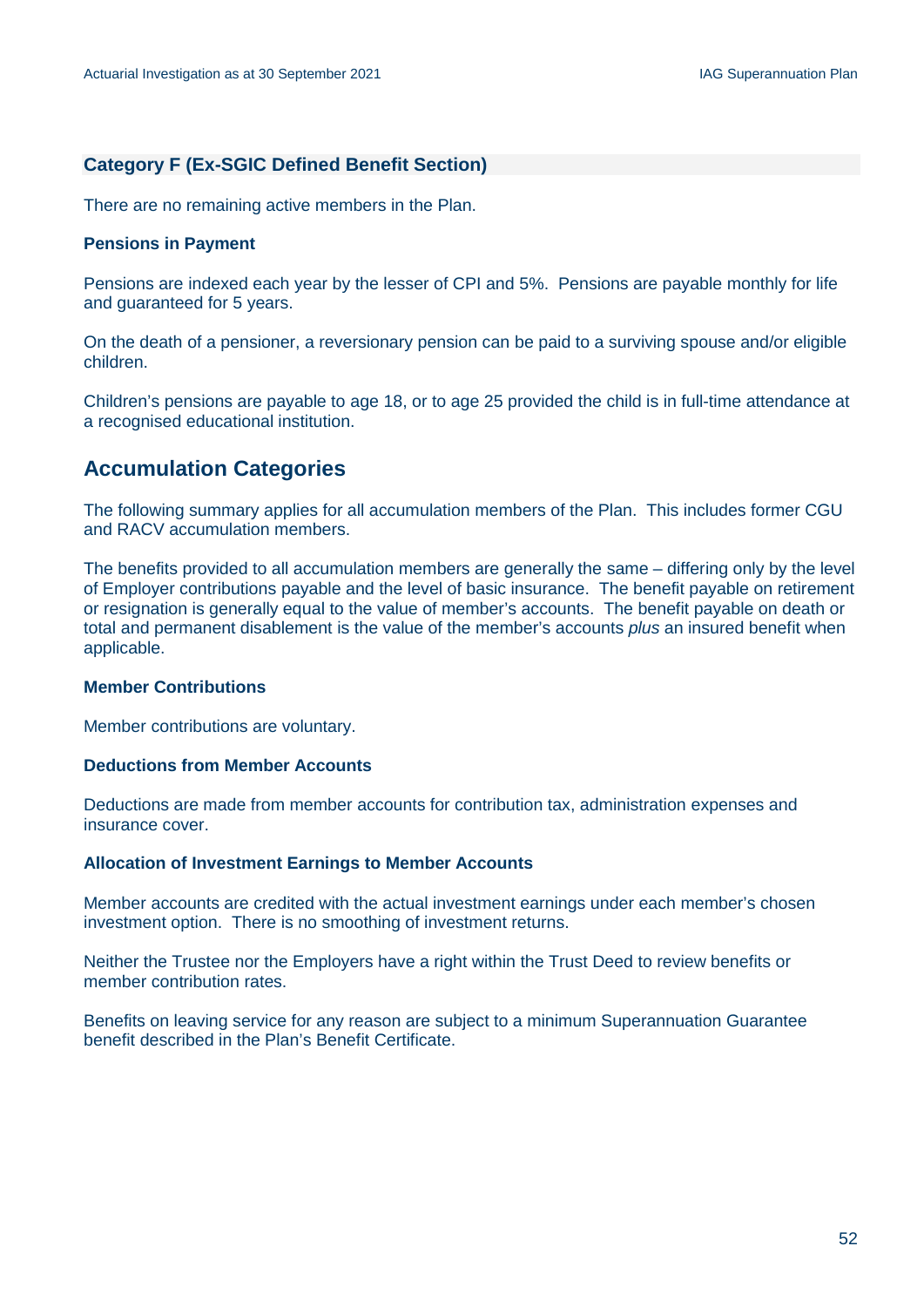### Category F (Ex-SGIC Defined Benefit Section)

There are no remaining active members in the Plan.

**Pensions in Payment**

Pensions are indexed each year by the lesser of CPI and 5%. Pensions are payable monthly for life and guaranteed for 5 years.

On the death of a pensioner, a reversionary pension can be paid to a surviving spouse and/or eligible children.

Children's pensions are payable to age 18, or to age 25 provided the child is in full-time attendance at a recognised educational institution.

## Accumulation Categories

The following summary applies for all accumulation members of the Plan. This includes former CGU and RACV accumulation members.

The benefits provided to all accumulation members are generally the same – differing only by the level of Employer contributions payable and the level of basic insurance. The benefit payable on retirement or resignation is generally equal to the value of member's accounts. The benefit payable on death or total and permanent disablement is the value of the member's accounts *plus* an insured benefit when applicable.

**Member Contributions**

Member contributions are voluntary.

**Deductions from Member Accounts**

Deductions are made from member accounts for contribution tax, administration expenses and insurance cover.

**Allocation of Investment Earnings to Member Accounts**

Member accounts are credited with the actual investment earnings under each member's chosen investment option. There is no smoothing of investment returns.

Neither the Trustee nor the Employers have a right within the Trust Deed to review benefits or member contribution rates.

Benefits on leaving service for any reason are subject to a minimum Superannuation Guarantee benefit described in the Plan's Benefit Certificate.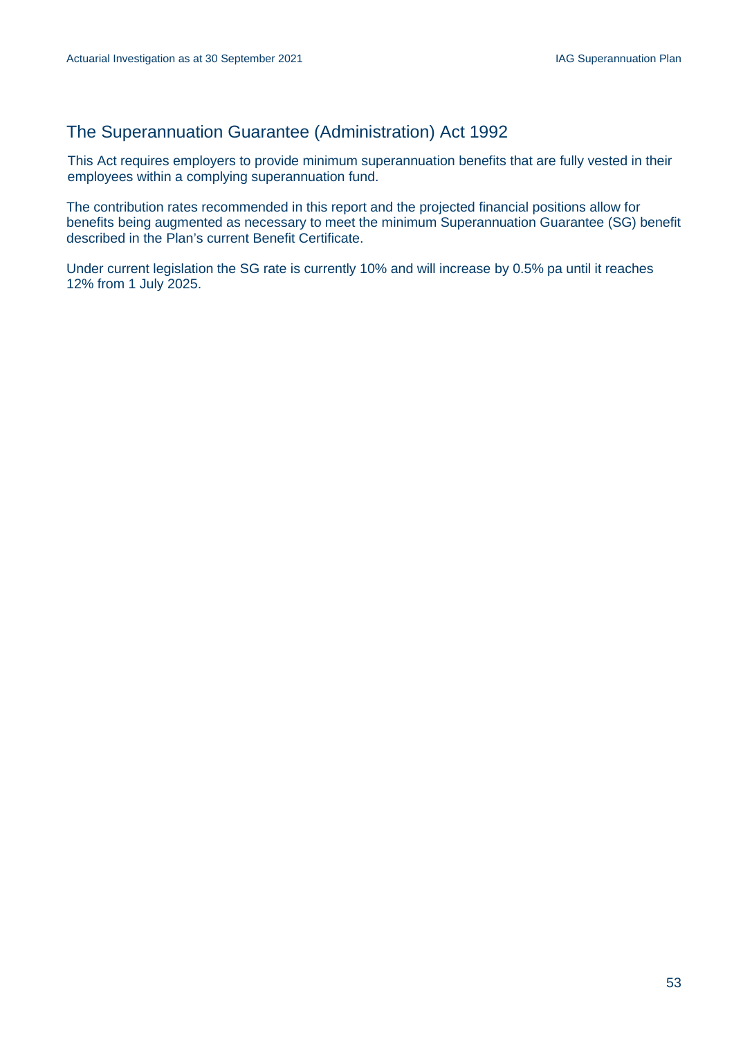## The Superannuation Guarantee (Administration) Act 1992

This Act requires employers to provide minimum superannuation benefits that are fully vested in their employees within a complying superannuation fund.

The contribution rates recommended in this report and the projected financial positions allow for benefits being augmented as necessary to meet the minimum Superannuation Guarantee (SG) benefit described in the Plan's current Benefit Certificate.

Under current legislation the SG rate is currently 10% and will increase by 0.5% pa until it reaches 12% from 1 July 2025.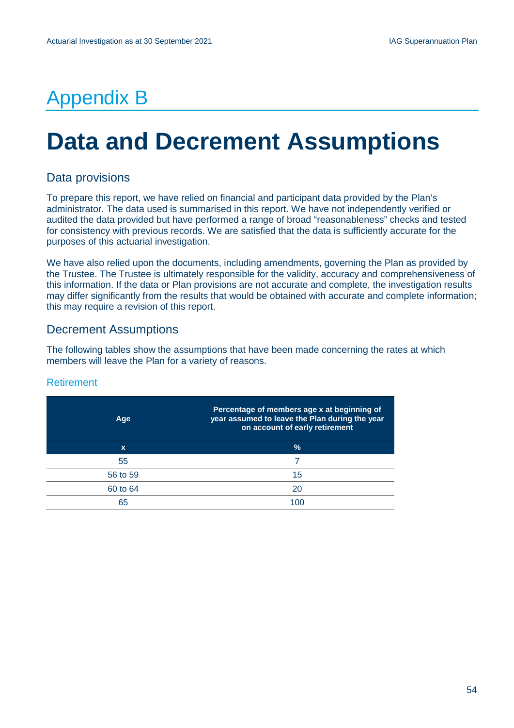# Appendix B

# Data and Decrement Assumptions

## Data provisions

To prepare this report, we have relied on financial and participant data provided by the Plan's administrator. The data used is summarised in this report. We have not independently verified or audited the data provided but have performed a range of broad "reasonableness" checks and tested for consistency with previous records. We are satisfied that the data is sufficiently accurate for the purposes of this actuarial investigation.

We have also relied upon the documents, including amendments, governing the Plan as provided by the Trustee. The Trustee is ultimately responsible for the validity, accuracy and comprehensiveness of this information. If the data or Plan provisions are not accurate and complete, the investigation results may differ significantly from the results that would be obtained with accurate and complete information; this may require a revision of this report.

## Decrement Assumptions

The following tables show the assumptions that have been made concerning the rates at which members will leave the Plan for a variety of reasons.

### Retirement

| Age | Percentage of members age x at beginning of year assumed to leave the Plan during the year on account of early retirement |
|---|---|
| x | % |
| 55 | 7 |
| 56 to 59 | 15 |
| 60 to 64 | 20 |
| 65 | 100 |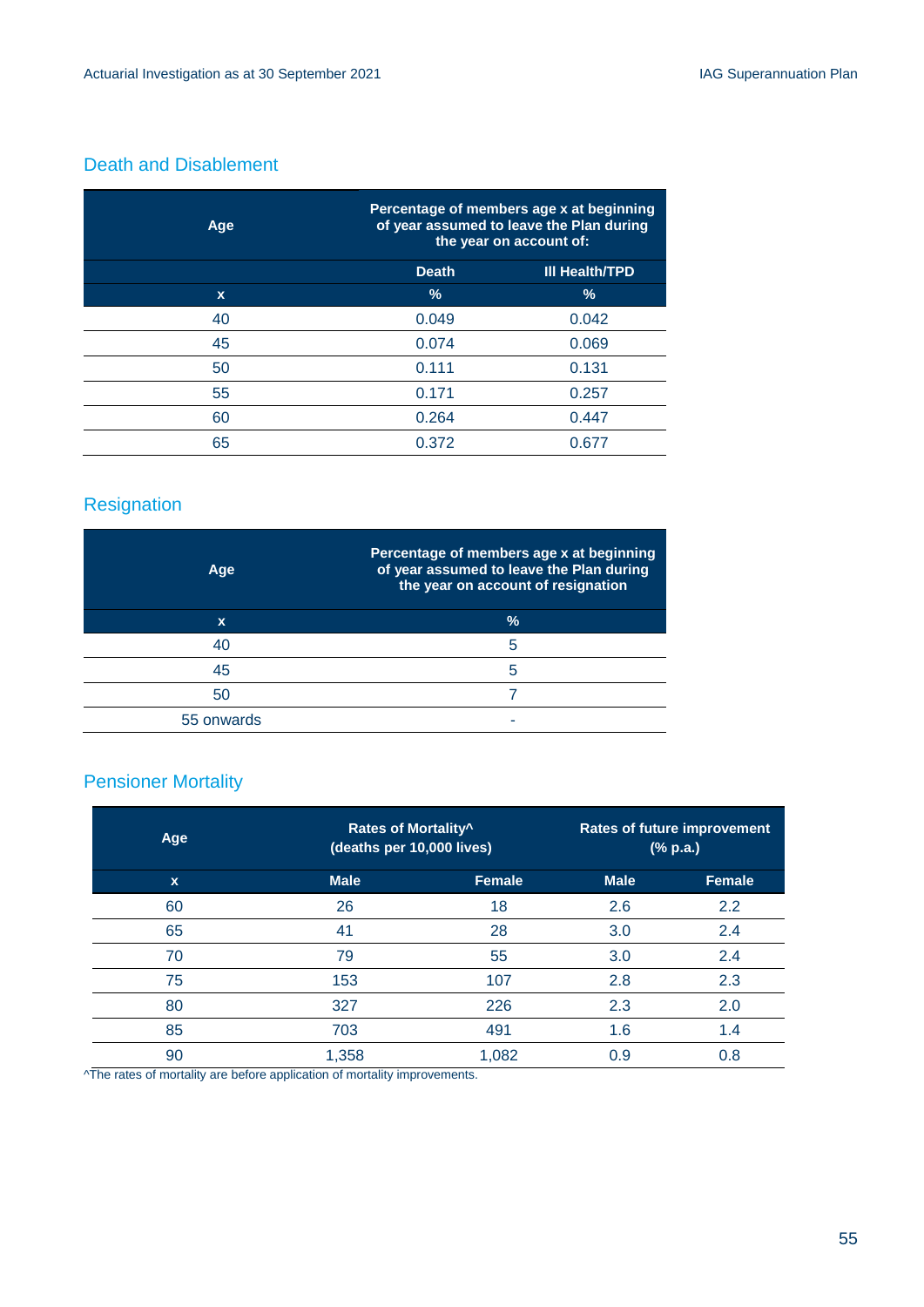## Death and Disablement

| Age | Percentage of members age x at beginning of year assumed to leave the Plan during the year on account of: | |
|---|---|---|
| | Death | Ill Health/TPD |
| x | % | % |
| 40 | 0.049 | 0.042 |
| 45 | 0.074 | 0.069 |
| 50 | 0.111 | 0.131 |
| 55 | 0.171 | 0.257 |
| 60 | 0.264 | 0.447 |
| 65 | 0.372 | 0.677 |

## Resignation

| Age | Percentage of members age x at beginning of year assumed to leave the Plan during the year on account of resignation |
|---|---|
| x | % |
| 40 | 5 |
| 45 | 5 |
| 50 | 7 |
| 55 onwards | - |

## Pensioner Mortality

| Age | Rates of Mortality^ (deaths per 10,000 lives) | | Rates of future improvement (% p.a.) | |
|---|---|---|---|---|
| x | Male | Female | Male | Female |
| 60 | 26 | 18 | 2.6 | 2.2 |
| 65 | 41 | 28 | 3.0 | 2.4 |
| 70 | 79 | 55 | 3.0 | 2.4 |
| 75 | 153 | 107 | 2.8 | 2.3 |
| 80 | 327 | 226 | 2.3 | 2.0 |
| 85 | 703 | 491 | 1.6 | 1.4 |
| 90 | 1,358 | 1,082 | 0.9 | 0.8 |

^The rates of mortality are before application of mortality improvements.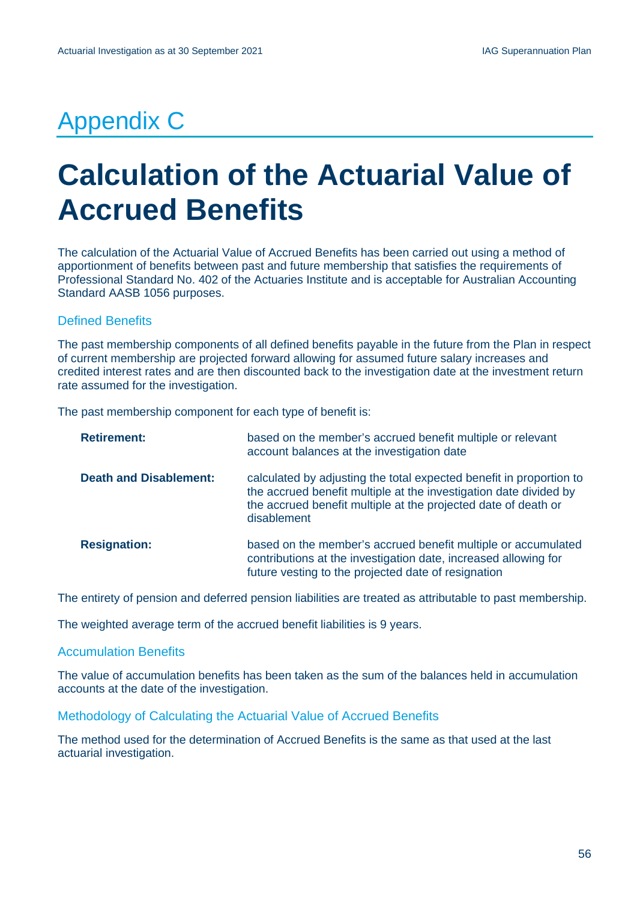# Appendix C

# Calculation of the Actuarial Value of Accrued Benefits

The calculation of the Actuarial Value of Accrued Benefits has been carried out using a method of apportionment of benefits between past and future membership that satisfies the requirements of Professional Standard No. 402 of the Actuaries Institute and is acceptable for Australian Accounting Standard AASB 1056 purposes.

## Defined Benefits

The past membership components of all defined benefits payable in the future from the Plan in respect of current membership are projected forward allowing for assumed future salary increases and credited interest rates and are then discounted back to the investigation date at the investment return rate assumed for the investigation.

The past membership component for each type of benefit is:

| | |
|---|---|
| **Retirement:** | based on the member's accrued benefit multiple or relevant account balances at the investigation date |
| **Death and Disablement:** | calculated by adjusting the total expected benefit in proportion to the accrued benefit multiple at the investigation date divided by the accrued benefit multiple at the projected date of death or disablement |
| **Resignation:** | based on the member's accrued benefit multiple or accumulated contributions at the investigation date, increased allowing for future vesting to the projected date of resignation |

The entirety of pension and deferred pension liabilities are treated as attributable to past membership.

The weighted average term of the accrued benefit liabilities is 9 years.

## Accumulation Benefits

The value of accumulation benefits has been taken as the sum of the balances held in accumulation accounts at the date of the investigation.

## Methodology of Calculating the Actuarial Value of Accrued Benefits

The method used for the determination of Accrued Benefits is the same as that used at the last actuarial investigation.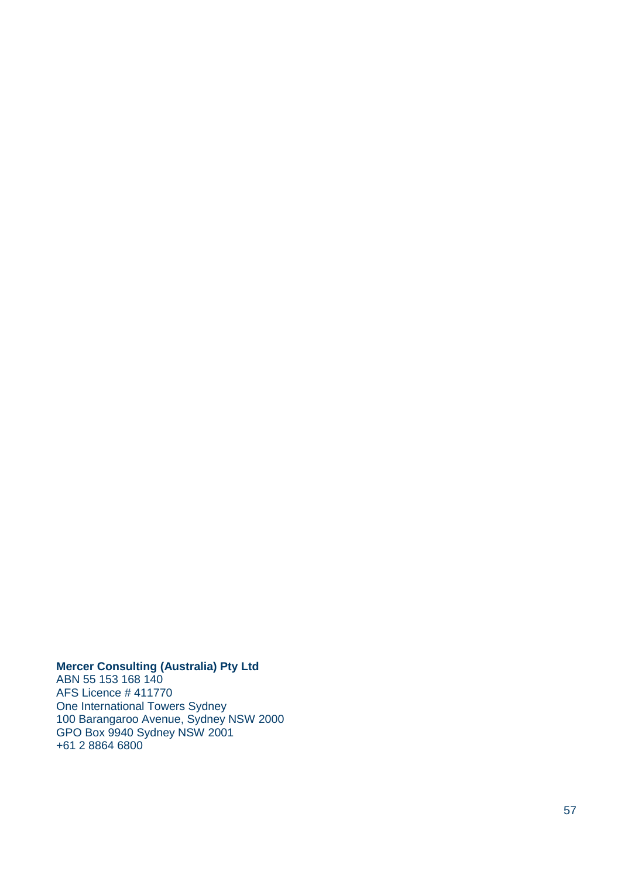**Mercer Consulting (Australia) Pty Ltd**
ABN 55 153 168 140
AFS Licence # 411770
One International Towers Sydney
100 Barangaroo Avenue, Sydney NSW 2000
GPO Box 9940 Sydney NSW 2001
+61 2 8864 6800